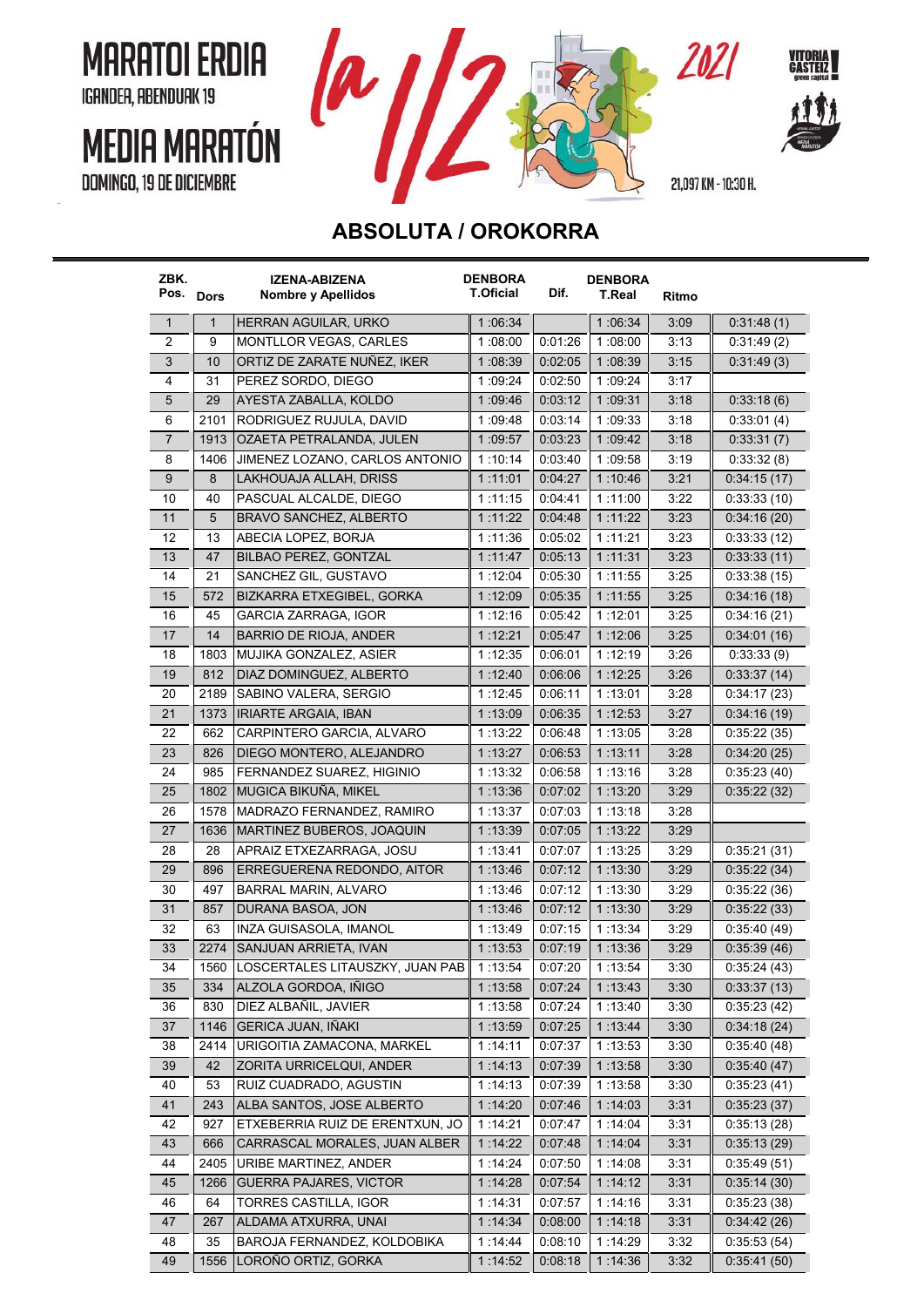# MARATOI ERDIA

IGANDEA, ABENDUAK 19

# MEDIA MARATÓN

DOMINGO, 19 DE DICIEMBRE

la 1/2 2021

VITORIA GASTEIZ green capital

21,097 KM - 10:30 H.

## ABSOLUTA / OROKORRA

| ZBK. Pos. | Dors | IZENA-ABIZENA Nombre y Apellidos | DENBORA T.Oficial | Dif. | DENBORA T.Real | Ritmo | |
|---|---|---|---|---|---|---|---|
| 1 | 1 | HERRAN AGUILAR, URKO | 1 :06:34 | | 1 :06:34 | 3:09 | 0:31:48 (1) |
| 2 | 9 | MONTLLOR VEGAS, CARLES | 1 :08:00 | 0:01:26 | 1 :08:00 | 3:13 | 0:31:49 (2) |
| 3 | 10 | ORTIZ DE ZARATE NUÑEZ, IKER | 1 :08:39 | 0:02:05 | 1 :08:39 | 3:15 | 0:31:49 (3) |
| 4 | 31 | PEREZ SORDO, DIEGO | 1 :09:24 | 0:02:50 | 1 :09:24 | 3:17 | |
| 5 | 29 | AYESTA ZABALLA, KOLDO | 1 :09:46 | 0:03:12 | 1 :09:31 | 3:18 | 0:33:18 (6) |
| 6 | 2101 | RODRIGUEZ RUJULA, DAVID | 1 :09:48 | 0:03:14 | 1 :09:33 | 3:18 | 0:33:01 (4) |
| 7 | 1913 | OZAETA PETRALANDA, JULEN | 1 :09:57 | 0:03:23 | 1 :09:42 | 3:18 | 0:33:31 (7) |
| 8 | 1406 | JIMENEZ LOZANO, CARLOS ANTONIO | 1 :10:14 | 0:03:40 | 1 :09:58 | 3:19 | 0:33:32 (8) |
| 9 | 8 | LAKHOUAJA ALLAH, DRISS | 1 :11:01 | 0:04:27 | 1 :10:46 | 3:21 | 0:34:15 (17) |
| 10 | 40 | PASCUAL ALCALDE, DIEGO | 1 :11:15 | 0:04:41 | 1 :11:00 | 3:22 | 0:33:33 (10) |
| 11 | 5 | BRAVO SANCHEZ, ALBERTO | 1 :11:22 | 0:04:48 | 1 :11:22 | 3:23 | 0:34:16 (20) |
| 12 | 13 | ABECIA LOPEZ, BORJA | 1 :11:36 | 0:05:02 | 1 :11:21 | 3:23 | 0:33:33 (12) |
| 13 | 47 | BILBAO PEREZ, GONTZAL | 1 :11:47 | 0:05:13 | 1 :11:31 | 3:23 | 0:33:33 (11) |
| 14 | 21 | SANCHEZ GIL, GUSTAVO | 1 :12:04 | 0:05:30 | 1 :11:55 | 3:25 | 0:33:38 (15) |
| 15 | 572 | BIZKARRA ETXEGIBEL, GORKA | 1 :12:09 | 0:05:35 | 1 :11:55 | 3:25 | 0:34:16 (18) |
| 16 | 45 | GARCIA ZARRAGA, IGOR | 1 :12:16 | 0:05:42 | 1 :12:01 | 3:25 | 0:34:16 (21) |
| 17 | 14 | BARRIO DE RIOJA, ANDER | 1 :12:21 | 0:05:47 | 1 :12:06 | 3:25 | 0:34:01 (16) |
| 18 | 1803 | MUJIKA GONZALEZ, ASIER | 1 :12:35 | 0:06:01 | 1 :12:19 | 3:26 | 0:33:33 (9) |
| 19 | 812 | DIAZ DOMINGUEZ, ALBERTO | 1 :12:40 | 0:06:06 | 1 :12:25 | 3:26 | 0:33:37 (14) |
| 20 | 2189 | SABINO VALERA, SERGIO | 1 :12:45 | 0:06:11 | 1 :13:01 | 3:28 | 0:34:17 (23) |
| 21 | 1373 | IRIARTE ARGAIA, IBAN | 1 :13:09 | 0:06:35 | 1 :12:53 | 3:27 | 0:34:16 (19) |
| 22 | 662 | CARPINTERO GARCIA, ALVARO | 1 :13:22 | 0:06:48 | 1 :13:05 | 3:28 | 0:35:22 (35) |
| 23 | 826 | DIEGO MONTERO, ALEJANDRO | 1 :13:27 | 0:06:53 | 1 :13:11 | 3:28 | 0:34:20 (25) |
| 24 | 985 | FERNANDEZ SUAREZ, HIGINIO | 1 :13:32 | 0:06:58 | 1 :13:16 | 3:28 | 0:35:23 (40) |
| 25 | 1802 | MUGICA BIKUÑA, MIKEL | 1 :13:36 | 0:07:02 | 1 :13:20 | 3:29 | 0:35:22 (32) |
| 26 | 1578 | MADRAZO FERNANDEZ, RAMIRO | 1 :13:37 | 0:07:03 | 1 :13:18 | 3:28 | |
| 27 | 1636 | MARTINEZ BUBEROS, JOAQUIN | 1 :13:39 | 0:07:05 | 1 :13:22 | 3:29 | |
| 28 | 28 | APRAIZ ETXEZARRAGA, JOSU | 1 :13:41 | 0:07:07 | 1 :13:25 | 3:29 | 0:35:21 (31) |
| 29 | 896 | ERREGUERENA REDONDO, AITOR | 1 :13:46 | 0:07:12 | 1 :13:30 | 3:29 | 0:35:22 (34) |
| 30 | 497 | BARRAL MARIN, ALVARO | 1 :13:46 | 0:07:12 | 1 :13:30 | 3:29 | 0:35:22 (36) |
| 31 | 857 | DURANA BASOA, JON | 1 :13:46 | 0:07:12 | 1 :13:30 | 3:29 | 0:35:22 (33) |
| 32 | 63 | INZA GUISASOLA, IMANOL | 1 :13:49 | 0:07:15 | 1 :13:34 | 3:29 | 0:35:40 (49) |
| 33 | 2274 | SANJUAN ARRIETA, IVAN | 1 :13:53 | 0:07:19 | 1 :13:36 | 3:29 | 0:35:39 (46) |
| 34 | 1560 | LOSCERTALES LITAUSZKY, JUAN PAB | 1 :13:54 | 0:07:20 | 1 :13:54 | 3:30 | 0:35:24 (43) |
| 35 | 334 | ALZOLA GORDOA, IÑIGO | 1 :13:58 | 0:07:24 | 1 :13:43 | 3:30 | 0:33:37 (13) |
| 36 | 830 | DIEZ ALBAÑIL, JAVIER | 1 :13:58 | 0:07:24 | 1 :13:40 | 3:30 | 0:35:23 (42) |
| 37 | 1146 | GERICA JUAN, IÑAKI | 1 :13:59 | 0:07:25 | 1 :13:44 | 3:30 | 0:34:18 (24) |
| 38 | 2414 | URIGOITIA ZAMACONA, MARKEL | 1 :14:11 | 0:07:37 | 1 :13:53 | 3:30 | 0:35:40 (48) |
| 39 | 42 | ZORITA URRICELQUI, ANDER | 1 :14:13 | 0:07:39 | 1 :13:58 | 3:30 | 0:35:40 (47) |
| 40 | 53 | RUIZ CUADRADO, AGUSTIN | 1 :14:13 | 0:07:39 | 1 :13:58 | 3:30 | 0:35:23 (41) |
| 41 | 243 | ALBA SANTOS, JOSE ALBERTO | 1 :14:20 | 0:07:46 | 1 :14:03 | 3:31 | 0:35:23 (37) |
| 42 | 927 | ETXEBERRIA RUIZ DE ERENTXUN, JO | 1 :14:21 | 0:07:47 | 1 :14:04 | 3:31 | 0:35:13 (28) |
| 43 | 666 | CARRASCAL MORALES, JUAN ALBER | 1 :14:22 | 0:07:48 | 1 :14:04 | 3:31 | 0:35:13 (29) |
| 44 | 2405 | URIBE MARTINEZ, ANDER | 1 :14:24 | 0:07:50 | 1 :14:08 | 3:31 | 0:35:49 (51) |
| 45 | 1266 | GUERRA PAJARES, VICTOR | 1 :14:28 | 0:07:54 | 1 :14:12 | 3:31 | 0:35:14 (30) |
| 46 | 64 | TORRES CASTILLA, IGOR | 1 :14:31 | 0:07:57 | 1 :14:16 | 3:31 | 0:35:23 (38) |
| 47 | 267 | ALDAMA ATXURRA, UNAI | 1 :14:34 | 0:08:00 | 1 :14:18 | 3:31 | 0:34:42 (26) |
| 48 | 35 | BAROJA FERNANDEZ, KOLDOBIKA | 1 :14:44 | 0:08:10 | 1 :14:29 | 3:32 | 0:35:53 (54) |
| 49 | 1556 | LOROÑO ORTIZ, GORKA | 1 :14:52 | 0:08:18 | 1 :14:36 | 3:32 | 0:35:41 (50) |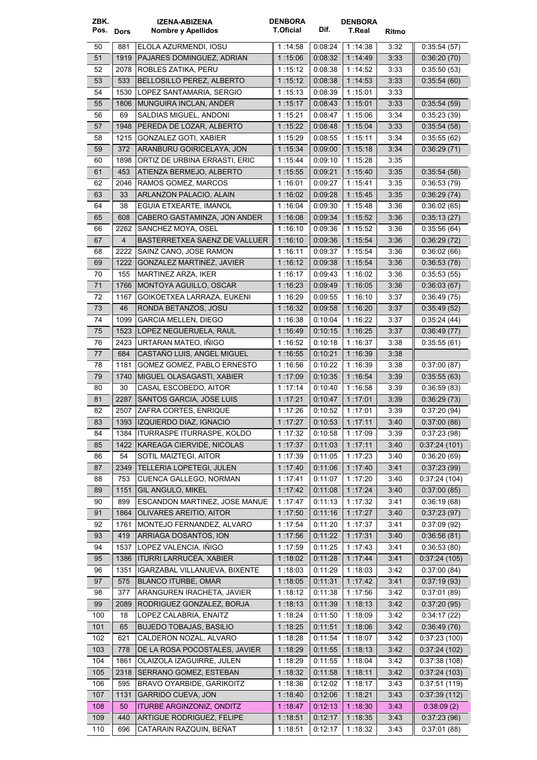| ZBK. Pos. | Dors | IZENA-ABIZENA Nombre y Apellidos | DENBORA T.Oficial | Dif. | DENBORA T.Real | Ritmo | |
|---|---|---|---|---|---|---|---|
| 50 | 881 | ELOLA AZURMENDI, IOSU | 1 :14:58 | 0:08:24 | 1 :14:38 | 3:32 | 0:35:54 (57) |
| 51 | 1919 | PAJARES DOMINGUEZ, ADRIAN | 1 :15:06 | 0:08:32 | 1 :14:49 | 3:33 | 0:36:20 (70) |
| 52 | 2078 | ROBLES ZATIKA, PERU | 1 :15:12 | 0:08:38 | 1 :14:52 | 3:33 | 0:35:50 (53) |
| 53 | 533 | BELLOSILLO PEREZ, ALBERTO | 1 :15:12 | 0:08:38 | 1 :14:53 | 3:33 | 0:35:54 (60) |
| 54 | 1530 | LOPEZ SANTAMARIA, SERGIO | 1 :15:13 | 0:08:39 | 1 :15:01 | 3:33 | |
| 55 | 1806 | MUNGUIRA INCLAN, ANDER | 1 :15:17 | 0:08:43 | 1 :15:01 | 3:33 | 0:35:54 (59) |
| 56 | 69 | SALDIAS MIGUEL, ANDONI | 1 :15:21 | 0:08:47 | 1 :15:06 | 3:34 | 0:35:23 (39) |
| 57 | 1948 | PEREDA DE LOZAR, ALBERTO | 1 :15:22 | 0:08:48 | 1 :15:04 | 3:33 | 0:35:54 (58) |
| 58 | 1215 | GONZALEZ GOTI, XABIER | 1 :15:29 | 0:08:55 | 1 :15:11 | 3:34 | 0:35:55 (62) |
| 59 | 372 | ARANBURU GOIRICELAYA, JON | 1 :15:34 | 0:09:00 | 1 :15:18 | 3:34 | 0:36:29 (71) |
| 60 | 1898 | ORTIZ DE URBINA ERRASTI, ERIC | 1 :15:44 | 0:09:10 | 1 :15:28 | 3:35 | |
| 61 | 453 | ATIENZA BERMEJO, ALBERTO | 1 :15:55 | 0:09:21 | 1 :15:40 | 3:35 | 0:35:54 (56) |
| 62 | 2046 | RAMOS GOMEZ, MARCOS | 1 :16:01 | 0:09:27 | 1 :15:41 | 3:35 | 0:36:53 (79) |
| 63 | 33 | ARLANZON PALACIO, ALAIN | 1 :16:02 | 0:09:28 | 1 :15:45 | 3:35 | 0:36:29 (74) |
| 64 | 38 | EGUIA ETXEARTE, IMANOL | 1 :16:04 | 0:09:30 | 1 :15:48 | 3:36 | 0:36:02 (65) |
| 65 | 608 | CABERO GASTAMINZA, JON ANDER | 1 :16:08 | 0:09:34 | 1 :15:52 | 3:36 | 0:35:13 (27) |
| 66 | 2262 | SANCHEZ MOYA, OSEL | 1 :16:10 | 0:09:36 | 1 :15:52 | 3:36 | 0:35:56 (64) |
| 67 | 4 | BASTERRETXEA SAENZ DE VALLUER | 1 :16:10 | 0:09:36 | 1 :15:54 | 3:36 | 0:36:29 (72) |
| 68 | 2222 | SAINZ CANO, JOSE RAMON | 1 :16:11 | 0:09:37 | 1 :15:54 | 3:36 | 0:36:02 (66) |
| 69 | 1222 | GONZALEZ MARTINEZ, JAVIER | 1 :16:12 | 0:09:38 | 1 :15:54 | 3:36 | 0:36:53 (78) |
| 70 | 155 | MARTINEZ ARZA, IKER | 1 :16:17 | 0:09:43 | 1 :16:02 | 3:36 | 0:35:53 (55) |
| 71 | 1766 | MONTOYA AGUILLO, OSCAR | 1 :16:23 | 0:09:49 | 1 :16:05 | 3:36 | 0:36:03 (67) |
| 72 | 1167 | GOIKOETXEA LARRAZA, EUKENI | 1 :16:29 | 0:09:55 | 1 :16:10 | 3:37 | 0:36:49 (75) |
| 73 | 46 | RONDA BETANZOS, JOSU | 1 :16:32 | 0:09:58 | 1 :16:20 | 3:37 | 0:35:49 (52) |
| 74 | 1099 | GARCIA MELLEN, DIEGO | 1 :16:38 | 0:10:04 | 1 :16:22 | 3:37 | 0:35:24 (44) |
| 75 | 1523 | LOPEZ NEGUERUELA, RAUL | 1 :16:49 | 0:10:15 | 1 :16:25 | 3:37 | 0:36:49 (77) |
| 76 | 2423 | URTARAN MATEO, IÑIGO | 1 :16:52 | 0:10:18 | 1 :16:37 | 3:38 | 0:35:55 (61) |
| 77 | 684 | CASTAÑO LUIS, ANGEL MIGUEL | 1 :16:55 | 0:10:21 | 1 :16:39 | 3:38 | |
| 78 | 1181 | GOMEZ GOMEZ, PABLO ERNESTO | 1 :16:56 | 0:10:22 | 1 :16:39 | 3:38 | 0:37:00 (87) |
| 79 | 1740 | MIGUEL OLASAGASTI, XABIER | 1 :17:09 | 0:10:35 | 1 :16:54 | 3:39 | 0:35:55 (63) |
| 80 | 30 | CASAL ESCOBEDO, AITOR | 1 :17:14 | 0:10:40 | 1 :16:58 | 3:39 | 0:36:59 (83) |
| 81 | 2287 | SANTOS GARCIA, JOSE LUIS | 1 :17:21 | 0:10:47 | 1 :17:01 | 3:39 | 0:36:29 (73) |
| 82 | 2507 | ZAFRA CORTES, ENRIQUE | 1 :17:26 | 0:10:52 | 1 :17:01 | 3:39 | 0:37:20 (94) |
| 83 | 1393 | IZQUIERDO DIAZ, IGNACIO | 1 :17:27 | 0:10:53 | 1 :17:11 | 3:40 | 0:37:00 (86) |
| 84 | 1384 | ITURRASPE ITURRASPE, KOLDO | 1 :17:32 | 0:10:58 | 1 :17:09 | 3:39 | 0:37:23 (98) |
| 85 | 1422 | KAREAGA CIERVIDE, NICOLAS | 1 :17:37 | 0:11:03 | 1 :17:11 | 3:40 | 0:37:24 (101) |
| 86 | 54 | SOTIL MAIZTEGI, AITOR | 1 :17:39 | 0:11:05 | 1 :17:23 | 3:40 | 0:36:20 (69) |
| 87 | 2349 | TELLERIA LOPETEGI, JULEN | 1 :17:40 | 0:11:06 | 1 :17:40 | 3:41 | 0:37:23 (99) |
| 88 | 753 | CUENCA GALLEGO, NORMAN | 1 :17:41 | 0:11:07 | 1 :17:20 | 3:40 | 0:37:24 (104) |
| 89 | 1151 | GIL ANGULO, MIKEL | 1 :17:42 | 0:11:08 | 1 :17:24 | 3:40 | 0:37:00 (85) |
| 90 | 899 | ESCANDON MARTINEZ, JOSE MANUE | 1 :17:47 | 0:11:13 | 1 :17:32 | 3:41 | 0:36:19 (68) |
| 91 | 1864 | OLIVARES AREITIO, AITOR | 1 :17:50 | 0:11:16 | 1 :17:27 | 3:40 | 0:37:23 (97) |
| 92 | 1761 | MONTEJO FERNANDEZ, ALVARO | 1 :17:54 | 0:11:20 | 1 :17:37 | 3:41 | 0:37:09 (92) |
| 93 | 419 | ARRIAGA DOSANTOS, ION | 1 :17:56 | 0:11:22 | 1 :17:31 | 3:40 | 0:36:56 (81) |
| 94 | 1537 | LOPEZ VALENCIA, IÑIGO | 1 :17:59 | 0:11:25 | 1 :17:43 | 3:41 | 0:36:53 (80) |
| 95 | 1386 | ITURRI LARRUCEA, XABIER | 1 :18:02 | 0:11:28 | 1 :17:44 | 3:41 | 0:37:24 (105) |
| 96 | 1351 | IGARZABAL VILLANUEVA, BIXENTE | 1 :18:03 | 0:11:29 | 1 :18:03 | 3:42 | 0:37:00 (84) |
| 97 | 575 | BLANCO ITURBE, OMAR | 1 :18:05 | 0:11:31 | 1 :17:42 | 3:41 | 0:37:19 (93) |
| 98 | 377 | ARANGUREN IRACHETA, JAVIER | 1 :18:12 | 0:11:38 | 1 :17:56 | 3:42 | 0:37:01 (89) |
| 99 | 2089 | RODRIGUEZ GONZALEZ, BORJA | 1 :18:13 | 0:11:39 | 1 :18:13 | 3:42 | 0:37:20 (95) |
| 100 | 18 | LOPEZ CALABRIA, ENAITZ | 1 :18:24 | 0:11:50 | 1 :18:09 | 3:42 | 0:34:17 (22) |
| 101 | 65 | BUJEDO TOBAJAS, BASILIO | 1 :18:25 | 0:11:51 | 1 :18:06 | 3:42 | 0:36:49 (76) |
| 102 | 621 | CALDERON NOZAL, ALVARO | 1 :18:28 | 0:11:54 | 1 :18:07 | 3:42 | 0:37:23 (100) |
| 103 | 778 | DE LA ROSA POCOSTALES, JAVIER | 1 :18:29 | 0:11:55 | 1 :18:13 | 3:42 | 0:37:24 (102) |
| 104 | 1861 | OLAIZOLA IZAGUIRRE, JULEN | 1 :18:29 | 0:11:55 | 1 :18:04 | 3:42 | 0:37:38 (108) |
| 105 | 2318 | SERRANO GOMEZ, ESTEBAN | 1 :18:32 | 0:11:58 | 1 :18:11 | 3:42 | 0:37:24 (103) |
| 106 | 595 | BRAVO OYARBIDE, GARIKOITZ | 1 :18:36 | 0:12:02 | 1 :18:17 | 3:43 | 0:37:51 (119) |
| 107 | 1131 | GARRIDO CUEVA, JON | 1 :18:40 | 0:12:06 | 1 :18:21 | 3:43 | 0:37:39 (112) |
| 108 | 50 | ITURBE ARGINZONIZ, ONDITZ | 1 :18:47 | 0:12:13 | 1 :18:30 | 3:43 | 0:38:09 (2) |
| 109 | 440 | ARTIGUE RODRIGUEZ, FELIPE | 1 :18:51 | 0:12:17 | 1 :18:35 | 3:43 | 0:37:23 (96) |
| 110 | 696 | CATARAIN RAZQUIN, BEÑAT | 1 :18:51 | 0:12:17 | 1 :18:32 | 3:43 | 0:37:01 (88) |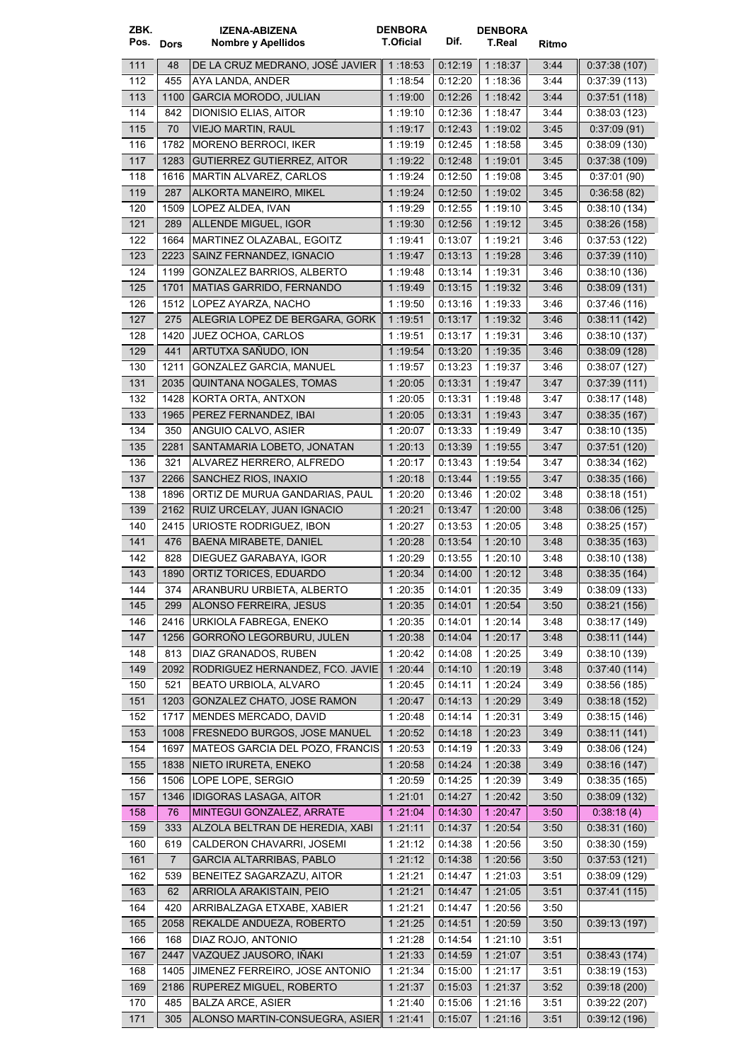| ZBK. Pos. | Dors | IZENA-ABIZENA Nombre y Apellidos | DENBORA T.Oficial | Dif. | DENBORA T.Real | Ritmo | |
|---|---|---|---|---|---|---|---|
| 111 | 48 | DE LA CRUZ MEDRANO, JOSÉ JAVIER | 1 :18:53 | 0:12:19 | 1 :18:37 | 3:44 | 0:37:38 (107) |
| 112 | 455 | AYA LANDA, ANDER | 1 :18:54 | 0:12:20 | 1 :18:36 | 3:44 | 0:37:39 (113) |
| 113 | 1100 | GARCIA MORODO, JULIAN | 1 :19:00 | 0:12:26 | 1 :18:42 | 3:44 | 0:37:51 (118) |
| 114 | 842 | DIONISIO ELIAS, AITOR | 1 :19:10 | 0:12:36 | 1 :18:47 | 3:44 | 0:38:03 (123) |
| 115 | 70 | VIEJO MARTIN, RAUL | 1 :19:17 | 0:12:43 | 1 :19:02 | 3:45 | 0:37:09 (91) |
| 116 | 1782 | MORENO BERROCI, IKER | 1 :19:19 | 0:12:45 | 1 :18:58 | 3:45 | 0:38:09 (130) |
| 117 | 1283 | GUTIERREZ GUTIERREZ, AITOR | 1 :19:22 | 0:12:48 | 1 :19:01 | 3:45 | 0:37:38 (109) |
| 118 | 1616 | MARTIN ALVAREZ, CARLOS | 1 :19:24 | 0:12:50 | 1 :19:08 | 3:45 | 0:37:01 (90) |
| 119 | 287 | ALKORTA MANEIRO, MIKEL | 1 :19:24 | 0:12:50 | 1 :19:02 | 3:45 | 0:36:58 (82) |
| 120 | 1509 | LOPEZ ALDEA, IVAN | 1 :19:29 | 0:12:55 | 1 :19:10 | 3:45 | 0:38:10 (134) |
| 121 | 289 | ALLENDE MIGUEL, IGOR | 1 :19:30 | 0:12:56 | 1 :19:12 | 3:45 | 0:38:26 (158) |
| 122 | 1664 | MARTINEZ OLAZABAL, EGOITZ | 1 :19:41 | 0:13:07 | 1 :19:21 | 3:46 | 0:37:53 (122) |
| 123 | 2223 | SAINZ FERNANDEZ, IGNACIO | 1 :19:47 | 0:13:13 | 1 :19:28 | 3:46 | 0:37:39 (110) |
| 124 | 1199 | GONZALEZ BARRIOS, ALBERTO | 1 :19:48 | 0:13:14 | 1 :19:31 | 3:46 | 0:38:10 (136) |
| 125 | 1701 | MATIAS GARRIDO, FERNANDO | 1 :19:49 | 0:13:15 | 1 :19:32 | 3:46 | 0:38:09 (131) |
| 126 | 1512 | LOPEZ AYARZA, NACHO | 1 :19:50 | 0:13:16 | 1 :19:33 | 3:46 | 0:37:46 (116) |
| 127 | 275 | ALEGRIA LOPEZ DE BERGARA, GORK | 1 :19:51 | 0:13:17 | 1 :19:32 | 3:46 | 0:38:11 (142) |
| 128 | 1420 | JUEZ OCHOA, CARLOS | 1 :19:51 | 0:13:17 | 1 :19:31 | 3:46 | 0:38:10 (137) |
| 129 | 441 | ARTUTXA SAÑUDO, ION | 1 :19:54 | 0:13:20 | 1 :19:35 | 3:46 | 0:38:09 (128) |
| 130 | 1211 | GONZALEZ GARCIA, MANUEL | 1 :19:57 | 0:13:23 | 1 :19:37 | 3:46 | 0:38:07 (127) |
| 131 | 2035 | QUINTANA NOGALES, TOMAS | 1 :20:05 | 0:13:31 | 1 :19:47 | 3:47 | 0:37:39 (111) |
| 132 | 1428 | KORTA ORTA, ANTXON | 1 :20:05 | 0:13:31 | 1 :19:48 | 3:47 | 0:38:17 (148) |
| 133 | 1965 | PEREZ FERNANDEZ, IBAI | 1 :20:05 | 0:13:31 | 1 :19:43 | 3:47 | 0:38:35 (167) |
| 134 | 350 | ANGUIO CALVO, ASIER | 1 :20:07 | 0:13:33 | 1 :19:49 | 3:47 | 0:38:10 (135) |
| 135 | 2281 | SANTAMARIA LOBETO, JONATAN | 1 :20:13 | 0:13:39 | 1 :19:55 | 3:47 | 0:37:51 (120) |
| 136 | 321 | ALVAREZ HERRERO, ALFREDO | 1 :20:17 | 0:13:43 | 1 :19:54 | 3:47 | 0:38:34 (162) |
| 137 | 2266 | SANCHEZ RIOS, INAXIO | 1 :20:18 | 0:13:44 | 1 :19:55 | 3:47 | 0:38:35 (166) |
| 138 | 1896 | ORTIZ DE MURUA GANDARIAS, PAUL | 1 :20:20 | 0:13:46 | 1 :20:02 | 3:48 | 0:38:18 (151) |
| 139 | 2162 | RUIZ URCELAY, JUAN IGNACIO | 1 :20:21 | 0:13:47 | 1 :20:00 | 3:48 | 0:38:06 (125) |
| 140 | 2415 | URIOSTE RODRIGUEZ, IBON | 1 :20:27 | 0:13:53 | 1 :20:05 | 3:48 | 0:38:25 (157) |
| 141 | 476 | BAENA MIRABETE, DANIEL | 1 :20:28 | 0:13:54 | 1 :20:10 | 3:48 | 0:38:35 (163) |
| 142 | 828 | DIEGUEZ GARABAYA, IGOR | 1 :20:29 | 0:13:55 | 1 :20:10 | 3:48 | 0:38:10 (138) |
| 143 | 1890 | ORTIZ TORICES, EDUARDO | 1 :20:34 | 0:14:00 | 1 :20:12 | 3:48 | 0:38:35 (164) |
| 144 | 374 | ARANBURU URBIETA, ALBERTO | 1 :20:35 | 0:14:01 | 1 :20:35 | 3:49 | 0:38:09 (133) |
| 145 | 299 | ALONSO FERREIRA, JESUS | 1 :20:35 | 0:14:01 | 1 :20:54 | 3:50 | 0:38:21 (156) |
| 146 | 2416 | URKIOLA FABREGA, ENEKO | 1 :20:35 | 0:14:01 | 1 :20:14 | 3:48 | 0:38:17 (149) |
| 147 | 1256 | GORROÑO LEGORBURU, JULEN | 1 :20:38 | 0:14:04 | 1 :20:17 | 3:48 | 0:38:11 (144) |
| 148 | 813 | DIAZ GRANADOS, RUBEN | 1 :20:42 | 0:14:08 | 1 :20:25 | 3:49 | 0:38:10 (139) |
| 149 | 2092 | RODRIGUEZ HERNANDEZ, FCO. JAVIE | 1 :20:44 | 0:14:10 | 1 :20:19 | 3:48 | 0:37:40 (114) |
| 150 | 521 | BEATO URBIOLA, ALVARO | 1 :20:45 | 0:14:11 | 1 :20:24 | 3:49 | 0:38:56 (185) |
| 151 | 1203 | GONZALEZ CHATO, JOSE RAMON | 1 :20:47 | 0:14:13 | 1 :20:29 | 3:49 | 0:38:18 (152) |
| 152 | 1717 | MENDES MERCADO, DAVID | 1 :20:48 | 0:14:14 | 1 :20:31 | 3:49 | 0:38:15 (146) |
| 153 | 1008 | FRESNEDO BURGOS, JOSE MANUEL | 1 :20:52 | 0:14:18 | 1 :20:23 | 3:49 | 0:38:11 (141) |
| 154 | 1697 | MATEOS GARCIA DEL POZO, FRANCIS | 1 :20:53 | 0:14:19 | 1 :20:33 | 3:49 | 0:38:06 (124) |
| 155 | 1838 | NIETO IRURETA, ENEKO | 1 :20:58 | 0:14:24 | 1 :20:38 | 3:49 | 0:38:16 (147) |
| 156 | 1506 | LOPE LOPE, SERGIO | 1 :20:59 | 0:14:25 | 1 :20:39 | 3:49 | 0:38:35 (165) |
| 157 | 1346 | IDIGORAS LASAGA, AITOR | 1 :21:01 | 0:14:27 | 1 :20:42 | 3:50 | 0:38:09 (132) |
| 158 | 76 | MINTEGUI GONZALEZ, ARRATE | 1 :21:04 | 0:14:30 | 1 :20:47 | 3:50 | 0:38:18 (4) |
| 159 | 333 | ALZOLA BELTRAN DE HEREDIA, XABI | 1 :21:11 | 0:14:37 | 1 :20:54 | 3:50 | 0:38:31 (160) |
| 160 | 619 | CALDERON CHAVARRI, JOSEMI | 1 :21:12 | 0:14:38 | 1 :20:56 | 3:50 | 0:38:30 (159) |
| 161 | 7 | GARCIA ALTARRIBAS, PABLO | 1 :21:12 | 0:14:38 | 1 :20:56 | 3:50 | 0:37:53 (121) |
| 162 | 539 | BENEITEZ SAGARZAZU, AITOR | 1 :21:21 | 0:14:47 | 1 :21:03 | 3:51 | 0:38:09 (129) |
| 163 | 62 | ARRIOLA ARAKISTAIN, PEIO | 1 :21:21 | 0:14:47 | 1 :21:05 | 3:51 | 0:37:41 (115) |
| 164 | 420 | ARRIBALZAGA ETXABE, XABIER | 1 :21:21 | 0:14:47 | 1 :20:56 | 3:50 | |
| 165 | 2058 | REKALDE ANDUEZA, ROBERTO | 1 :21:25 | 0:14:51 | 1 :20:59 | 3:50 | 0:39:13 (197) |
| 166 | 168 | DIAZ ROJO, ANTONIO | 1 :21:28 | 0:14:54 | 1 :21:10 | 3:51 | |
| 167 | 2447 | VAZQUEZ JAUSORO, IÑAKI | 1 :21:33 | 0:14:59 | 1 :21:07 | 3:51 | 0:38:43 (174) |
| 168 | 1405 | JIMENEZ FERREIRO, JOSE ANTONIO | 1 :21:34 | 0:15:00 | 1 :21:17 | 3:51 | 0:38:19 (153) |
| 169 | 2186 | RUPEREZ MIGUEL, ROBERTO | 1 :21:37 | 0:15:03 | 1 :21:37 | 3:52 | 0:39:18 (200) |
| 170 | 485 | BALZA ARCE, ASIER | 1 :21:40 | 0:15:06 | 1 :21:16 | 3:51 | 0:39:22 (207) |
| 171 | 305 | ALONSO MARTIN-CONSUEGRA, ASIER | 1 :21:41 | 0:15:07 | 1 :21:16 | 3:51 | 0:39:12 (196) |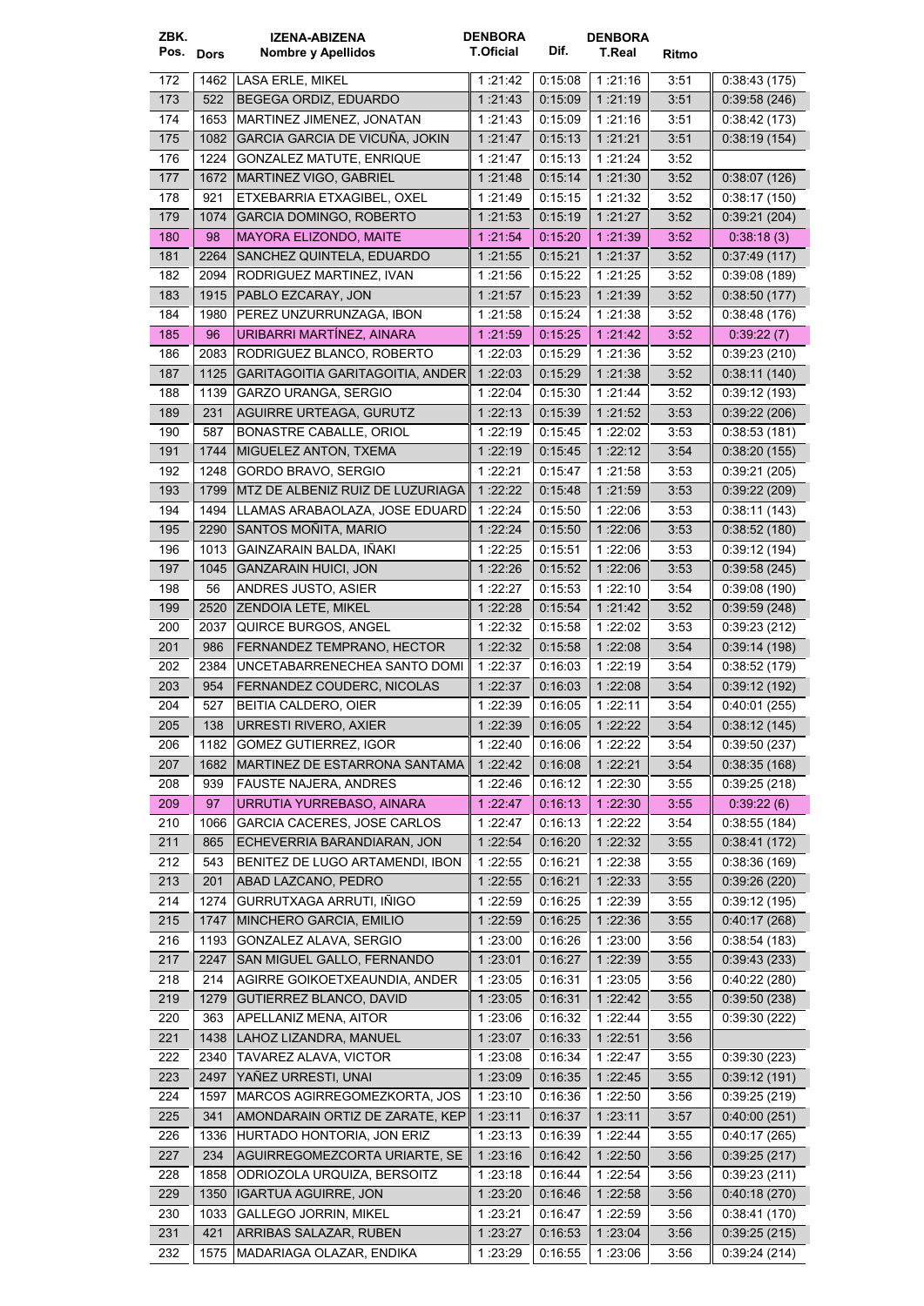| ZBK. Pos. | Dors | IZENA-ABIZENA Nombre y Apellidos | DENBORA T.Oficial | Dif. | DENBORA T.Real | Ritmo | |
|---|---|---|---|---|---|---|---|
| 172 | 1462 | LASA ERLE, MIKEL | 1 :21:42 | 0:15:08 | 1 :21:16 | 3:51 | 0:38:43 (175) |
| 173 | 522 | BEGEGA ORDIZ, EDUARDO | 1 :21:43 | 0:15:09 | 1 :21:19 | 3:51 | 0:39:58 (246) |
| 174 | 1653 | MARTINEZ JIMENEZ, JONATAN | 1 :21:43 | 0:15:09 | 1 :21:16 | 3:51 | 0:38:42 (173) |
| 175 | 1082 | GARCIA GARCIA DE VICUÑA, JOKIN | 1 :21:47 | 0:15:13 | 1 :21:21 | 3:51 | 0:38:19 (154) |
| 176 | 1224 | GONZALEZ MATUTE, ENRIQUE | 1 :21:47 | 0:15:13 | 1 :21:24 | 3:52 | |
| 177 | 1672 | MARTINEZ VIGO, GABRIEL | 1 :21:48 | 0:15:14 | 1 :21:30 | 3:52 | 0:38:07 (126) |
| 178 | 921 | ETXEBARRIA ETXAGIBEL, OXEL | 1 :21:49 | 0:15:15 | 1 :21:32 | 3:52 | 0:38:17 (150) |
| 179 | 1074 | GARCIA DOMINGO, ROBERTO | 1 :21:53 | 0:15:19 | 1 :21:27 | 3:52 | 0:39:21 (204) |
| 180 | 98 | MAYORA ELIZONDO, MAITE | 1 :21:54 | 0:15:20 | 1 :21:39 | 3:52 | 0:38:18 (3) |
| 181 | 2264 | SANCHEZ QUINTELA, EDUARDO | 1 :21:55 | 0:15:21 | 1 :21:37 | 3:52 | 0:37:49 (117) |
| 182 | 2094 | RODRIGUEZ MARTINEZ, IVAN | 1 :21:56 | 0:15:22 | 1 :21:25 | 3:52 | 0:39:08 (189) |
| 183 | 1915 | PABLO EZCARAY, JON | 1 :21:57 | 0:15:23 | 1 :21:39 | 3:52 | 0:38:50 (177) |
| 184 | 1980 | PEREZ UNZURRUNZAGA, IBON | 1 :21:58 | 0:15:24 | 1 :21:38 | 3:52 | 0:38:48 (176) |
| 185 | 96 | URIBARRI MARTÍNEZ, AINARA | 1 :21:59 | 0:15:25 | 1 :21:42 | 3:52 | 0:39:22 (7) |
| 186 | 2083 | RODRIGUEZ BLANCO, ROBERTO | 1 :22:03 | 0:15:29 | 1 :21:36 | 3:52 | 0:39:23 (210) |
| 187 | 1125 | GARITAGOITIA GARITAGOITIA, ANDER | 1 :22:03 | 0:15:29 | 1 :21:38 | 3:52 | 0:38:11 (140) |
| 188 | 1139 | GARZO URANGA, SERGIO | 1 :22:04 | 0:15:30 | 1 :21:44 | 3:52 | 0:39:12 (193) |
| 189 | 231 | AGUIRRE URTEAGA, GURUTZ | 1 :22:13 | 0:15:39 | 1 :21:52 | 3:53 | 0:39:22 (206) |
| 190 | 587 | BONASTRE CABALLE, ORIOL | 1 :22:19 | 0:15:45 | 1 :22:02 | 3:53 | 0:38:53 (181) |
| 191 | 1744 | MIGUELEZ ANTON, TXEMA | 1 :22:19 | 0:15:45 | 1 :22:12 | 3:54 | 0:38:20 (155) |
| 192 | 1248 | GORDO BRAVO, SERGIO | 1 :22:21 | 0:15:47 | 1 :21:58 | 3:53 | 0:39:21 (205) |
| 193 | 1799 | MTZ DE ALBENIZ RUIZ DE LUZURIAGA | 1 :22:22 | 0:15:48 | 1 :21:59 | 3:53 | 0:39:22 (209) |
| 194 | 1494 | LLAMAS ARABAOLAZA, JOSE EDUARD | 1 :22:24 | 0:15:50 | 1 :22:06 | 3:53 | 0:38:11 (143) |
| 195 | 2290 | SANTOS MOÑITA, MARIO | 1 :22:24 | 0:15:50 | 1 :22:06 | 3:53 | 0:38:52 (180) |
| 196 | 1013 | GAINZARAIN BALDA, IÑAKI | 1 :22:25 | 0:15:51 | 1 :22:06 | 3:53 | 0:39:12 (194) |
| 197 | 1045 | GANZARAIN HUICI, JON | 1 :22:26 | 0:15:52 | 1 :22:06 | 3:53 | 0:39:58 (245) |
| 198 | 56 | ANDRES JUSTO, ASIER | 1 :22:27 | 0:15:53 | 1 :22:10 | 3:54 | 0:39:08 (190) |
| 199 | 2520 | ZENDOIA LETE, MIKEL | 1 :22:28 | 0:15:54 | 1 :21:42 | 3:52 | 0:39:59 (248) |
| 200 | 2037 | QUIRCE BURGOS, ANGEL | 1 :22:32 | 0:15:58 | 1 :22:02 | 3:53 | 0:39:23 (212) |
| 201 | 986 | FERNANDEZ TEMPRANO, HECTOR | 1 :22:32 | 0:15:58 | 1 :22:08 | 3:54 | 0:39:14 (198) |
| 202 | 2384 | UNCETABARRENECHEA SANTO DOMI | 1 :22:37 | 0:16:03 | 1 :22:19 | 3:54 | 0:38:52 (179) |
| 203 | 954 | FERNANDEZ COUDERC, NICOLAS | 1 :22:37 | 0:16:03 | 1 :22:08 | 3:54 | 0:39:12 (192) |
| 204 | 527 | BEITIA CALDERO, OIER | 1 :22:39 | 0:16:05 | 1 :22:11 | 3:54 | 0:40:01 (255) |
| 205 | 138 | URRESTI RIVERO, AXIER | 1 :22:39 | 0:16:05 | 1 :22:22 | 3:54 | 0:38:12 (145) |
| 206 | 1182 | GOMEZ GUTIERREZ, IGOR | 1 :22:40 | 0:16:06 | 1 :22:22 | 3:54 | 0:39:50 (237) |
| 207 | 1682 | MARTINEZ DE ESTARRONA SANTAMA | 1 :22:42 | 0:16:08 | 1 :22:21 | 3:54 | 0:38:35 (168) |
| 208 | 939 | FAUSTE NAJERA, ANDRES | 1 :22:46 | 0:16:12 | 1 :22:30 | 3:55 | 0:39:25 (218) |
| 209 | 97 | URRUTIA YURREBASO, AINARA | 1 :22:47 | 0:16:13 | 1 :22:30 | 3:55 | 0:39:22 (6) |
| 210 | 1066 | GARCIA CACERES, JOSE CARLOS | 1 :22:47 | 0:16:13 | 1 :22:22 | 3:54 | 0:38:55 (184) |
| 211 | 865 | ECHEVERRIA BARANDIARAN, JON | 1 :22:54 | 0:16:20 | 1 :22:32 | 3:55 | 0:38:41 (172) |
| 212 | 543 | BENITEZ DE LUGO ARTAMENDI, IBON | 1 :22:55 | 0:16:21 | 1 :22:38 | 3:55 | 0:38:36 (169) |
| 213 | 201 | ABAD LAZCANO, PEDRO | 1 :22:55 | 0:16:21 | 1 :22:33 | 3:55 | 0:39:26 (220) |
| 214 | 1274 | GURRUTXAGA ARRUTI, IÑIGO | 1 :22:59 | 0:16:25 | 1 :22:39 | 3:55 | 0:39:12 (195) |
| 215 | 1747 | MINCHERO GARCIA, EMILIO | 1 :22:59 | 0:16:25 | 1 :22:36 | 3:55 | 0:40:17 (268) |
| 216 | 1193 | GONZALEZ ALAVA, SERGIO | 1 :23:00 | 0:16:26 | 1 :23:00 | 3:56 | 0:38:54 (183) |
| 217 | 2247 | SAN MIGUEL GALLO, FERNANDO | 1 :23:01 | 0:16:27 | 1 :22:39 | 3:55 | 0:39:43 (233) |
| 218 | 214 | AGIRRE GOIKOETXEAUNDIA, ANDER | 1 :23:05 | 0:16:31 | 1 :23:05 | 3:56 | 0:40:22 (280) |
| 219 | 1279 | GUTIERREZ BLANCO, DAVID | 1 :23:05 | 0:16:31 | 1 :22:42 | 3:55 | 0:39:50 (238) |
| 220 | 363 | APELLANIZ MENA, AITOR | 1 :23:06 | 0:16:32 | 1 :22:44 | 3:55 | 0:39:30 (222) |
| 221 | 1438 | LAHOZ LIZANDRA, MANUEL | 1 :23:07 | 0:16:33 | 1 :22:51 | 3:56 | |
| 222 | 2340 | TAVAREZ ALAVA, VICTOR | 1 :23:08 | 0:16:34 | 1 :22:47 | 3:55 | 0:39:30 (223) |
| 223 | 2497 | YAÑEZ URRESTI, UNAI | 1 :23:09 | 0:16:35 | 1 :22:45 | 3:55 | 0:39:12 (191) |
| 224 | 1597 | MARCOS AGIRREGOMEZKORTA, JOS | 1 :23:10 | 0:16:36 | 1 :22:50 | 3:56 | 0:39:25 (219) |
| 225 | 341 | AMONDARAIN ORTIZ DE ZARATE, KEP | 1 :23:11 | 0:16:37 | 1 :23:11 | 3:57 | 0:40:00 (251) |
| 226 | 1336 | HURTADO HONTORIA, JON ERIZ | 1 :23:13 | 0:16:39 | 1 :22:44 | 3:55 | 0:40:17 (265) |
| 227 | 234 | AGUIRREGOMEZCORTA URIARTE, SE | 1 :23:16 | 0:16:42 | 1 :22:50 | 3:56 | 0:39:25 (217) |
| 228 | 1858 | ODRIOZOLA URQUIZA, BERSOITZ | 1 :23:18 | 0:16:44 | 1 :22:54 | 3:56 | 0:39:23 (211) |
| 229 | 1350 | IGARTUA AGUIRRE, JON | 1 :23:20 | 0:16:46 | 1 :22:58 | 3:56 | 0:40:18 (270) |
| 230 | 1033 | GALLEGO JORRIN, MIKEL | 1 :23:21 | 0:16:47 | 1 :22:59 | 3:56 | 0:38:41 (170) |
| 231 | 421 | ARRIBAS SALAZAR, RUBEN | 1 :23:27 | 0:16:53 | 1 :23:04 | 3:56 | 0:39:25 (215) |
| 232 | 1575 | MADARIAGA OLAZAR, ENDIKA | 1 :23:29 | 0:16:55 | 1 :23:06 | 3:56 | 0:39:24 (214) |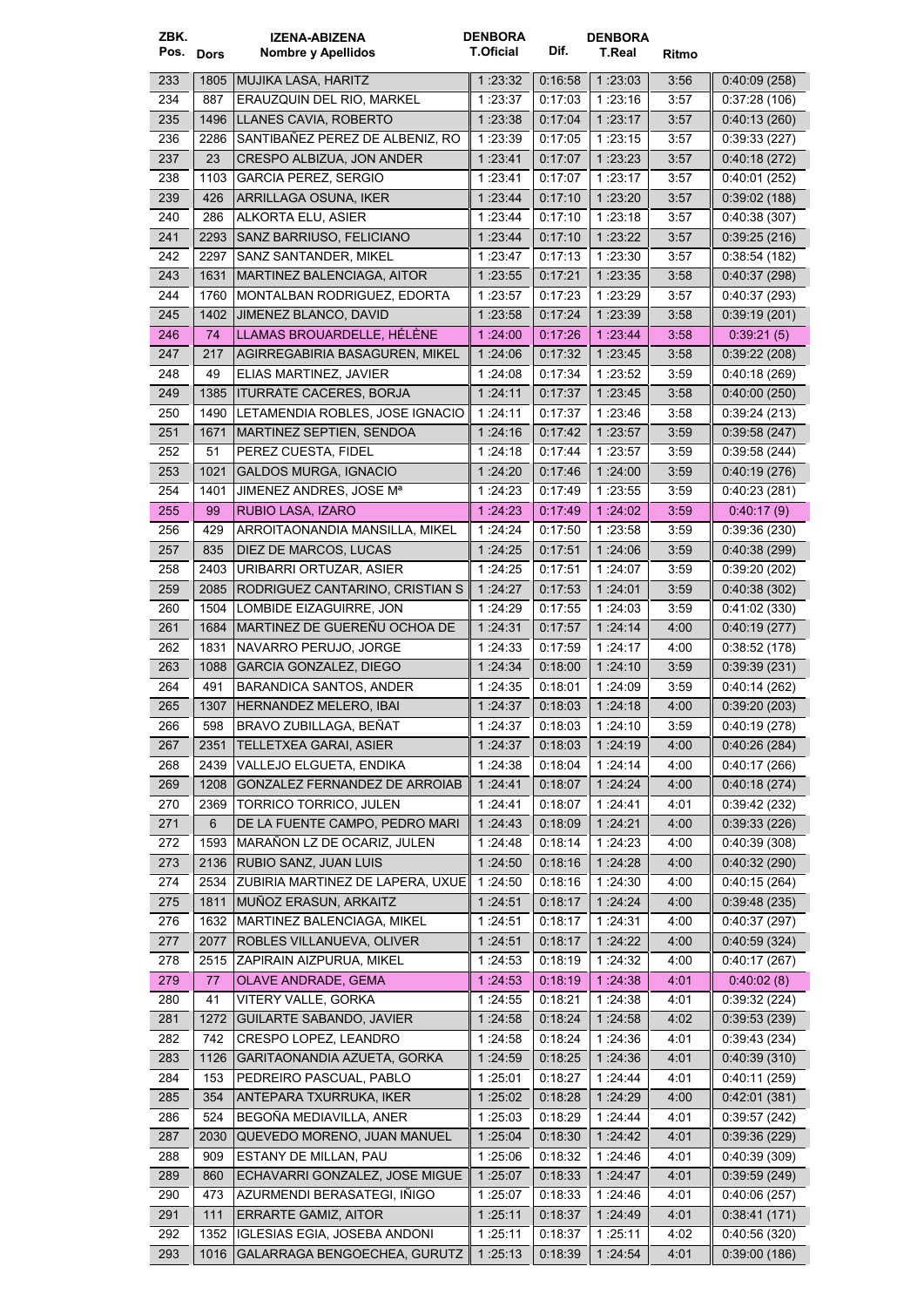| ZBK. Pos. | Dors | IZENA-ABIZENA Nombre y Apellidos | DENBORA T.Oficial | Dif. | DENBORA T.Real | Ritmo | |
|---|---|---|---|---|---|---|---|
| 233 | 1805 | MUJIKA LASA, HARITZ | 1 :23:32 | 0:16:58 | 1 :23:03 | 3:56 | 0:40:09 (258) |
| 234 | 887 | ERAUZQUIN DEL RIO, MARKEL | 1 :23:37 | 0:17:03 | 1 :23:16 | 3:57 | 0:37:28 (106) |
| 235 | 1496 | LLANES CAVIA, ROBERTO | 1 :23:38 | 0:17:04 | 1 :23:17 | 3:57 | 0:40:13 (260) |
| 236 | 2286 | SANTIBAÑEZ PEREZ DE ALBENIZ, RO | 1 :23:39 | 0:17:05 | 1 :23:15 | 3:57 | 0:39:33 (227) |
| 237 | 23 | CRESPO ALBIZUA, JON ANDER | 1 :23:41 | 0:17:07 | 1 :23:23 | 3:57 | 0:40:18 (272) |
| 238 | 1103 | GARCIA PEREZ, SERGIO | 1 :23:41 | 0:17:07 | 1 :23:17 | 3:57 | 0:40:01 (252) |
| 239 | 426 | ARRILLAGA OSUNA, IKER | 1 :23:44 | 0:17:10 | 1 :23:20 | 3:57 | 0:39:02 (188) |
| 240 | 286 | ALKORTA ELU, ASIER | 1 :23:44 | 0:17:10 | 1 :23:18 | 3:57 | 0:40:38 (307) |
| 241 | 2293 | SANZ BARRIUSO, FELICIANO | 1 :23:44 | 0:17:10 | 1 :23:22 | 3:57 | 0:39:25 (216) |
| 242 | 2297 | SANZ SANTANDER, MIKEL | 1 :23:47 | 0:17:13 | 1 :23:30 | 3:57 | 0:38:54 (182) |
| 243 | 1631 | MARTINEZ BALENCIAGA, AITOR | 1 :23:55 | 0:17:21 | 1 :23:35 | 3:58 | 0:40:37 (298) |
| 244 | 1760 | MONTALBAN RODRIGUEZ, EDORTA | 1 :23:57 | 0:17:23 | 1 :23:29 | 3:57 | 0:40:37 (293) |
| 245 | 1402 | JIMENEZ BLANCO, DAVID | 1 :23:58 | 0:17:24 | 1 :23:39 | 3:58 | 0:39:19 (201) |
| 246 | 74 | LLAMAS BROUARDELLE, HÉLÈNE | 1 :24:00 | 0:17:26 | 1 :23:44 | 3:58 | 0:39:21 (5) |
| 247 | 217 | AGIRREGABIRIA BASAGUREN, MIKEL | 1 :24:06 | 0:17:32 | 1 :23:45 | 3:58 | 0:39:22 (208) |
| 248 | 49 | ELIAS MARTINEZ, JAVIER | 1 :24:08 | 0:17:34 | 1 :23:52 | 3:59 | 0:40:18 (269) |
| 249 | 1385 | ITURRATE CACERES, BORJA | 1 :24:11 | 0:17:37 | 1 :23:45 | 3:58 | 0:40:00 (250) |
| 250 | 1490 | LETAMENDIA ROBLES, JOSE IGNACIO | 1 :24:11 | 0:17:37 | 1 :23:46 | 3:58 | 0:39:24 (213) |
| 251 | 1671 | MARTINEZ SEPTIEN, SENDOA | 1 :24:16 | 0:17:42 | 1 :23:57 | 3:59 | 0:39:58 (247) |
| 252 | 51 | PEREZ CUESTA, FIDEL | 1 :24:18 | 0:17:44 | 1 :23:57 | 3:59 | 0:39:58 (244) |
| 253 | 1021 | GALDOS MURGA, IGNACIO | 1 :24:20 | 0:17:46 | 1 :24:00 | 3:59 | 0:40:19 (276) |
| 254 | 1401 | JIMENEZ ANDRES, JOSE Mª | 1 :24:23 | 0:17:49 | 1 :23:55 | 3:59 | 0:40:23 (281) |
| 255 | 99 | RUBIO LASA, IZARO | 1 :24:23 | 0:17:49 | 1 :24:02 | 3:59 | 0:40:17 (9) |
| 256 | 429 | ARROITAONANDIA MANSILLA, MIKEL | 1 :24:24 | 0:17:50 | 1 :23:58 | 3:59 | 0:39:36 (230) |
| 257 | 835 | DIEZ DE MARCOS, LUCAS | 1 :24:25 | 0:17:51 | 1 :24:06 | 3:59 | 0:40:38 (299) |
| 258 | 2403 | URIBARRI ORTUZAR, ASIER | 1 :24:25 | 0:17:51 | 1 :24:07 | 3:59 | 0:39:20 (202) |
| 259 | 2085 | RODRIGUEZ CANTARINO, CRISTIAN S | 1 :24:27 | 0:17:53 | 1 :24:01 | 3:59 | 0:40:38 (302) |
| 260 | 1504 | LOMBIDE EIZAGUIRRE, JON | 1 :24:29 | 0:17:55 | 1 :24:03 | 3:59 | 0:41:02 (330) |
| 261 | 1684 | MARTINEZ DE GUEREÑU OCHOA DE | 1 :24:31 | 0:17:57 | 1 :24:14 | 4:00 | 0:40:19 (277) |
| 262 | 1831 | NAVARRO PERUJO, JORGE | 1 :24:33 | 0:17:59 | 1 :24:17 | 4:00 | 0:38:52 (178) |
| 263 | 1088 | GARCIA GONZALEZ, DIEGO | 1 :24:34 | 0:18:00 | 1 :24:10 | 3:59 | 0:39:39 (231) |
| 264 | 491 | BARANDICA SANTOS, ANDER | 1 :24:35 | 0:18:01 | 1 :24:09 | 3:59 | 0:40:14 (262) |
| 265 | 1307 | HERNANDEZ MELERO, IBAI | 1 :24:37 | 0:18:03 | 1 :24:18 | 4:00 | 0:39:20 (203) |
| 266 | 598 | BRAVO ZUBILLAGA, BEÑAT | 1 :24:37 | 0:18:03 | 1 :24:10 | 3:59 | 0:40:19 (278) |
| 267 | 2351 | TELLETXEA GARAI, ASIER | 1 :24:37 | 0:18:03 | 1 :24:19 | 4:00 | 0:40:26 (284) |
| 268 | 2439 | VALLEJO ELGUETA, ENDIKA | 1 :24:38 | 0:18:04 | 1 :24:14 | 4:00 | 0:40:17 (266) |
| 269 | 1208 | GONZALEZ FERNANDEZ DE ARROIAB | 1 :24:41 | 0:18:07 | 1 :24:24 | 4:00 | 0:40:18 (274) |
| 270 | 2369 | TORRICO TORRICO, JULEN | 1 :24:41 | 0:18:07 | 1 :24:41 | 4:01 | 0:39:42 (232) |
| 271 | 6 | DE LA FUENTE CAMPO, PEDRO MARI | 1 :24:43 | 0:18:09 | 1 :24:21 | 4:00 | 0:39:33 (226) |
| 272 | 1593 | MARAÑON LZ DE OCARIZ, JULEN | 1 :24:48 | 0:18:14 | 1 :24:23 | 4:00 | 0:40:39 (308) |
| 273 | 2136 | RUBIO SANZ, JUAN LUIS | 1 :24:50 | 0:18:16 | 1 :24:28 | 4:00 | 0:40:32 (290) |
| 274 | 2534 | ZUBIRIA MARTINEZ DE LAPERA, UXUE | 1 :24:50 | 0:18:16 | 1 :24:30 | 4:00 | 0:40:15 (264) |
| 275 | 1811 | MUÑOZ ERASUN, ARKAITZ | 1 :24:51 | 0:18:17 | 1 :24:24 | 4:00 | 0:39:48 (235) |
| 276 | 1632 | MARTINEZ BALENCIAGA, MIKEL | 1 :24:51 | 0:18:17 | 1 :24:31 | 4:00 | 0:40:37 (297) |
| 277 | 2077 | ROBLES VILLANUEVA, OLIVER | 1 :24:51 | 0:18:17 | 1 :24:22 | 4:00 | 0:40:59 (324) |
| 278 | 2515 | ZAPIRAIN AIZPURUA, MIKEL | 1 :24:53 | 0:18:19 | 1 :24:32 | 4:00 | 0:40:17 (267) |
| 279 | 77 | OLAVE ANDRADE, GEMA | 1 :24:53 | 0:18:19 | 1 :24:38 | 4:01 | 0:40:02 (8) |
| 280 | 41 | VITERY VALLE, GORKA | 1 :24:55 | 0:18:21 | 1 :24:38 | 4:01 | 0:39:32 (224) |
| 281 | 1272 | GUILARTE SABANDO, JAVIER | 1 :24:58 | 0:18:24 | 1 :24:58 | 4:02 | 0:39:53 (239) |
| 282 | 742 | CRESPO LOPEZ, LEANDRO | 1 :24:58 | 0:18:24 | 1 :24:36 | 4:01 | 0:39:43 (234) |
| 283 | 1126 | GARITAONANDIA AZUETA, GORKA | 1 :24:59 | 0:18:25 | 1 :24:36 | 4:01 | 0:40:39 (310) |
| 284 | 153 | PEDREIRO PASCUAL, PABLO | 1 :25:01 | 0:18:27 | 1 :24:44 | 4:01 | 0:40:11 (259) |
| 285 | 354 | ANTEPARA TXURRUKA, IKER | 1 :25:02 | 0:18:28 | 1 :24:29 | 4:00 | 0:42:01 (381) |
| 286 | 524 | BEGOÑA MEDIAVILLA, ANER | 1 :25:03 | 0:18:29 | 1 :24:44 | 4:01 | 0:39:57 (242) |
| 287 | 2030 | QUEVEDO MORENO, JUAN MANUEL | 1 :25:04 | 0:18:30 | 1 :24:42 | 4:01 | 0:39:36 (229) |
| 288 | 909 | ESTANY DE MILLAN, PAU | 1 :25:06 | 0:18:32 | 1 :24:46 | 4:01 | 0:40:39 (309) |
| 289 | 860 | ECHAVARRI GONZALEZ, JOSE MIGUE | 1 :25:07 | 0:18:33 | 1 :24:47 | 4:01 | 0:39:59 (249) |
| 290 | 473 | AZURMENDI BERASATEGI, IÑIGO | 1 :25:07 | 0:18:33 | 1 :24:46 | 4:01 | 0:40:06 (257) |
| 291 | 111 | ERRARTE GAMIZ, AITOR | 1 :25:11 | 0:18:37 | 1 :24:49 | 4:01 | 0:38:41 (171) |
| 292 | 1352 | IGLESIAS EGIA, JOSEBA ANDONI | 1 :25:11 | 0:18:37 | 1 :25:11 | 4:02 | 0:40:56 (320) |
| 293 | 1016 | GALARRAGA BENGOECHEA, GURUTZ | 1 :25:13 | 0:18:39 | 1 :24:54 | 4:01 | 0:39:00 (186) |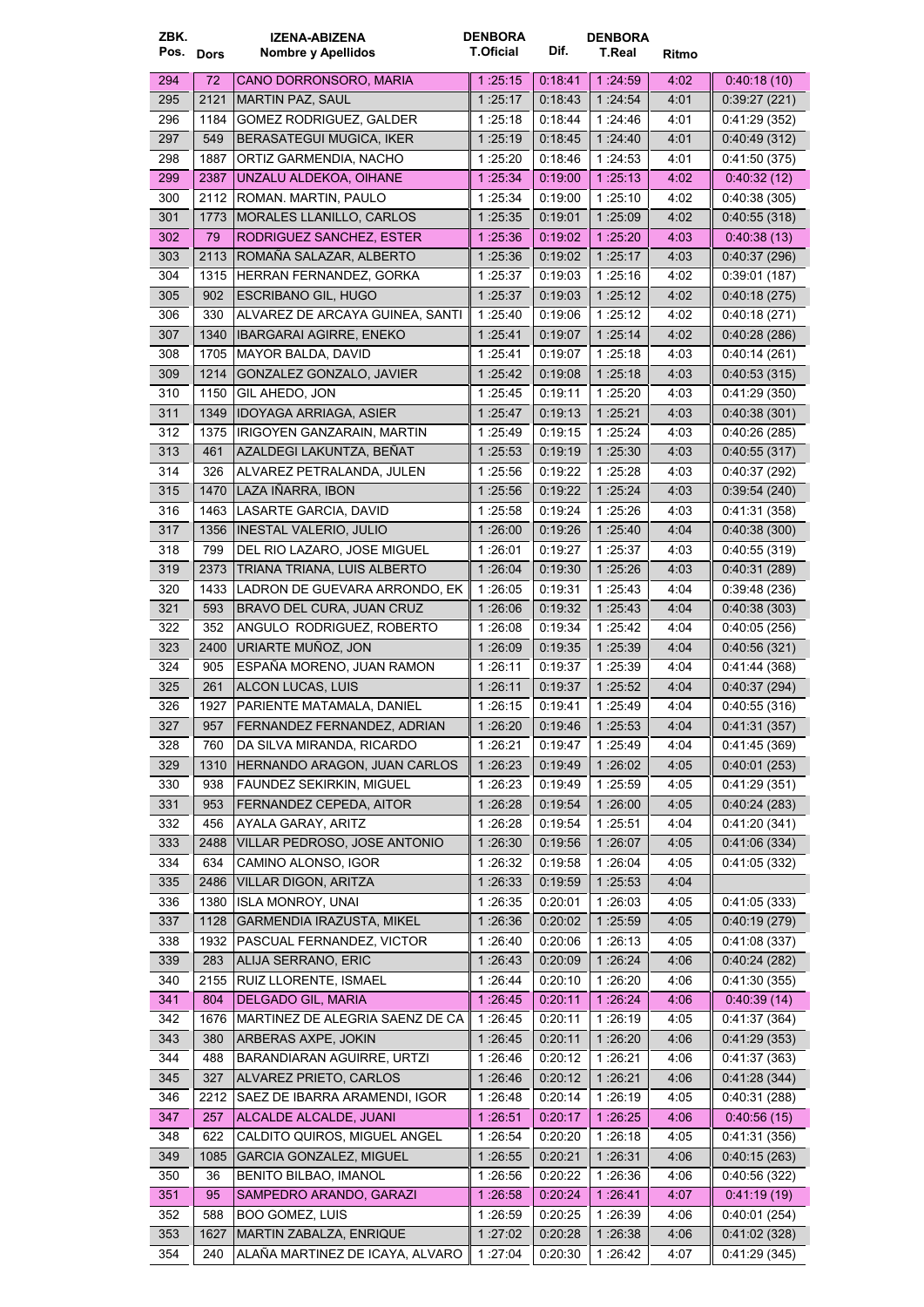| ZBK. Pos. | Dors | IZENA-ABIZENA Nombre y Apellidos | DENBORA T.Oficial | Dif. | DENBORA T.Real | Ritmo | |
|---|---|---|---|---|---|---|---|
| 294 | 72 | CANO DORRONSORO, MARIA | 1 :25:15 | 0:18:41 | 1 :24:59 | 4:02 | 0:40:18 (10) |
| 295 | 2121 | MARTIN PAZ, SAUL | 1 :25:17 | 0:18:43 | 1 :24:54 | 4:01 | 0:39:27 (221) |
| 296 | 1184 | GOMEZ RODRIGUEZ, GALDER | 1 :25:18 | 0:18:44 | 1 :24:46 | 4:01 | 0:41:29 (352) |
| 297 | 549 | BERASATEGUI MUGICA, IKER | 1 :25:19 | 0:18:45 | 1 :24:40 | 4:01 | 0:40:49 (312) |
| 298 | 1887 | ORTIZ GARMENDIA, NACHO | 1 :25:20 | 0:18:46 | 1 :24:53 | 4:01 | 0:41:50 (375) |
| 299 | 2387 | UNZALU ALDEKOA, OIHANE | 1 :25:34 | 0:19:00 | 1 :25:13 | 4:02 | 0:40:32 (12) |
| 300 | 2112 | ROMAN. MARTIN, PAULO | 1 :25:34 | 0:19:00 | 1 :25:10 | 4:02 | 0:40:38 (305) |
| 301 | 1773 | MORALES LLANILLO, CARLOS | 1 :25:35 | 0:19:01 | 1 :25:09 | 4:02 | 0:40:55 (318) |
| 302 | 79 | RODRIGUEZ SANCHEZ, ESTER | 1 :25:36 | 0:19:02 | 1 :25:20 | 4:03 | 0:40:38 (13) |
| 303 | 2113 | ROMAÑA SALAZAR, ALBERTO | 1 :25:36 | 0:19:02 | 1 :25:17 | 4:03 | 0:40:37 (296) |
| 304 | 1315 | HERRAN FERNANDEZ, GORKA | 1 :25:37 | 0:19:03 | 1 :25:16 | 4:02 | 0:39:01 (187) |
| 305 | 902 | ESCRIBANO GIL, HUGO | 1 :25:37 | 0:19:03 | 1 :25:12 | 4:02 | 0:40:18 (275) |
| 306 | 330 | ALVAREZ DE ARCAYA GUINEA, SANTI | 1 :25:40 | 0:19:06 | 1 :25:12 | 4:02 | 0:40:18 (271) |
| 307 | 1340 | IBARGARAI AGIRRE, ENEKO | 1 :25:41 | 0:19:07 | 1 :25:14 | 4:02 | 0:40:28 (286) |
| 308 | 1705 | MAYOR BALDA, DAVID | 1 :25:41 | 0:19:07 | 1 :25:18 | 4:03 | 0:40:14 (261) |
| 309 | 1214 | GONZALEZ GONZALO, JAVIER | 1 :25:42 | 0:19:08 | 1 :25:18 | 4:03 | 0:40:53 (315) |
| 310 | 1150 | GIL AHEDO, JON | 1 :25:45 | 0:19:11 | 1 :25:20 | 4:03 | 0:41:29 (350) |
| 311 | 1349 | IDOYAGA ARRIAGA, ASIER | 1 :25:47 | 0:19:13 | 1 :25:21 | 4:03 | 0:40:38 (301) |
| 312 | 1375 | IRIGOYEN GANZARAIN, MARTIN | 1 :25:49 | 0:19:15 | 1 :25:24 | 4:03 | 0:40:26 (285) |
| 313 | 461 | AZALDEGI LAKUNTZA, BEÑAT | 1 :25:53 | 0:19:19 | 1 :25:30 | 4:03 | 0:40:55 (317) |
| 314 | 326 | ALVAREZ PETRALANDA, JULEN | 1 :25:56 | 0:19:22 | 1 :25:28 | 4:03 | 0:40:37 (292) |
| 315 | 1470 | LAZA IÑARRA, IBON | 1 :25:56 | 0:19:22 | 1 :25:24 | 4:03 | 0:39:54 (240) |
| 316 | 1463 | LASARTE GARCIA, DAVID | 1 :25:58 | 0:19:24 | 1 :25:26 | 4:03 | 0:41:31 (358) |
| 317 | 1356 | INESTAL VALERIO, JULIO | 1 :26:00 | 0:19:26 | 1 :25:40 | 4:04 | 0:40:38 (300) |
| 318 | 799 | DEL RIO LAZARO, JOSE MIGUEL | 1 :26:01 | 0:19:27 | 1 :25:37 | 4:03 | 0:40:55 (319) |
| 319 | 2373 | TRIANA TRIANA, LUIS ALBERTO | 1 :26:04 | 0:19:30 | 1 :25:26 | 4:03 | 0:40:31 (289) |
| 320 | 1433 | LADRON DE GUEVARA ARRONDO, EK | 1 :26:05 | 0:19:31 | 1 :25:43 | 4:04 | 0:39:48 (236) |
| 321 | 593 | BRAVO DEL CURA, JUAN CRUZ | 1 :26:06 | 0:19:32 | 1 :25:43 | 4:04 | 0:40:38 (303) |
| 322 | 352 | ANGULO RODRIGUEZ, ROBERTO | 1 :26:08 | 0:19:34 | 1 :25:42 | 4:04 | 0:40:05 (256) |
| 323 | 2400 | URIARTE MUÑOZ, JON | 1 :26:09 | 0:19:35 | 1 :25:39 | 4:04 | 0:40:56 (321) |
| 324 | 905 | ESPAÑA MORENO, JUAN RAMON | 1 :26:11 | 0:19:37 | 1 :25:39 | 4:04 | 0:41:44 (368) |
| 325 | 261 | ALCON LUCAS, LUIS | 1 :26:11 | 0:19:37 | 1 :25:52 | 4:04 | 0:40:37 (294) |
| 326 | 1927 | PARIENTE MATAMALA, DANIEL | 1 :26:15 | 0:19:41 | 1 :25:49 | 4:04 | 0:40:55 (316) |
| 327 | 957 | FERNANDEZ FERNANDEZ, ADRIAN | 1 :26:20 | 0:19:46 | 1 :25:53 | 4:04 | 0:41:31 (357) |
| 328 | 760 | DA SILVA MIRANDA, RICARDO | 1 :26:21 | 0:19:47 | 1 :25:49 | 4:04 | 0:41:45 (369) |
| 329 | 1310 | HERNANDO ARAGON, JUAN CARLOS | 1 :26:23 | 0:19:49 | 1 :26:02 | 4:05 | 0:40:01 (253) |
| 330 | 938 | FAUNDEZ SEKIRKIN, MIGUEL | 1 :26:23 | 0:19:49 | 1 :25:59 | 4:05 | 0:41:29 (351) |
| 331 | 953 | FERNANDEZ CEPEDA, AITOR | 1 :26:28 | 0:19:54 | 1 :26:00 | 4:05 | 0:40:24 (283) |
| 332 | 456 | AYALA GARAY, ARITZ | 1 :26:28 | 0:19:54 | 1 :25:51 | 4:04 | 0:41:20 (341) |
| 333 | 2488 | VILLAR PEDROSO, JOSE ANTONIO | 1 :26:30 | 0:19:56 | 1 :26:07 | 4:05 | 0:41:06 (334) |
| 334 | 634 | CAMINO ALONSO, IGOR | 1 :26:32 | 0:19:58 | 1 :26:04 | 4:05 | 0:41:05 (332) |
| 335 | 2486 | VILLAR DIGON, ARITZA | 1 :26:33 | 0:19:59 | 1 :25:53 | 4:04 | |
| 336 | 1380 | ISLA MONROY, UNAI | 1 :26:35 | 0:20:01 | 1 :26:03 | 4:05 | 0:41:05 (333) |
| 337 | 1128 | GARMENDIA IRAZUSTA, MIKEL | 1 :26:36 | 0:20:02 | 1 :25:59 | 4:05 | 0:40:19 (279) |
| 338 | 1932 | PASCUAL FERNANDEZ, VICTOR | 1 :26:40 | 0:20:06 | 1 :26:13 | 4:05 | 0:41:08 (337) |
| 339 | 283 | ALIJA SERRANO, ERIC | 1 :26:43 | 0:20:09 | 1 :26:24 | 4:06 | 0:40:24 (282) |
| 340 | 2155 | RUIZ LLORENTE, ISMAEL | 1 :26:44 | 0:20:10 | 1 :26:20 | 4:06 | 0:41:30 (355) |
| 341 | 804 | DELGADO GIL, MARIA | 1 :26:45 | 0:20:11 | 1 :26:24 | 4:06 | 0:40:39 (14) |
| 342 | 1676 | MARTINEZ DE ALEGRIA SAENZ DE CA | 1 :26:45 | 0:20:11 | 1 :26:19 | 4:05 | 0:41:37 (364) |
| 343 | 380 | ARBERAS AXPE, JOKIN | 1 :26:45 | 0:20:11 | 1 :26:20 | 4:06 | 0:41:29 (353) |
| 344 | 488 | BARANDIARAN AGUIRRE, URTZI | 1 :26:46 | 0:20:12 | 1 :26:21 | 4:06 | 0:41:37 (363) |
| 345 | 327 | ALVAREZ PRIETO, CARLOS | 1 :26:46 | 0:20:12 | 1 :26:21 | 4:06 | 0:41:28 (344) |
| 346 | 2212 | SAEZ DE IBARRA ARAMENDI, IGOR | 1 :26:48 | 0:20:14 | 1 :26:19 | 4:05 | 0:40:31 (288) |
| 347 | 257 | ALCALDE ALCALDE, JUANI | 1 :26:51 | 0:20:17 | 1 :26:25 | 4:06 | 0:40:56 (15) |
| 348 | 622 | CALDITO QUIROS, MIGUEL ANGEL | 1 :26:54 | 0:20:20 | 1 :26:18 | 4:05 | 0:41:31 (356) |
| 349 | 1085 | GARCIA GONZALEZ, MIGUEL | 1 :26:55 | 0:20:21 | 1 :26:31 | 4:06 | 0:40:15 (263) |
| 350 | 36 | BENITO BILBAO, IMANOL | 1 :26:56 | 0:20:22 | 1 :26:36 | 4:06 | 0:40:56 (322) |
| 351 | 95 | SAMPEDRO ARANDO, GARAZI | 1 :26:58 | 0:20:24 | 1 :26:41 | 4:07 | 0:41:19 (19) |
| 352 | 588 | BOO GOMEZ, LUIS | 1 :26:59 | 0:20:25 | 1 :26:39 | 4:06 | 0:40:01 (254) |
| 353 | 1627 | MARTIN ZABALZA, ENRIQUE | 1 :27:02 | 0:20:28 | 1 :26:38 | 4:06 | 0:41:02 (328) |
| 354 | 240 | ALAÑA MARTINEZ DE ICAYA, ALVARO | 1 :27:04 | 0:20:30 | 1 :26:42 | 4:07 | 0:41:29 (345) |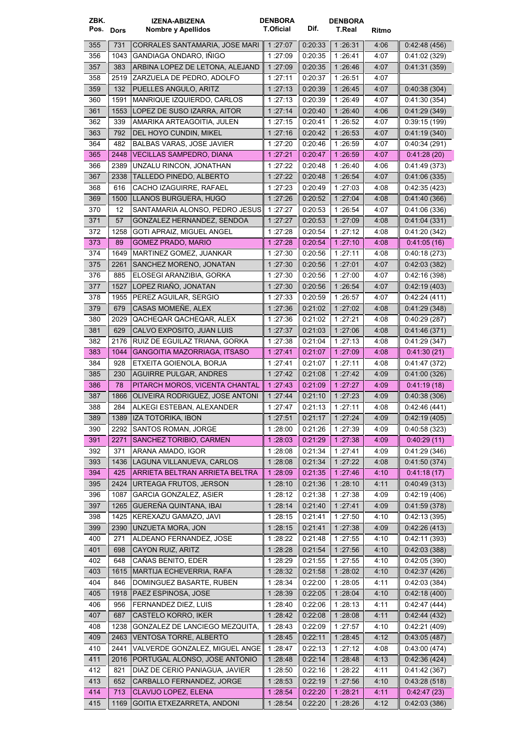| ZBK. Pos. | Dors | IZENA-ABIZENA Nombre y Apellidos | DENBORA T.Oficial | Dif. | DENBORA T.Real | Ritmo | |
|---|---|---|---|---|---|---|---|
| 355 | 731 | CORRALES SANTAMARIA, JOSE MARI | 1 :27:07 | 0:20:33 | 1 :26:31 | 4:06 | 0:42:48 (456) |
| 356 | 1043 | GANDIAGA ONDARO, IÑIGO | 1 :27:09 | 0:20:35 | 1 :26:41 | 4:07 | 0:41:02 (329) |
| 357 | 383 | ARBINA LOPEZ DE LETONA, ALEJAND | 1 :27:09 | 0:20:35 | 1 :26:46 | 4:07 | 0:41:31 (359) |
| 358 | 2519 | ZARZUELA DE PEDRO, ADOLFO | 1 :27:11 | 0:20:37 | 1 :26:51 | 4:07 | |
| 359 | 132 | PUELLES ANGULO, ARITZ | 1 :27:13 | 0:20:39 | 1 :26:45 | 4:07 | 0:40:38 (304) |
| 360 | 1591 | MANRIQUE IZQUIERDO, CARLOS | 1 :27:13 | 0:20:39 | 1 :26:49 | 4:07 | 0:41:30 (354) |
| 361 | 1553 | LOPEZ DE SUSO IZARRA, AITOR | 1 :27:14 | 0:20:40 | 1 :26:40 | 4:06 | 0:41:29 (349) |
| 362 | 339 | AMARIKA ARTEAGOITIA, JULEN | 1 :27:15 | 0:20:41 | 1 :26:52 | 4:07 | 0:39:15 (199) |
| 363 | 792 | DEL HOYO CUNDIN, MIKEL | 1 :27:16 | 0:20:42 | 1 :26:53 | 4:07 | 0:41:19 (340) |
| 364 | 482 | BALBAS VARAS, JOSE JAVIER | 1 :27:20 | 0:20:46 | 1 :26:59 | 4:07 | 0:40:34 (291) |
| 365 | 2448 | VECILLAS SAMPEDRO, DIANA | 1 :27:21 | 0:20:47 | 1 :26:59 | 4:07 | 0:41:28 (20) |
| 366 | 2389 | UNZALU RINCON, JONATHAN | 1 :27:22 | 0:20:48 | 1 :26:40 | 4:06 | 0:41:49 (373) |
| 367 | 2338 | TALLEDO PINEDO, ALBERTO | 1 :27:22 | 0:20:48 | 1 :26:54 | 4:07 | 0:41:06 (335) |
| 368 | 616 | CACHO IZAGUIRRE, RAFAEL | 1 :27:23 | 0:20:49 | 1 :27:03 | 4:08 | 0:42:35 (423) |
| 369 | 1500 | LLANOS BURGUERA, HUGO | 1 :27:26 | 0:20:52 | 1 :27:04 | 4:08 | 0:41:40 (366) |
| 370 | 12 | SANTAMARIA ALONSO, PEDRO JESUS | 1 :27:27 | 0:20:53 | 1 :26:54 | 4:07 | 0:41:06 (336) |
| 371 | 57 | GONZALEZ HERNANDEZ, SENDOA | 1 :27:27 | 0:20:53 | 1 :27:09 | 4:08 | 0:41:04 (331) |
| 372 | 1258 | GOTI APRAIZ, MIGUEL ANGEL | 1 :27:28 | 0:20:54 | 1 :27:12 | 4:08 | 0:41:20 (342) |
| 373 | 89 | GOMEZ PRADO, MARIO | 1 :27:28 | 0:20:54 | 1 :27:10 | 4:08 | 0:41:05 (16) |
| 374 | 1649 | MARTINEZ GOMEZ, JUANKAR | 1 :27:30 | 0:20:56 | 1 :27:11 | 4:08 | 0:40:18 (273) |
| 375 | 2261 | SANCHEZ MORENO, JONATAN | 1 :27:30 | 0:20:56 | 1 :27:01 | 4:07 | 0:42:03 (382) |
| 376 | 885 | ELOSEGI ARANZIBIA, GORKA | 1 :27:30 | 0:20:56 | 1 :27:00 | 4:07 | 0:42:16 (398) |
| 377 | 1527 | LOPEZ RIAÑO, JONATAN | 1 :27:30 | 0:20:56 | 1 :26:54 | 4:07 | 0:42:19 (403) |
| 378 | 1955 | PEREZ AGUILAR, SERGIO | 1 :27:33 | 0:20:59 | 1 :26:57 | 4:07 | 0:42:24 (411) |
| 379 | 679 | CASAS MOMEÑE, ALEX | 1 :27:36 | 0:21:02 | 1 :27:02 | 4:08 | 0:41:29 (348) |
| 380 | 2029 | QACHEQAR QACHEQAR, ALEX | 1 :27:36 | 0:21:02 | 1 :27:21 | 4:08 | 0:40:29 (287) |
| 381 | 629 | CALVO EXPOSITO, JUAN LUIS | 1 :27:37 | 0:21:03 | 1 :27:06 | 4:08 | 0:41:46 (371) |
| 382 | 2176 | RUIZ DE EGUILAZ TRIANA, GORKA | 1 :27:38 | 0:21:04 | 1 :27:13 | 4:08 | 0:41:29 (347) |
| 383 | 1044 | GANGOITIA MAZORRIAGA, ITSASO | 1 :27:41 | 0:21:07 | 1 :27:09 | 4:08 | 0:41:30 (21) |
| 384 | 928 | ETXEITA GOIENOLA, BORJA | 1 :27:41 | 0:21:07 | 1 :27:11 | 4:08 | 0:41:47 (372) |
| 385 | 230 | AGUIRRE PULGAR, ANDRES | 1 :27:42 | 0:21:08 | 1 :27:42 | 4:09 | 0:41:00 (326) |
| 386 | 78 | PITARCH MOROS, VICENTA CHANTAL | 1 :27:43 | 0:21:09 | 1 :27:27 | 4:09 | 0:41:19 (18) |
| 387 | 1866 | OLIVEIRA RODRIGUEZ, JOSE ANTONI | 1 :27:44 | 0:21:10 | 1 :27:23 | 4:09 | 0:40:38 (306) |
| 388 | 284 | ALKEGI ESTEBAN, ALEXANDER | 1 :27:47 | 0:21:13 | 1 :27:11 | 4:08 | 0:42:46 (441) |
| 389 | 1389 | IZA TOTORIKA, IBON | 1 :27:51 | 0:21:17 | 1 :27:24 | 4:09 | 0:42:19 (405) |
| 390 | 2292 | SANTOS ROMAN, JORGE | 1 :28:00 | 0:21:26 | 1 :27:39 | 4:09 | 0:40:58 (323) |
| 391 | 2271 | SANCHEZ TORIBIO, CARMEN | 1 :28:03 | 0:21:29 | 1 :27:38 | 4:09 | 0:40:29 (11) |
| 392 | 371 | ARANA AMADO, IGOR | 1 :28:08 | 0:21:34 | 1 :27:41 | 4:09 | 0:41:29 (346) |
| 393 | 1436 | LAGUNA VILLANUEVA, CARLOS | 1 :28:08 | 0:21:34 | 1 :27:22 | 4:08 | 0:41:50 (374) |
| 394 | 425 | ARRIETA BELTRAN ARRIETA BELTRA | 1 :28:09 | 0:21:35 | 1 :27:46 | 4:10 | 0:41:18 (17) |
| 395 | 2424 | URTEAGA FRUTOS, JERSON | 1 :28:10 | 0:21:36 | 1 :28:10 | 4:11 | 0:40:49 (313) |
| 396 | 1087 | GARCIA GONZALEZ, ASIER | 1 :28:12 | 0:21:38 | 1 :27:38 | 4:09 | 0:42:19 (406) |
| 397 | 1265 | GUEREÑA QUINTANA, IBAI | 1 :28:14 | 0:21:40 | 1 :27:41 | 4:09 | 0:41:59 (378) |
| 398 | 1425 | KEREXAZU GAMAZO, JAVI | 1 :28:15 | 0:21:41 | 1 :27:50 | 4:10 | 0:42:13 (395) |
| 399 | 2390 | UNZUETA MORA, JON | 1 :28:15 | 0:21:41 | 1 :27:38 | 4:09 | 0:42:26 (413) |
| 400 | 271 | ALDEANO FERNANDEZ, JOSE | 1 :28:22 | 0:21:48 | 1 :27:55 | 4:10 | 0:42:11 (393) |
| 401 | 698 | CAYON RUIZ, ARITZ | 1 :28:28 | 0:21:54 | 1 :27:56 | 4:10 | 0:42:03 (388) |
| 402 | 648 | CAÑAS BENITO, EDER | 1 :28:29 | 0:21:55 | 1 :27:55 | 4:10 | 0:42:05 (390) |
| 403 | 1615 | MARTIJA ECHEVERRIA, RAFA | 1 :28:32 | 0:21:58 | 1 :28:02 | 4:10 | 0:42:37 (426) |
| 404 | 846 | DOMINGUEZ BASARTE, RUBEN | 1 :28:34 | 0:22:00 | 1 :28:05 | 4:11 | 0:42:03 (384) |
| 405 | 1918 | PAEZ ESPINOSA, JOSE | 1 :28:39 | 0:22:05 | 1 :28:04 | 4:10 | 0:42:18 (400) |
| 406 | 956 | FERNANDEZ DIEZ, LUIS | 1 :28:40 | 0:22:06 | 1 :28:13 | 4:11 | 0:42:47 (444) |
| 407 | 687 | CASTELO KORRO, IKER | 1 :28:42 | 0:22:08 | 1 :28:08 | 4:11 | 0:42:44 (432) |
| 408 | 1238 | GONZALEZ DE LANCIEGO MEZQUITA, | 1 :28:43 | 0:22:09 | 1 :27:57 | 4:10 | 0:42:21 (409) |
| 409 | 2463 | VENTOSA TORRE, ALBERTO | 1 :28:45 | 0:22:11 | 1 :28:45 | 4:12 | 0:43:05 (487) |
| 410 | 2441 | VALVERDE GONZALEZ, MIGUEL ANGE | 1 :28:47 | 0:22:13 | 1 :27:12 | 4:08 | 0:43:00 (474) |
| 411 | 2016 | PORTUGAL ALONSO, JOSE ANTONIO | 1 :28:48 | 0:22:14 | 1 :28:48 | 4:13 | 0:42:36 (424) |
| 412 | 821 | DIAZ DE CERIO PANIAGUA, JAVIER | 1 :28:50 | 0:22:16 | 1 :28:22 | 4:11 | 0:41:42 (367) |
| 413 | 652 | CARBALLO FERNANDEZ, JORGE | 1 :28:53 | 0:22:19 | 1 :27:56 | 4:10 | 0:43:28 (518) |
| 414 | 713 | CLAVIJO LOPEZ, ELENA | 1 :28:54 | 0:22:20 | 1 :28:21 | 4:11 | 0:42:47 (23) |
| 415 | 1169 | GOITIA ETXEZARRETA, ANDONI | 1 :28:54 | 0:22:20 | 1 :28:26 | 4:12 | 0:42:03 (386) |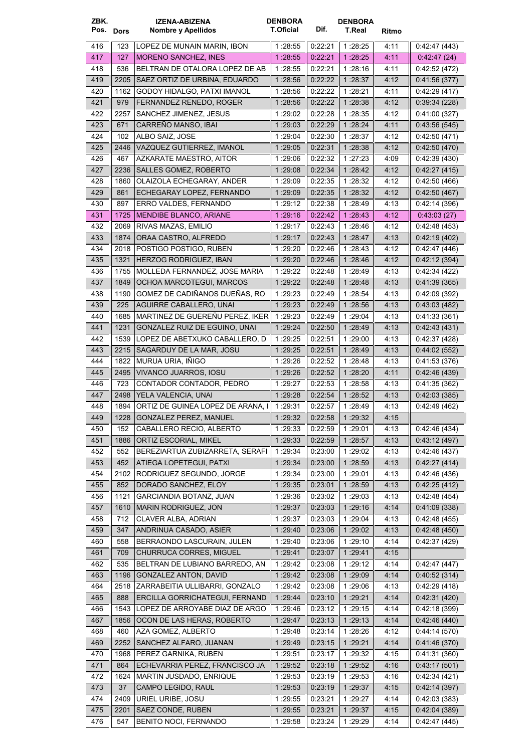| ZBK. Pos. | Dors | IZENA-ABIZENA Nombre y Apellidos | DENBORA T.Oficial | Dif. | DENBORA T.Real | Ritmo | |
|---|---|---|---|---|---|---|---|
| 416 | 123 | LOPEZ DE MUNAIN MARIN, IBON | 1 :28:55 | 0:22:21 | 1 :28:25 | 4:11 | 0:42:47 (443) |
| 417 | 127 | MORENO SANCHEZ, INES | 1 :28:55 | 0:22:21 | 1 :28:25 | 4:11 | 0:42:47 (24) |
| 418 | 536 | BELTRAN DE OTALORA LOPEZ DE AB | 1 :28:55 | 0:22:21 | 1 :28:16 | 4:11 | 0:42:52 (472) |
| 419 | 2205 | SAEZ ORTIZ DE URBINA, EDUARDO | 1 :28:56 | 0:22:22 | 1 :28:37 | 4:12 | 0:41:56 (377) |
| 420 | 1162 | GODOY HIDALGO, PATXI IMANOL | 1 :28:56 | 0:22:22 | 1 :28:21 | 4:11 | 0:42:29 (417) |
| 421 | 979 | FERNANDEZ RENEDO, ROGER | 1 :28:56 | 0:22:22 | 1 :28:38 | 4:12 | 0:39:34 (228) |
| 422 | 2257 | SANCHEZ JIMENEZ, JESUS | 1 :29:02 | 0:22:28 | 1 :28:35 | 4:12 | 0:41:00 (327) |
| 423 | 671 | CARREÑO MANSO, IBAI | 1 :29:03 | 0:22:29 | 1 :28:24 | 4:11 | 0:43:56 (545) |
| 424 | 102 | ALBO SAIZ, JOSE | 1 :29:04 | 0:22:30 | 1 :28:37 | 4:12 | 0:42:50 (471) |
| 425 | 2446 | VAZQUEZ GUTIERREZ, IMANOL | 1 :29:05 | 0:22:31 | 1 :28:38 | 4:12 | 0:42:50 (470) |
| 426 | 467 | AZKARATE MAESTRO, AITOR | 1 :29:06 | 0:22:32 | 1 :27:23 | 4:09 | 0:42:39 (430) |
| 427 | 2236 | SALLES GOMEZ, ROBERTO | 1 :29:08 | 0:22:34 | 1 :28:42 | 4:12 | 0:42:27 (415) |
| 428 | 1860 | OLAIZOLA ECHEGARAY, ANDER | 1 :29:09 | 0:22:35 | 1 :28:32 | 4:12 | 0:42:50 (466) |
| 429 | 861 | ECHEGARAY LOPEZ, FERNANDO | 1 :29:09 | 0:22:35 | 1 :28:32 | 4:12 | 0:42:50 (467) |
| 430 | 897 | ERRO VALDES, FERNANDO | 1 :29:12 | 0:22:38 | 1 :28:49 | 4:13 | 0:42:14 (396) |
| 431 | 1725 | MENDIBE BLANCO, ARIANE | 1 :29:16 | 0:22:42 | 1 :28:43 | 4:12 | 0:43:03 (27) |
| 432 | 2069 | RIVAS MAZAS, EMILIO | 1 :29:17 | 0:22:43 | 1 :28:46 | 4:12 | 0:42:48 (453) |
| 433 | 1874 | ORAA CASTRO, ALFREDO | 1 :29:17 | 0:22:43 | 1 :28:47 | 4:13 | 0:42:19 (402) |
| 434 | 2018 | POSTIGO POSTIGO, RUBEN | 1 :29:20 | 0:22:46 | 1 :28:43 | 4:12 | 0:42:47 (446) |
| 435 | 1321 | HERZOG RODRIGUEZ, IBAN | 1 :29:20 | 0:22:46 | 1 :28:46 | 4:12 | 0:42:12 (394) |
| 436 | 1755 | MOLLEDA FERNANDEZ, JOSE MARIA | 1 :29:22 | 0:22:48 | 1 :28:49 | 4:13 | 0:42:34 (422) |
| 437 | 1849 | OCHOA MARCOTEGUI, MARCOS | 1 :29:22 | 0:22:48 | 1 :28:48 | 4:13 | 0:41:39 (365) |
| 438 | 1190 | GOMEZ DE CADIÑANOS DUEÑAS, RO | 1 :29:23 | 0:22:49 | 1 :28:54 | 4:13 | 0:42:09 (392) |
| 439 | 225 | AGUIRRE CABALLERO, UNAI | 1 :29:23 | 0:22:49 | 1 :28:56 | 4:13 | 0:43:03 (482) |
| 440 | 1685 | MARTINEZ DE GUEREÑU PEREZ, IKER | 1 :29:23 | 0:22:49 | 1 :29:04 | 4:13 | 0:41:33 (361) |
| 441 | 1231 | GONZALEZ RUIZ DE EGUINO, UNAI | 1 :29:24 | 0:22:50 | 1 :28:49 | 4:13 | 0:42:43 (431) |
| 442 | 1539 | LOPEZ DE ABETXUKO CABALLERO, D | 1 :29:25 | 0:22:51 | 1 :29:00 | 4:13 | 0:42:37 (428) |
| 443 | 2215 | SAGARDUY DE LA MAR, JOSU | 1 :29:25 | 0:22:51 | 1 :28:49 | 4:13 | 0:44:02 (552) |
| 444 | 1822 | MURUA URIA, IÑIGO | 1 :29:26 | 0:22:52 | 1 :28:48 | 4:13 | 0:41:53 (376) |
| 445 | 2495 | VIVANCO JUARROS, IOSU | 1 :29:26 | 0:22:52 | 1 :28:20 | 4:11 | 0:42:46 (439) |
| 446 | 723 | CONTADOR CONTADOR, PEDRO | 1 :29:27 | 0:22:53 | 1 :28:58 | 4:13 | 0:41:35 (362) |
| 447 | 2498 | YELA VALENCIA, UNAI | 1 :29:28 | 0:22:54 | 1 :28:52 | 4:13 | 0:42:03 (385) |
| 448 | 1894 | ORTIZ DE GUINEA LOPEZ DE ARANA, I | 1 :29:31 | 0:22:57 | 1 :28:49 | 4:13 | 0:42:49 (462) |
| 449 | 1228 | GONZALEZ PEREZ, MANUEL | 1 :29:32 | 0:22:58 | 1 :29:32 | 4:15 | |
| 450 | 152 | CABALLERO RECIO, ALBERTO | 1 :29:33 | 0:22:59 | 1 :29:01 | 4:13 | 0:42:46 (434) |
| 451 | 1886 | ORTIZ ESCORIAL, MIKEL | 1 :29:33 | 0:22:59 | 1 :28:57 | 4:13 | 0:43:12 (497) |
| 452 | 552 | BEREZIARTUA ZUBIZARRETA, SERAFI | 1 :29:34 | 0:23:00 | 1 :29:02 | 4:13 | 0:42:46 (437) |
| 453 | 452 | ATIEGA LOPETEGUI, PATXI | 1 :29:34 | 0:23:00 | 1 :28:59 | 4:13 | 0:42:27 (414) |
| 454 | 2102 | RODRIGUEZ SEGUNDO, JORGE | 1 :29:34 | 0:23:00 | 1 :29:01 | 4:13 | 0:42:46 (436) |
| 455 | 852 | DORADO SANCHEZ, ELOY | 1 :29:35 | 0:23:01 | 1 :28:59 | 4:13 | 0:42:25 (412) |
| 456 | 1121 | GARCIANDIA BOTANZ, JUAN | 1 :29:36 | 0:23:02 | 1 :29:03 | 4:13 | 0:42:48 (454) |
| 457 | 1610 | MARIN RODRIGUEZ, JON | 1 :29:37 | 0:23:03 | 1 :29:16 | 4:14 | 0:41:09 (338) |
| 458 | 712 | CLAVER ALBA, ADRIAN | 1 :29:37 | 0:23:03 | 1 :29:04 | 4:13 | 0:42:48 (455) |
| 459 | 347 | ANDRINUA CASADO, ASIER | 1 :29:40 | 0:23:06 | 1 :29:02 | 4:13 | 0:42:48 (450) |
| 460 | 558 | BERRAONDO LASCURAIN, JULEN | 1 :29:40 | 0:23:06 | 1 :29:10 | 4:14 | 0:42:37 (429) |
| 461 | 709 | CHURRUCA CORRES, MIGUEL | 1 :29:41 | 0:23:07 | 1 :29:41 | 4:15 | |
| 462 | 535 | BELTRAN DE LUBIANO BARREDO, AN | 1 :29:42 | 0:23:08 | 1 :29:12 | 4:14 | 0:42:47 (447) |
| 463 | 1196 | GONZALEZ ANTON, DAVID | 1 :29:42 | 0:23:08 | 1 :29:09 | 4:14 | 0:40:52 (314) |
| 464 | 2518 | ZARRABEITIA ULLIBARRI, GONZALO | 1 :29:42 | 0:23:08 | 1 :29:06 | 4:13 | 0:42:29 (418) |
| 465 | 888 | ERCILLA GORRICHATEGUI, FERNAND | 1 :29:44 | 0:23:10 | 1 :29:21 | 4:14 | 0:42:31 (420) |
| 466 | 1543 | LOPEZ DE ARROYABE DIAZ DE ARGO | 1 :29:46 | 0:23:12 | 1 :29:15 | 4:14 | 0:42:18 (399) |
| 467 | 1856 | OCON DE LAS HERAS, ROBERTO | 1 :29:47 | 0:23:13 | 1 :29:13 | 4:14 | 0:42:46 (440) |
| 468 | 460 | AZA GOMEZ, ALBERTO | 1 :29:48 | 0:23:14 | 1 :28:26 | 4:12 | 0:44:14 (570) |
| 469 | 2252 | SANCHEZ ALFARO, JUANAN | 1 :29:49 | 0:23:15 | 1 :29:21 | 4:14 | 0:41:46 (370) |
| 470 | 1968 | PEREZ GARNIKA, RUBEN | 1 :29:51 | 0:23:17 | 1 :29:32 | 4:15 | 0:41:31 (360) |
| 471 | 864 | ECHEVARRIA PEREZ, FRANCISCO JA | 1 :29:52 | 0:23:18 | 1 :29:52 | 4:16 | 0:43:17 (501) |
| 472 | 1624 | MARTIN JUSDADO, ENRIQUE | 1 :29:53 | 0:23:19 | 1 :29:53 | 4:16 | 0:42:34 (421) |
| 473 | 37 | CAMPO LEGIDO, RAUL | 1 :29:53 | 0:23:19 | 1 :29:37 | 4:15 | 0:42:14 (397) |
| 474 | 2409 | URIEL URIBE, JOSU | 1 :29:55 | 0:23:21 | 1 :29:27 | 4:14 | 0:42:03 (383) |
| 475 | 2201 | SAEZ CONDE, RUBEN | 1 :29:55 | 0:23:21 | 1 :29:37 | 4:15 | 0:42:04 (389) |
| 476 | 547 | BENITO NOCI, FERNANDO | 1 :29:58 | 0:23:24 | 1 :29:29 | 4:14 | 0:42:47 (445) |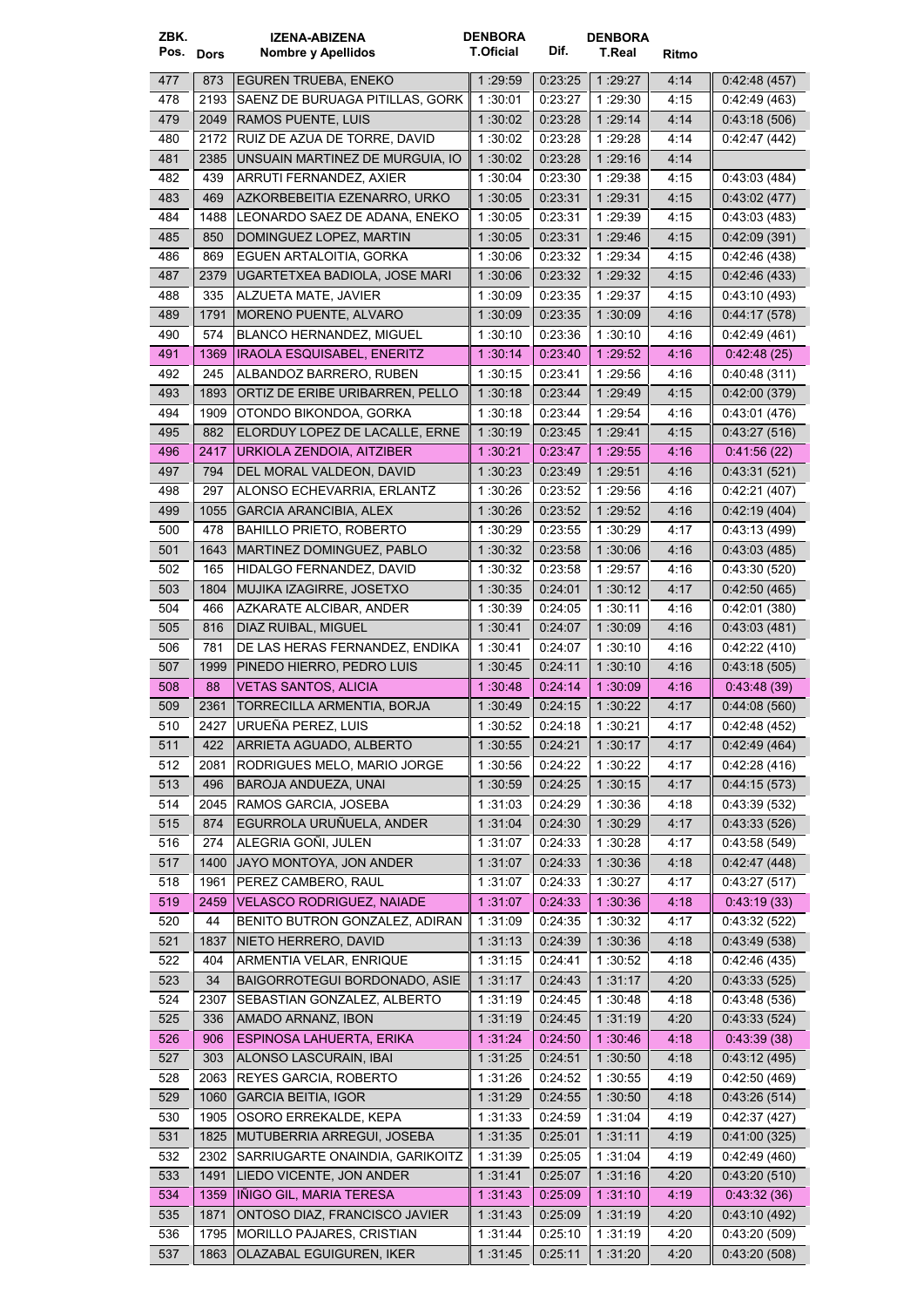| ZBK. Pos. | Dors | IZENA-ABIZENA Nombre y Apellidos | DENBORA T.Oficial | Dif. | DENBORA T.Real | Ritmo | |
|---|---|---|---|---|---|---|---|
| 477 | 873 | EGUREN TRUEBA, ENEKO | 1 :29:59 | 0:23:25 | 1 :29:27 | 4:14 | 0:42:48 (457) |
| 478 | 2193 | SAENZ DE BURUAGA PITILLAS, GORK | 1 :30:01 | 0:23:27 | 1 :29:30 | 4:15 | 0:42:49 (463) |
| 479 | 2049 | RAMOS PUENTE, LUIS | 1 :30:02 | 0:23:28 | 1 :29:14 | 4:14 | 0:43:18 (506) |
| 480 | 2172 | RUIZ DE AZUA DE TORRE, DAVID | 1 :30:02 | 0:23:28 | 1 :29:28 | 4:14 | 0:42:47 (442) |
| 481 | 2385 | UNSUAIN MARTINEZ DE MURGUIA, IO | 1 :30:02 | 0:23:28 | 1 :29:16 | 4:14 | |
| 482 | 439 | ARRUTI FERNANDEZ, AXIER | 1 :30:04 | 0:23:30 | 1 :29:38 | 4:15 | 0:43:03 (484) |
| 483 | 469 | AZKORBEBEITIA EZENARRO, URKO | 1 :30:05 | 0:23:31 | 1 :29:31 | 4:15 | 0:43:02 (477) |
| 484 | 1488 | LEONARDO SAEZ DE ADANA, ENEKO | 1 :30:05 | 0:23:31 | 1 :29:39 | 4:15 | 0:43:03 (483) |
| 485 | 850 | DOMINGUEZ LOPEZ, MARTIN | 1 :30:05 | 0:23:31 | 1 :29:46 | 4:15 | 0:42:09 (391) |
| 486 | 869 | EGUEN ARTALOITIA, GORKA | 1 :30:06 | 0:23:32 | 1 :29:34 | 4:15 | 0:42:46 (438) |
| 487 | 2379 | UGARTETXEA BADIOLA, JOSE MARI | 1 :30:06 | 0:23:32 | 1 :29:32 | 4:15 | 0:42:46 (433) |
| 488 | 335 | ALZUETA MATE, JAVIER | 1 :30:09 | 0:23:35 | 1 :29:37 | 4:15 | 0:43:10 (493) |
| 489 | 1791 | MORENO PUENTE, ALVARO | 1 :30:09 | 0:23:35 | 1 :30:09 | 4:16 | 0:44:17 (578) |
| 490 | 574 | BLANCO HERNANDEZ, MIGUEL | 1 :30:10 | 0:23:36 | 1 :30:10 | 4:16 | 0:42:49 (461) |
| 491 | 1369 | IRAOLA ESQUISABEL, ENERITZ | 1 :30:14 | 0:23:40 | 1 :29:52 | 4:16 | 0:42:48 (25) |
| 492 | 245 | ALBANDOZ BARRERO, RUBEN | 1 :30:15 | 0:23:41 | 1 :29:56 | 4:16 | 0:40:48 (311) |
| 493 | 1893 | ORTIZ DE ERIBE URIBARREN, PELLO | 1 :30:18 | 0:23:44 | 1 :29:49 | 4:15 | 0:42:00 (379) |
| 494 | 1909 | OTONDO BIKONDOA, GORKA | 1 :30:18 | 0:23:44 | 1 :29:54 | 4:16 | 0:43:01 (476) |
| 495 | 882 | ELORDUY LOPEZ DE LACALLE, ERNE | 1 :30:19 | 0:23:45 | 1 :29:41 | 4:15 | 0:43:27 (516) |
| 496 | 2417 | URKIOLA ZENDOIA, AITZIBER | 1 :30:21 | 0:23:47 | 1 :29:55 | 4:16 | 0:41:56 (22) |
| 497 | 794 | DEL MORAL VALDEON, DAVID | 1 :30:23 | 0:23:49 | 1 :29:51 | 4:16 | 0:43:31 (521) |
| 498 | 297 | ALONSO ECHEVARRIA, ERLANTZ | 1 :30:26 | 0:23:52 | 1 :29:56 | 4:16 | 0:42:21 (407) |
| 499 | 1055 | GARCIA ARANCIBIA, ALEX | 1 :30:26 | 0:23:52 | 1 :29:52 | 4:16 | 0:42:19 (404) |
| 500 | 478 | BAHILLO PRIETO, ROBERTO | 1 :30:29 | 0:23:55 | 1 :30:29 | 4:17 | 0:43:13 (499) |
| 501 | 1643 | MARTINEZ DOMINGUEZ, PABLO | 1 :30:32 | 0:23:58 | 1 :30:06 | 4:16 | 0:43:03 (485) |
| 502 | 165 | HIDALGO FERNANDEZ, DAVID | 1 :30:32 | 0:23:58 | 1 :29:57 | 4:16 | 0:43:30 (520) |
| 503 | 1804 | MUJIKA IZAGIRRE, JOSETXO | 1 :30:35 | 0:24:01 | 1 :30:12 | 4:17 | 0:42:50 (465) |
| 504 | 466 | AZKARATE ALCIBAR, ANDER | 1 :30:39 | 0:24:05 | 1 :30:11 | 4:16 | 0:42:01 (380) |
| 505 | 816 | DIAZ RUIBAL, MIGUEL | 1 :30:41 | 0:24:07 | 1 :30:09 | 4:16 | 0:43:03 (481) |
| 506 | 781 | DE LAS HERAS FERNANDEZ, ENDIKA | 1 :30:41 | 0:24:07 | 1 :30:10 | 4:16 | 0:42:22 (410) |
| 507 | 1999 | PINEDO HIERRO, PEDRO LUIS | 1 :30:45 | 0:24:11 | 1 :30:10 | 4:16 | 0:43:18 (505) |
| 508 | 88 | VETAS SANTOS, ALICIA | 1 :30:48 | 0:24:14 | 1 :30:09 | 4:16 | 0:43:48 (39) |
| 509 | 2361 | TORRECILLA ARMENTIA, BORJA | 1 :30:49 | 0:24:15 | 1 :30:22 | 4:17 | 0:44:08 (560) |
| 510 | 2427 | URUEÑA PEREZ, LUIS | 1 :30:52 | 0:24:18 | 1 :30:21 | 4:17 | 0:42:48 (452) |
| 511 | 422 | ARRIETA AGUADO, ALBERTO | 1 :30:55 | 0:24:21 | 1 :30:17 | 4:17 | 0:42:49 (464) |
| 512 | 2081 | RODRIGUES MELO, MARIO JORGE | 1 :30:56 | 0:24:22 | 1 :30:22 | 4:17 | 0:42:28 (416) |
| 513 | 496 | BAROJA ANDUEZA, UNAI | 1 :30:59 | 0:24:25 | 1 :30:15 | 4:17 | 0:44:15 (573) |
| 514 | 2045 | RAMOS GARCIA, JOSEBA | 1 :31:03 | 0:24:29 | 1 :30:36 | 4:18 | 0:43:39 (532) |
| 515 | 874 | EGURROLA URUÑUELA, ANDER | 1 :31:04 | 0:24:30 | 1 :30:29 | 4:17 | 0:43:33 (526) |
| 516 | 274 | ALEGRIA GOÑI, JULEN | 1 :31:07 | 0:24:33 | 1 :30:28 | 4:17 | 0:43:58 (549) |
| 517 | 1400 | JAYO MONTOYA, JON ANDER | 1 :31:07 | 0:24:33 | 1 :30:36 | 4:18 | 0:42:47 (448) |
| 518 | 1961 | PEREZ CAMBERO, RAUL | 1 :31:07 | 0:24:33 | 1 :30:27 | 4:17 | 0:43:27 (517) |
| 519 | 2459 | VELASCO RODRIGUEZ, NAIADE | 1 :31:07 | 0:24:33 | 1 :30:36 | 4:18 | 0:43:19 (33) |
| 520 | 44 | BENITO BUTRON GONZALEZ, ADIRAN | 1 :31:09 | 0:24:35 | 1 :30:32 | 4:17 | 0:43:32 (522) |
| 521 | 1837 | NIETO HERRERO, DAVID | 1 :31:13 | 0:24:39 | 1 :30:36 | 4:18 | 0:43:49 (538) |
| 522 | 404 | ARMENTIA VELAR, ENRIQUE | 1 :31:15 | 0:24:41 | 1 :30:52 | 4:18 | 0:42:46 (435) |
| 523 | 34 | BAIGORROTEGUI BORDONADO, ASIE | 1 :31:17 | 0:24:43 | 1 :31:17 | 4:20 | 0:43:33 (525) |
| 524 | 2307 | SEBASTIAN GONZALEZ, ALBERTO | 1 :31:19 | 0:24:45 | 1 :30:48 | 4:18 | 0:43:48 (536) |
| 525 | 336 | AMADO ARNANZ, IBON | 1 :31:19 | 0:24:45 | 1 :31:19 | 4:20 | 0:43:33 (524) |
| 526 | 906 | ESPINOSA LAHUERTA, ERIKA | 1 :31:24 | 0:24:50 | 1 :30:46 | 4:18 | 0:43:39 (38) |
| 527 | 303 | ALONSO LASCURAIN, IBAI | 1 :31:25 | 0:24:51 | 1 :30:50 | 4:18 | 0:43:12 (495) |
| 528 | 2063 | REYES GARCIA, ROBERTO | 1 :31:26 | 0:24:52 | 1 :30:55 | 4:19 | 0:42:50 (469) |
| 529 | 1060 | GARCIA BEITIA, IGOR | 1 :31:29 | 0:24:55 | 1 :30:50 | 4:18 | 0:43:26 (514) |
| 530 | 1905 | OSORO ERREKALDE, KEPA | 1 :31:33 | 0:24:59 | 1 :31:04 | 4:19 | 0:42:37 (427) |
| 531 | 1825 | MUTUBERRIA ARREGUI, JOSEBA | 1 :31:35 | 0:25:01 | 1 :31:11 | 4:19 | 0:41:00 (325) |
| 532 | 2302 | SARRIUGARTE ONAINDIA, GARIKOITZ | 1 :31:39 | 0:25:05 | 1 :31:04 | 4:19 | 0:42:49 (460) |
| 533 | 1491 | LIEDO VICENTE, JON ANDER | 1 :31:41 | 0:25:07 | 1 :31:16 | 4:20 | 0:43:20 (510) |
| 534 | 1359 | IÑIGO GIL, MARIA TERESA | 1 :31:43 | 0:25:09 | 1 :31:10 | 4:19 | 0:43:32 (36) |
| 535 | 1871 | ONTOSO DIAZ, FRANCISCO JAVIER | 1 :31:43 | 0:25:09 | 1 :31:19 | 4:20 | 0:43:10 (492) |
| 536 | 1795 | MORILLO PAJARES, CRISTIAN | 1 :31:44 | 0:25:10 | 1 :31:19 | 4:20 | 0:43:20 (509) |
| 537 | 1863 | OLAZABAL EGUIGUREN, IKER | 1 :31:45 | 0:25:11 | 1 :31:20 | 4:20 | 0:43:20 (508) |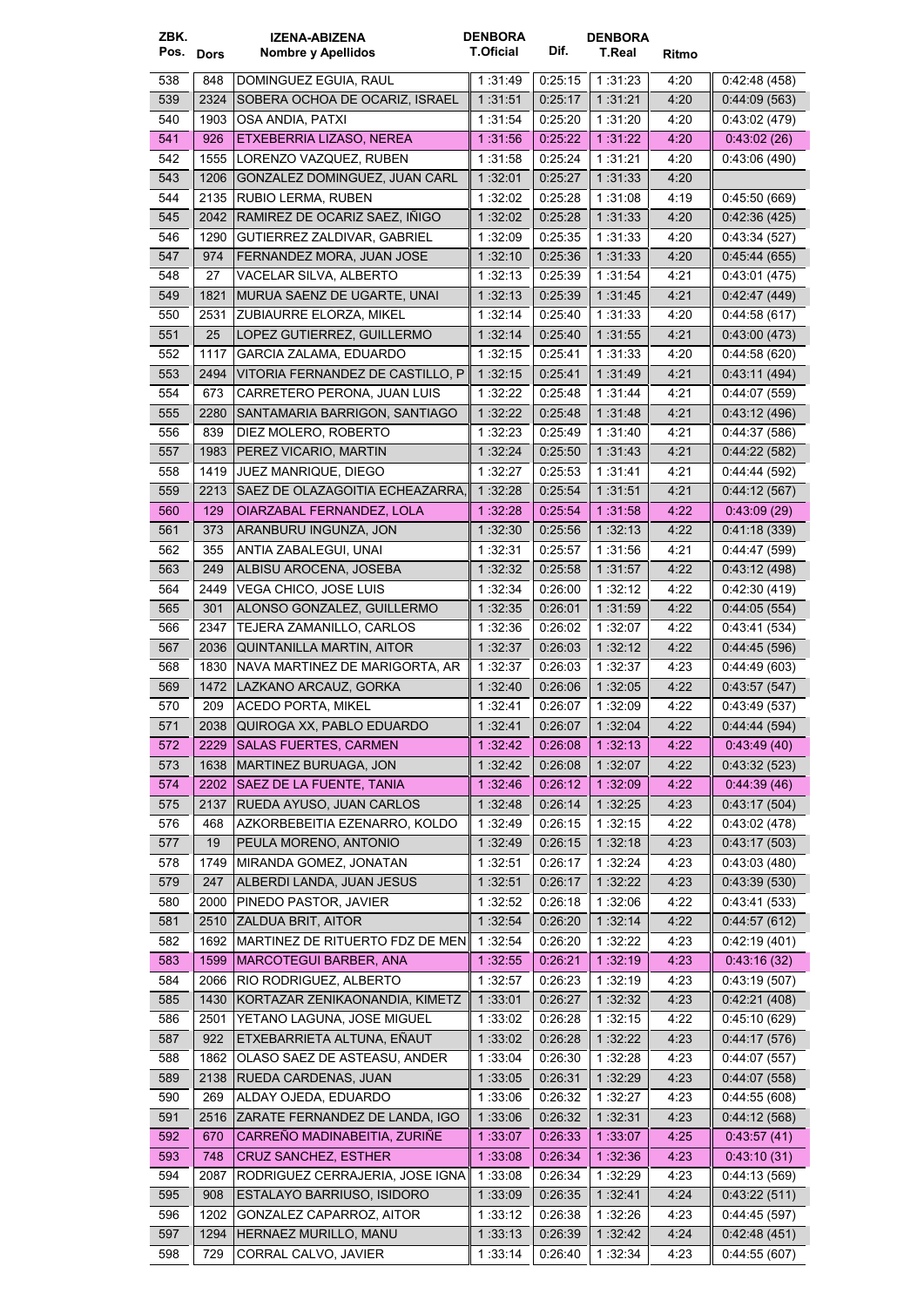| ZBK. Pos. | Dors | IZENA-ABIZENA Nombre y Apellidos | DENBORA T.Oficial | Dif. | DENBORA T.Real | Ritmo | |
|---|---|---|---|---|---|---|---|
| 538 | 848 | DOMINGUEZ EGUIA, RAUL | 1 :31:49 | 0:25:15 | 1 :31:23 | 4:20 | 0:42:48 (458) |
| 539 | 2324 | SOBERA OCHOA DE OCARIZ, ISRAEL | 1 :31:51 | 0:25:17 | 1 :31:21 | 4:20 | 0:44:09 (563) |
| 540 | 1903 | OSA ANDIA, PATXI | 1 :31:54 | 0:25:20 | 1 :31:20 | 4:20 | 0:43:02 (479) |
| 541 | 926 | ETXEBERRIA LIZASO, NEREA | 1 :31:56 | 0:25:22 | 1 :31:22 | 4:20 | 0:43:02 (26) |
| 542 | 1555 | LORENZO VAZQUEZ, RUBEN | 1 :31:58 | 0:25:24 | 1 :31:21 | 4:20 | 0:43:06 (490) |
| 543 | 1206 | GONZALEZ DOMINGUEZ, JUAN CARL | 1 :32:01 | 0:25:27 | 1 :31:33 | 4:20 | |
| 544 | 2135 | RUBIO LERMA, RUBEN | 1 :32:02 | 0:25:28 | 1 :31:08 | 4:19 | 0:45:50 (669) |
| 545 | 2042 | RAMIREZ DE OCARIZ SAEZ, IÑIGO | 1 :32:02 | 0:25:28 | 1 :31:33 | 4:20 | 0:42:36 (425) |
| 546 | 1290 | GUTIERREZ ZALDIVAR, GABRIEL | 1 :32:09 | 0:25:35 | 1 :31:33 | 4:20 | 0:43:34 (527) |
| 547 | 974 | FERNANDEZ MORA, JUAN JOSE | 1 :32:10 | 0:25:36 | 1 :31:33 | 4:20 | 0:45:44 (655) |
| 548 | 27 | VACELAR SILVA, ALBERTO | 1 :32:13 | 0:25:39 | 1 :31:54 | 4:21 | 0:43:01 (475) |
| 549 | 1821 | MURUA SAENZ DE UGARTE, UNAI | 1 :32:13 | 0:25:39 | 1 :31:45 | 4:21 | 0:42:47 (449) |
| 550 | 2531 | ZUBIAURRE ELORZA, MIKEL | 1 :32:14 | 0:25:40 | 1 :31:33 | 4:20 | 0:44:58 (617) |
| 551 | 25 | LOPEZ GUTIERREZ, GUILLERMO | 1 :32:14 | 0:25:40 | 1 :31:55 | 4:21 | 0:43:00 (473) |
| 552 | 1117 | GARCIA ZALAMA, EDUARDO | 1 :32:15 | 0:25:41 | 1 :31:33 | 4:20 | 0:44:58 (620) |
| 553 | 2494 | VITORIA FERNANDEZ DE CASTILLO, P | 1 :32:15 | 0:25:41 | 1 :31:49 | 4:21 | 0:43:11 (494) |
| 554 | 673 | CARRETERO PERONA, JUAN LUIS | 1 :32:22 | 0:25:48 | 1 :31:44 | 4:21 | 0:44:07 (559) |
| 555 | 2280 | SANTAMARIA BARRIGON, SANTIAGO | 1 :32:22 | 0:25:48 | 1 :31:48 | 4:21 | 0:43:12 (496) |
| 556 | 839 | DIEZ MOLERO, ROBERTO | 1 :32:23 | 0:25:49 | 1 :31:40 | 4:21 | 0:44:37 (586) |
| 557 | 1983 | PEREZ VICARIO, MARTIN | 1 :32:24 | 0:25:50 | 1 :31:43 | 4:21 | 0:44:22 (582) |
| 558 | 1419 | JUEZ MANRIQUE, DIEGO | 1 :32:27 | 0:25:53 | 1 :31:41 | 4:21 | 0:44:44 (592) |
| 559 | 2213 | SAEZ DE OLAZAGOITIA ECHEAZARRA, | 1 :32:28 | 0:25:54 | 1 :31:51 | 4:21 | 0:44:12 (567) |
| 560 | 129 | OIARZABAL FERNANDEZ, LOLA | 1 :32:28 | 0:25:54 | 1 :31:58 | 4:22 | 0:43:09 (29) |
| 561 | 373 | ARANBURU INGUNZA, JON | 1 :32:30 | 0:25:56 | 1 :32:13 | 4:22 | 0:41:18 (339) |
| 562 | 355 | ANTIA ZABALEGUI, UNAI | 1 :32:31 | 0:25:57 | 1 :31:56 | 4:21 | 0:44:47 (599) |
| 563 | 249 | ALBISU AROCENA, JOSEBA | 1 :32:32 | 0:25:58 | 1 :31:57 | 4:22 | 0:43:12 (498) |
| 564 | 2449 | VEGA CHICO, JOSE LUIS | 1 :32:34 | 0:26:00 | 1 :32:12 | 4:22 | 0:42:30 (419) |
| 565 | 301 | ALONSO GONZALEZ, GUILLERMO | 1 :32:35 | 0:26:01 | 1 :31:59 | 4:22 | 0:44:05 (554) |
| 566 | 2347 | TEJERA ZAMANILLO, CARLOS | 1 :32:36 | 0:26:02 | 1 :32:07 | 4:22 | 0:43:41 (534) |
| 567 | 2036 | QUINTANILLA MARTIN, AITOR | 1 :32:37 | 0:26:03 | 1 :32:12 | 4:22 | 0:44:45 (596) |
| 568 | 1830 | NAVA MARTINEZ DE MARIGORTA, AR | 1 :32:37 | 0:26:03 | 1 :32:37 | 4:23 | 0:44:49 (603) |
| 569 | 1472 | LAZKANO ARCAUZ, GORKA | 1 :32:40 | 0:26:06 | 1 :32:05 | 4:22 | 0:43:57 (547) |
| 570 | 209 | ACEDO PORTA, MIKEL | 1 :32:41 | 0:26:07 | 1 :32:09 | 4:22 | 0:43:49 (537) |
| 571 | 2038 | QUIROGA XX, PABLO EDUARDO | 1 :32:41 | 0:26:07 | 1 :32:04 | 4:22 | 0:44:44 (594) |
| 572 | 2229 | SALAS FUERTES, CARMEN | 1 :32:42 | 0:26:08 | 1 :32:13 | 4:22 | 0:43:49 (40) |
| 573 | 1638 | MARTINEZ BURUAGA, JON | 1 :32:42 | 0:26:08 | 1 :32:07 | 4:22 | 0:43:32 (523) |
| 574 | 2202 | SAEZ DE LA FUENTE, TANIA | 1 :32:46 | 0:26:12 | 1 :32:09 | 4:22 | 0:44:39 (46) |
| 575 | 2137 | RUEDA AYUSO, JUAN CARLOS | 1 :32:48 | 0:26:14 | 1 :32:25 | 4:23 | 0:43:17 (504) |
| 576 | 468 | AZKORBEBEITIA EZENARRO, KOLDO | 1 :32:49 | 0:26:15 | 1 :32:15 | 4:22 | 0:43:02 (478) |
| 577 | 19 | PEULA MORENO, ANTONIO | 1 :32:49 | 0:26:15 | 1 :32:18 | 4:23 | 0:43:17 (503) |
| 578 | 1749 | MIRANDA GOMEZ, JONATAN | 1 :32:51 | 0:26:17 | 1 :32:24 | 4:23 | 0:43:03 (480) |
| 579 | 247 | ALBERDI LANDA, JUAN JESUS | 1 :32:51 | 0:26:17 | 1 :32:22 | 4:23 | 0:43:39 (530) |
| 580 | 2000 | PINEDO PASTOR, JAVIER | 1 :32:52 | 0:26:18 | 1 :32:06 | 4:22 | 0:43:41 (533) |
| 581 | 2510 | ZALDUA BRIT, AITOR | 1 :32:54 | 0:26:20 | 1 :32:14 | 4:22 | 0:44:57 (612) |
| 582 | 1692 | MARTINEZ DE RITUERTO FDZ DE MEN | 1 :32:54 | 0:26:20 | 1 :32:22 | 4:23 | 0:42:19 (401) |
| 583 | 1599 | MARCOTEGUI BARBER, ANA | 1 :32:55 | 0:26:21 | 1 :32:19 | 4:23 | 0:43:16 (32) |
| 584 | 2066 | RIO RODRIGUEZ, ALBERTO | 1 :32:57 | 0:26:23 | 1 :32:19 | 4:23 | 0:43:19 (507) |
| 585 | 1430 | KORTAZAR ZENIKAONANDIA, KIMETZ | 1 :33:01 | 0:26:27 | 1 :32:32 | 4:23 | 0:42:21 (408) |
| 586 | 2501 | YETANO LAGUNA, JOSE MIGUEL | 1 :33:02 | 0:26:28 | 1 :32:15 | 4:22 | 0:45:10 (629) |
| 587 | 922 | ETXEBARRIETA ALTUNA, EÑAUT | 1 :33:02 | 0:26:28 | 1 :32:22 | 4:23 | 0:44:17 (576) |
| 588 | 1862 | OLASO SAEZ DE ASTEASU, ANDER | 1 :33:04 | 0:26:30 | 1 :32:28 | 4:23 | 0:44:07 (557) |
| 589 | 2138 | RUEDA CARDENAS, JUAN | 1 :33:05 | 0:26:31 | 1 :32:29 | 4:23 | 0:44:07 (558) |
| 590 | 269 | ALDAY OJEDA, EDUARDO | 1 :33:06 | 0:26:32 | 1 :32:27 | 4:23 | 0:44:55 (608) |
| 591 | 2516 | ZARATE FERNANDEZ DE LANDA, IGO | 1 :33:06 | 0:26:32 | 1 :32:31 | 4:23 | 0:44:12 (568) |
| 592 | 670 | CARREÑO MADINABEITIA, ZURIÑE | 1 :33:07 | 0:26:33 | 1 :33:07 | 4:25 | 0:43:57 (41) |
| 593 | 748 | CRUZ SANCHEZ, ESTHER | 1 :33:08 | 0:26:34 | 1 :32:36 | 4:23 | 0:43:10 (31) |
| 594 | 2087 | RODRIGUEZ CERRAJERIA, JOSE IGNA | 1 :33:08 | 0:26:34 | 1 :32:29 | 4:23 | 0:44:13 (569) |
| 595 | 908 | ESTALAYO BARRIUSO, ISIDORO | 1 :33:09 | 0:26:35 | 1 :32:41 | 4:24 | 0:43:22 (511) |
| 596 | 1202 | GONZALEZ CAPARROZ, AITOR | 1 :33:12 | 0:26:38 | 1 :32:26 | 4:23 | 0:44:45 (597) |
| 597 | 1294 | HERNAEZ MURILLO, MANU | 1 :33:13 | 0:26:39 | 1 :32:42 | 4:24 | 0:42:48 (451) |
| 598 | 729 | CORRAL CALVO, JAVIER | 1 :33:14 | 0:26:40 | 1 :32:34 | 4:23 | 0:44:55 (607) |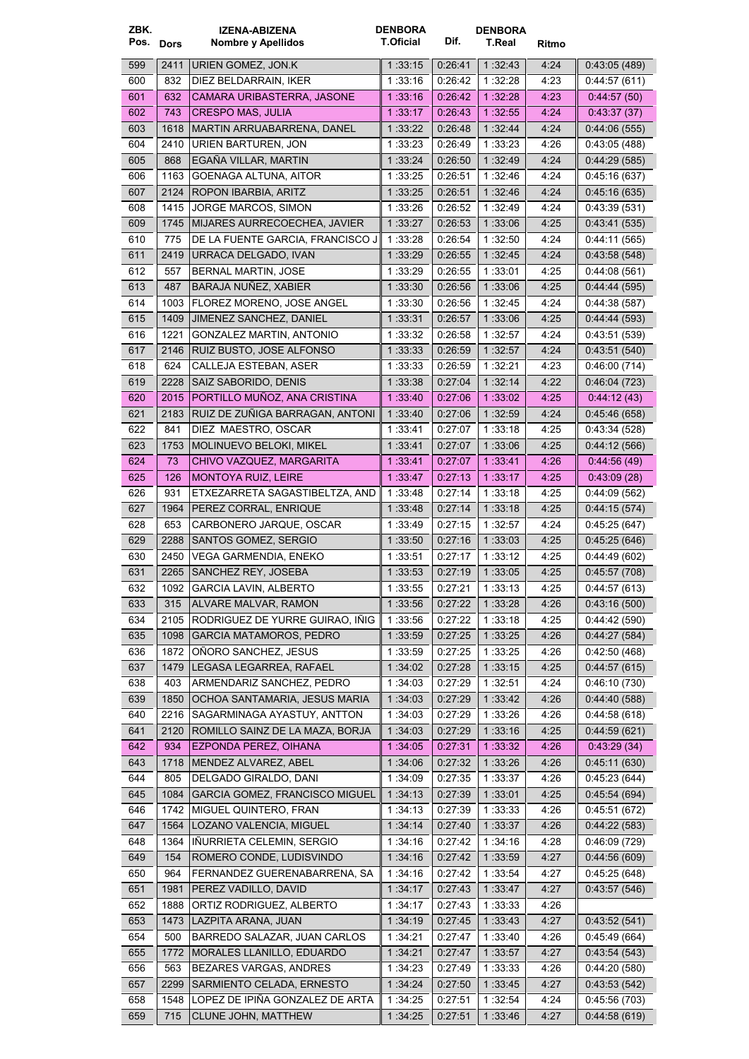| ZBK. Pos. | Dors | IZENA-ABIZENA Nombre y Apellidos | DENBORA T.Oficial | Dif. | DENBORA T.Real | Ritmo | |
|---|---|---|---|---|---|---|---|
| 599 | 2411 | URIEN GOMEZ, JON.K | 1 :33:15 | 0:26:41 | 1 :32:43 | 4:24 | 0:43:05 (489) |
| 600 | 832 | DIEZ BELDARRAIN, IKER | 1 :33:16 | 0:26:42 | 1 :32:28 | 4:23 | 0:44:57 (611) |
| 601 | 632 | CAMARA URIBASTERRA, JASONE | 1 :33:16 | 0:26:42 | 1 :32:28 | 4:23 | 0:44:57 (50) |
| 602 | 743 | CRESPO MAS, JULIA | 1 :33:17 | 0:26:43 | 1 :32:55 | 4:24 | 0:43:37 (37) |
| 603 | 1618 | MARTIN ARRUABARRENA, DANEL | 1 :33:22 | 0:26:48 | 1 :32:44 | 4:24 | 0:44:06 (555) |
| 604 | 2410 | URIEN BARTUREN, JON | 1 :33:23 | 0:26:49 | 1 :33:23 | 4:26 | 0:43:05 (488) |
| 605 | 868 | EGAÑA VILLAR, MARTIN | 1 :33:24 | 0:26:50 | 1 :32:49 | 4:24 | 0:44:29 (585) |
| 606 | 1163 | GOENAGA ALTUNA, AITOR | 1 :33:25 | 0:26:51 | 1 :32:46 | 4:24 | 0:45:16 (637) |
| 607 | 2124 | ROPON IBARBIA, ARITZ | 1 :33:25 | 0:26:51 | 1 :32:46 | 4:24 | 0:45:16 (635) |
| 608 | 1415 | JORGE MARCOS, SIMON | 1 :33:26 | 0:26:52 | 1 :32:49 | 4:24 | 0:43:39 (531) |
| 609 | 1745 | MIJARES AURRECOECHEA, JAVIER | 1 :33:27 | 0:26:53 | 1 :33:06 | 4:25 | 0:43:41 (535) |
| 610 | 775 | DE LA FUENTE GARCIA, FRANCISCO J | 1 :33:28 | 0:26:54 | 1 :32:50 | 4:24 | 0:44:11 (565) |
| 611 | 2419 | URRACA DELGADO, IVAN | 1 :33:29 | 0:26:55 | 1 :32:45 | 4:24 | 0:43:58 (548) |
| 612 | 557 | BERNAL MARTIN, JOSE | 1 :33:29 | 0:26:55 | 1 :33:01 | 4:25 | 0:44:08 (561) |
| 613 | 487 | BARAJA NUÑEZ, XABIER | 1 :33:30 | 0:26:56 | 1 :33:06 | 4:25 | 0:44:44 (595) |
| 614 | 1003 | FLOREZ MORENO, JOSE ANGEL | 1 :33:30 | 0:26:56 | 1 :32:45 | 4:24 | 0:44:38 (587) |
| 615 | 1409 | JIMENEZ SANCHEZ, DANIEL | 1 :33:31 | 0:26:57 | 1 :33:06 | 4:25 | 0:44:44 (593) |
| 616 | 1221 | GONZALEZ MARTIN, ANTONIO | 1 :33:32 | 0:26:58 | 1 :32:57 | 4:24 | 0:43:51 (539) |
| 617 | 2146 | RUIZ BUSTO, JOSE ALFONSO | 1 :33:33 | 0:26:59 | 1 :32:57 | 4:24 | 0:43:51 (540) |
| 618 | 624 | CALLEJA ESTEBAN, ASER | 1 :33:33 | 0:26:59 | 1 :32:21 | 4:23 | 0:46:00 (714) |
| 619 | 2228 | SAIZ SABORIDO, DENIS | 1 :33:38 | 0:27:04 | 1 :32:14 | 4:22 | 0:46:04 (723) |
| 620 | 2015 | PORTILLO MUÑOZ, ANA CRISTINA | 1 :33:40 | 0:27:06 | 1 :33:02 | 4:25 | 0:44:12 (43) |
| 621 | 2183 | RUIZ DE ZUÑIGA BARRAGAN, ANTONI | 1 :33:40 | 0:27:06 | 1 :32:59 | 4:24 | 0:45:46 (658) |
| 622 | 841 | DIEZ MAESTRO, OSCAR | 1 :33:41 | 0:27:07 | 1 :33:18 | 4:25 | 0:43:34 (528) |
| 623 | 1753 | MOLINUEVO BELOKI, MIKEL | 1 :33:41 | 0:27:07 | 1 :33:06 | 4:25 | 0:44:12 (566) |
| 624 | 73 | CHIVO VAZQUEZ, MARGARITA | 1 :33:41 | 0:27:07 | 1 :33:41 | 4:26 | 0:44:56 (49) |
| 625 | 126 | MONTOYA RUIZ, LEIRE | 1 :33:47 | 0:27:13 | 1 :33:17 | 4:25 | 0:43:09 (28) |
| 626 | 931 | ETXEZARRETA SAGASTIBELTZA, AND | 1 :33:48 | 0:27:14 | 1 :33:18 | 4:25 | 0:44:09 (562) |
| 627 | 1964 | PEREZ CORRAL, ENRIQUE | 1 :33:48 | 0:27:14 | 1 :33:18 | 4:25 | 0:44:15 (574) |
| 628 | 653 | CARBONERO JARQUE, OSCAR | 1 :33:49 | 0:27:15 | 1 :32:57 | 4:24 | 0:45:25 (647) |
| 629 | 2288 | SANTOS GOMEZ, SERGIO | 1 :33:50 | 0:27:16 | 1 :33:03 | 4:25 | 0:45:25 (646) |
| 630 | 2450 | VEGA GARMENDIA, ENEKO | 1 :33:51 | 0:27:17 | 1 :33:12 | 4:25 | 0:44:49 (602) |
| 631 | 2265 | SANCHEZ REY, JOSEBA | 1 :33:53 | 0:27:19 | 1 :33:05 | 4:25 | 0:45:57 (708) |
| 632 | 1092 | GARCIA LAVIN, ALBERTO | 1 :33:55 | 0:27:21 | 1 :33:13 | 4:25 | 0:44:57 (613) |
| 633 | 315 | ALVARE MALVAR, RAMON | 1 :33:56 | 0:27:22 | 1 :33:28 | 4:26 | 0:43:16 (500) |
| 634 | 2105 | RODRIGUEZ DE YURRE GUIRAO, IÑIG | 1 :33:56 | 0:27:22 | 1 :33:18 | 4:25 | 0:44:42 (590) |
| 635 | 1098 | GARCIA MATAMOROS, PEDRO | 1 :33:59 | 0:27:25 | 1 :33:25 | 4:26 | 0:44:27 (584) |
| 636 | 1872 | OÑORO SANCHEZ, JESUS | 1 :33:59 | 0:27:25 | 1 :33:25 | 4:26 | 0:42:50 (468) |
| 637 | 1479 | LEGASA LEGARREA, RAFAEL | 1 :34:02 | 0:27:28 | 1 :33:15 | 4:25 | 0:44:57 (615) |
| 638 | 403 | ARMENDARIZ SANCHEZ, PEDRO | 1 :34:03 | 0:27:29 | 1 :32:51 | 4:24 | 0:46:10 (730) |
| 639 | 1850 | OCHOA SANTAMARIA, JESUS MARIA | 1 :34:03 | 0:27:29 | 1 :33:42 | 4:26 | 0:44:40 (588) |
| 640 | 2216 | SAGARMINAGA AYASTUY, ANTTON | 1 :34:03 | 0:27:29 | 1 :33:26 | 4:26 | 0:44:58 (618) |
| 641 | 2120 | ROMILLO SAINZ DE LA MAZA, BORJA | 1 :34:03 | 0:27:29 | 1 :33:16 | 4:25 | 0:44:59 (621) |
| 642 | 934 | EZPONDA PEREZ, OIHANA | 1 :34:05 | 0:27:31 | 1 :33:32 | 4:26 | 0:43:29 (34) |
| 643 | 1718 | MENDEZ ALVAREZ, ABEL | 1 :34:06 | 0:27:32 | 1 :33:26 | 4:26 | 0:45:11 (630) |
| 644 | 805 | DELGADO GIRALDO, DANI | 1 :34:09 | 0:27:35 | 1 :33:37 | 4:26 | 0:45:23 (644) |
| 645 | 1084 | GARCIA GOMEZ, FRANCISCO MIGUEL | 1 :34:13 | 0:27:39 | 1 :33:01 | 4:25 | 0:45:54 (694) |
| 646 | 1742 | MIGUEL QUINTERO, FRAN | 1 :34:13 | 0:27:39 | 1 :33:33 | 4:26 | 0:45:51 (672) |
| 647 | 1564 | LOZANO VALENCIA, MIGUEL | 1 :34:14 | 0:27:40 | 1 :33:37 | 4:26 | 0:44:22 (583) |
| 648 | 1364 | IÑURRIETA CELEMIN, SERGIO | 1 :34:16 | 0:27:42 | 1 :34:16 | 4:28 | 0:46:09 (729) |
| 649 | 154 | ROMERO CONDE, LUDISVINDO | 1 :34:16 | 0:27:42 | 1 :33:59 | 4:27 | 0:44:56 (609) |
| 650 | 964 | FERNANDEZ GUERENABARRENA, SA | 1 :34:16 | 0:27:42 | 1 :33:54 | 4:27 | 0:45:25 (648) |
| 651 | 1981 | PEREZ VADILLO, DAVID | 1 :34:17 | 0:27:43 | 1 :33:47 | 4:27 | 0:43:57 (546) |
| 652 | 1888 | ORTIZ RODRIGUEZ, ALBERTO | 1 :34:17 | 0:27:43 | 1 :33:33 | 4:26 | |
| 653 | 1473 | LAZPITA ARANA, JUAN | 1 :34:19 | 0:27:45 | 1 :33:43 | 4:27 | 0:43:52 (541) |
| 654 | 500 | BARREDO SALAZAR, JUAN CARLOS | 1 :34:21 | 0:27:47 | 1 :33:40 | 4:26 | 0:45:49 (664) |
| 655 | 1772 | MORALES LLANILLO, EDUARDO | 1 :34:21 | 0:27:47 | 1 :33:57 | 4:27 | 0:43:54 (543) |
| 656 | 563 | BEZARES VARGAS, ANDRES | 1 :34:23 | 0:27:49 | 1 :33:33 | 4:26 | 0:44:20 (580) |
| 657 | 2299 | SARMIENTO CELADA, ERNESTO | 1 :34:24 | 0:27:50 | 1 :33:45 | 4:27 | 0:43:53 (542) |
| 658 | 1548 | LOPEZ DE IPIÑA GONZALEZ DE ARTA | 1 :34:25 | 0:27:51 | 1 :32:54 | 4:24 | 0:45:56 (703) |
| 659 | 715 | CLUNE JOHN, MATTHEW | 1 :34:25 | 0:27:51 | 1 :33:46 | 4:27 | 0:44:58 (619) |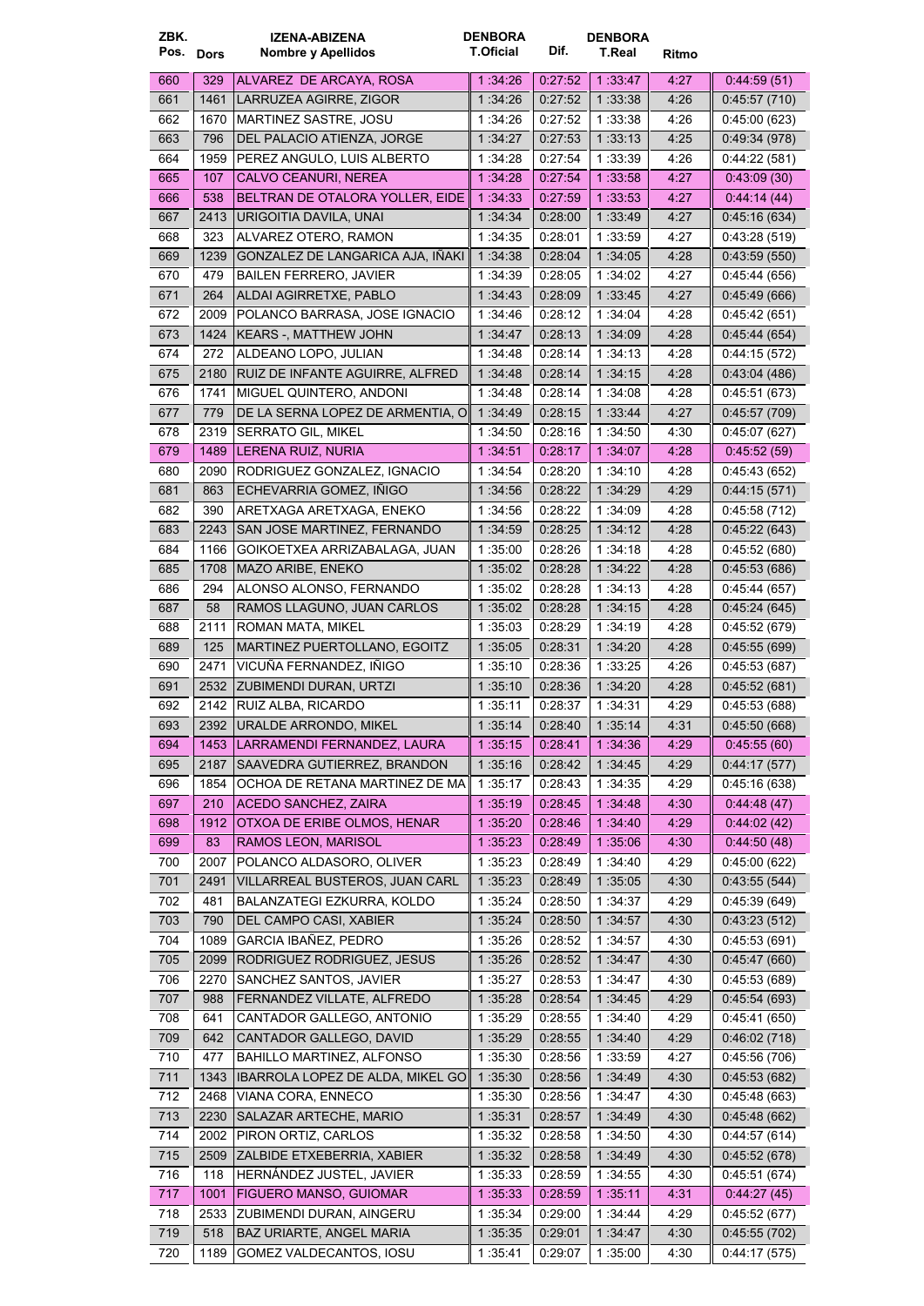| ZBK. Pos. | Dors | IZENA-ABIZENA Nombre y Apellidos | DENBORA T.Oficial | Dif. | DENBORA T.Real | Ritmo | |
|---|---|---|---|---|---|---|---|
| 660 | 329 | ALVAREZ DE ARCAYA, ROSA | 1 :34:26 | 0:27:52 | 1 :33:47 | 4:27 | 0:44:59 (51) |
| 661 | 1461 | LARRUZEA AGIRRE, ZIGOR | 1 :34:26 | 0:27:52 | 1 :33:38 | 4:26 | 0:45:57 (710) |
| 662 | 1670 | MARTINEZ SASTRE, JOSU | 1 :34:26 | 0:27:52 | 1 :33:38 | 4:26 | 0:45:00 (623) |
| 663 | 796 | DEL PALACIO ATIENZA, JORGE | 1 :34:27 | 0:27:53 | 1 :33:13 | 4:25 | 0:49:34 (978) |
| 664 | 1959 | PEREZ ANGULO, LUIS ALBERTO | 1 :34:28 | 0:27:54 | 1 :33:39 | 4:26 | 0:44:22 (581) |
| 665 | 107 | CALVO CEANURI, NEREA | 1 :34:28 | 0:27:54 | 1 :33:58 | 4:27 | 0:43:09 (30) |
| 666 | 538 | BELTRAN DE OTALORA YOLLER, EIDE | 1 :34:33 | 0:27:59 | 1 :33:53 | 4:27 | 0:44:14 (44) |
| 667 | 2413 | URIGOITIA DAVILA, UNAI | 1 :34:34 | 0:28:00 | 1 :33:49 | 4:27 | 0:45:16 (634) |
| 668 | 323 | ALVAREZ OTERO, RAMON | 1 :34:35 | 0:28:01 | 1 :33:59 | 4:27 | 0:43:28 (519) |
| 669 | 1239 | GONZALEZ DE LANGARICA AJA, IÑAKI | 1 :34:38 | 0:28:04 | 1 :34:05 | 4:28 | 0:43:59 (550) |
| 670 | 479 | BAILEN FERRERO, JAVIER | 1 :34:39 | 0:28:05 | 1 :34:02 | 4:27 | 0:45:44 (656) |
| 671 | 264 | ALDAI AGIRRETXE, PABLO | 1 :34:43 | 0:28:09 | 1 :33:45 | 4:27 | 0:45:49 (666) |
| 672 | 2009 | POLANCO BARRASA, JOSE IGNACIO | 1 :34:46 | 0:28:12 | 1 :34:04 | 4:28 | 0:45:42 (651) |
| 673 | 1424 | KEARS -, MATTHEW JOHN | 1 :34:47 | 0:28:13 | 1 :34:09 | 4:28 | 0:45:44 (654) |
| 674 | 272 | ALDEANO LOPO, JULIAN | 1 :34:48 | 0:28:14 | 1 :34:13 | 4:28 | 0:44:15 (572) |
| 675 | 2180 | RUIZ DE INFANTE AGUIRRE, ALFRED | 1 :34:48 | 0:28:14 | 1 :34:15 | 4:28 | 0:43:04 (486) |
| 676 | 1741 | MIGUEL QUINTERO, ANDONI | 1 :34:48 | 0:28:14 | 1 :34:08 | 4:28 | 0:45:51 (673) |
| 677 | 779 | DE LA SERNA LOPEZ DE ARMENTIA, O | 1 :34:49 | 0:28:15 | 1 :33:44 | 4:27 | 0:45:57 (709) |
| 678 | 2319 | SERRATO GIL, MIKEL | 1 :34:50 | 0:28:16 | 1 :34:50 | 4:30 | 0:45:07 (627) |
| 679 | 1489 | LERENA RUIZ, NURIA | 1 :34:51 | 0:28:17 | 1 :34:07 | 4:28 | 0:45:52 (59) |
| 680 | 2090 | RODRIGUEZ GONZALEZ, IGNACIO | 1 :34:54 | 0:28:20 | 1 :34:10 | 4:28 | 0:45:43 (652) |
| 681 | 863 | ECHEVARRIA GOMEZ, IÑIGO | 1 :34:56 | 0:28:22 | 1 :34:29 | 4:29 | 0:44:15 (571) |
| 682 | 390 | ARETXAGA ARETXAGA, ENEKO | 1 :34:56 | 0:28:22 | 1 :34:09 | 4:28 | 0:45:58 (712) |
| 683 | 2243 | SAN JOSE MARTINEZ, FERNANDO | 1 :34:59 | 0:28:25 | 1 :34:12 | 4:28 | 0:45:22 (643) |
| 684 | 1166 | GOIKOETXEA ARRIZABALAGA, JUAN | 1 :35:00 | 0:28:26 | 1 :34:18 | 4:28 | 0:45:52 (680) |
| 685 | 1708 | MAZO ARIBE, ENEKO | 1 :35:02 | 0:28:28 | 1 :34:22 | 4:28 | 0:45:53 (686) |
| 686 | 294 | ALONSO ALONSO, FERNANDO | 1 :35:02 | 0:28:28 | 1 :34:13 | 4:28 | 0:45:44 (657) |
| 687 | 58 | RAMOS LLAGUNO, JUAN CARLOS | 1 :35:02 | 0:28:28 | 1 :34:15 | 4:28 | 0:45:24 (645) |
| 688 | 2111 | ROMAN MATA, MIKEL | 1 :35:03 | 0:28:29 | 1 :34:19 | 4:28 | 0:45:52 (679) |
| 689 | 125 | MARTINEZ PUERTOLLANO, EGOITZ | 1 :35:05 | 0:28:31 | 1 :34:20 | 4:28 | 0:45:55 (699) |
| 690 | 2471 | VICUÑA FERNANDEZ, IÑIGO | 1 :35:10 | 0:28:36 | 1 :33:25 | 4:26 | 0:45:53 (687) |
| 691 | 2532 | ZUBIMENDI DURAN, URTZI | 1 :35:10 | 0:28:36 | 1 :34:20 | 4:28 | 0:45:52 (681) |
| 692 | 2142 | RUIZ ALBA, RICARDO | 1 :35:11 | 0:28:37 | 1 :34:31 | 4:29 | 0:45:53 (688) |
| 693 | 2392 | URALDE ARRONDO, MIKEL | 1 :35:14 | 0:28:40 | 1 :35:14 | 4:31 | 0:45:50 (668) |
| 694 | 1453 | LARRAMENDI FERNANDEZ, LAURA | 1 :35:15 | 0:28:41 | 1 :34:36 | 4:29 | 0:45:55 (60) |
| 695 | 2187 | SAAVEDRA GUTIERREZ, BRANDON | 1 :35:16 | 0:28:42 | 1 :34:45 | 4:29 | 0:44:17 (577) |
| 696 | 1854 | OCHOA DE RETANA MARTINEZ DE MA | 1 :35:17 | 0:28:43 | 1 :34:35 | 4:29 | 0:45:16 (638) |
| 697 | 210 | ACEDO SANCHEZ, ZAIRA | 1 :35:19 | 0:28:45 | 1 :34:48 | 4:30 | 0:44:48 (47) |
| 698 | 1912 | OTXOA DE ERIBE OLMOS, HENAR | 1 :35:20 | 0:28:46 | 1 :34:40 | 4:29 | 0:44:02 (42) |
| 699 | 83 | RAMOS LEON, MARISOL | 1 :35:23 | 0:28:49 | 1 :35:06 | 4:30 | 0:44:50 (48) |
| 700 | 2007 | POLANCO ALDASORO, OLIVER | 1 :35:23 | 0:28:49 | 1 :34:40 | 4:29 | 0:45:00 (622) |
| 701 | 2491 | VILLARREAL BUSTEROS, JUAN CARL | 1 :35:23 | 0:28:49 | 1 :35:05 | 4:30 | 0:43:55 (544) |
| 702 | 481 | BALANZATEGI EZKURRA, KOLDO | 1 :35:24 | 0:28:50 | 1 :34:37 | 4:29 | 0:45:39 (649) |
| 703 | 790 | DEL CAMPO CASI, XABIER | 1 :35:24 | 0:28:50 | 1 :34:57 | 4:30 | 0:43:23 (512) |
| 704 | 1089 | GARCIA IBAÑEZ, PEDRO | 1 :35:26 | 0:28:52 | 1 :34:57 | 4:30 | 0:45:53 (691) |
| 705 | 2099 | RODRIGUEZ RODRIGUEZ, JESUS | 1 :35:26 | 0:28:52 | 1 :34:47 | 4:30 | 0:45:47 (660) |
| 706 | 2270 | SANCHEZ SANTOS, JAVIER | 1 :35:27 | 0:28:53 | 1 :34:47 | 4:30 | 0:45:53 (689) |
| 707 | 988 | FERNANDEZ VILLATE, ALFREDO | 1 :35:28 | 0:28:54 | 1 :34:45 | 4:29 | 0:45:54 (693) |
| 708 | 641 | CANTADOR GALLEGO, ANTONIO | 1 :35:29 | 0:28:55 | 1 :34:40 | 4:29 | 0:45:41 (650) |
| 709 | 642 | CANTADOR GALLEGO, DAVID | 1 :35:29 | 0:28:55 | 1 :34:40 | 4:29 | 0:46:02 (718) |
| 710 | 477 | BAHILLO MARTINEZ, ALFONSO | 1 :35:30 | 0:28:56 | 1 :33:59 | 4:27 | 0:45:56 (706) |
| 711 | 1343 | IBARROLA LOPEZ DE ALDA, MIKEL GO | 1 :35:30 | 0:28:56 | 1 :34:49 | 4:30 | 0:45:53 (682) |
| 712 | 2468 | VIANA CORA, ENNECO | 1 :35:30 | 0:28:56 | 1 :34:47 | 4:30 | 0:45:48 (663) |
| 713 | 2230 | SALAZAR ARTECHE, MARIO | 1 :35:31 | 0:28:57 | 1 :34:49 | 4:30 | 0:45:48 (662) |
| 714 | 2002 | PIRON ORTIZ, CARLOS | 1 :35:32 | 0:28:58 | 1 :34:50 | 4:30 | 0:44:57 (614) |
| 715 | 2509 | ZALBIDE ETXEBERRIA, XABIER | 1 :35:32 | 0:28:58 | 1 :34:49 | 4:30 | 0:45:52 (678) |
| 716 | 118 | HERNÁNDEZ JUSTEL, JAVIER | 1 :35:33 | 0:28:59 | 1 :34:55 | 4:30 | 0:45:51 (674) |
| 717 | 1001 | FIGUERO MANSO, GUIOMAR | 1 :35:33 | 0:28:59 | 1 :35:11 | 4:31 | 0:44:27 (45) |
| 718 | 2533 | ZUBIMENDI DURAN, AINGERU | 1 :35:34 | 0:29:00 | 1 :34:44 | 4:29 | 0:45:52 (677) |
| 719 | 518 | BAZ URIARTE, ANGEL MARIA | 1 :35:35 | 0:29:01 | 1 :34:47 | 4:30 | 0:45:55 (702) |
| 720 | 1189 | GOMEZ VALDECANTOS, IOSU | 1 :35:41 | 0:29:07 | 1 :35:00 | 4:30 | 0:44:17 (575) |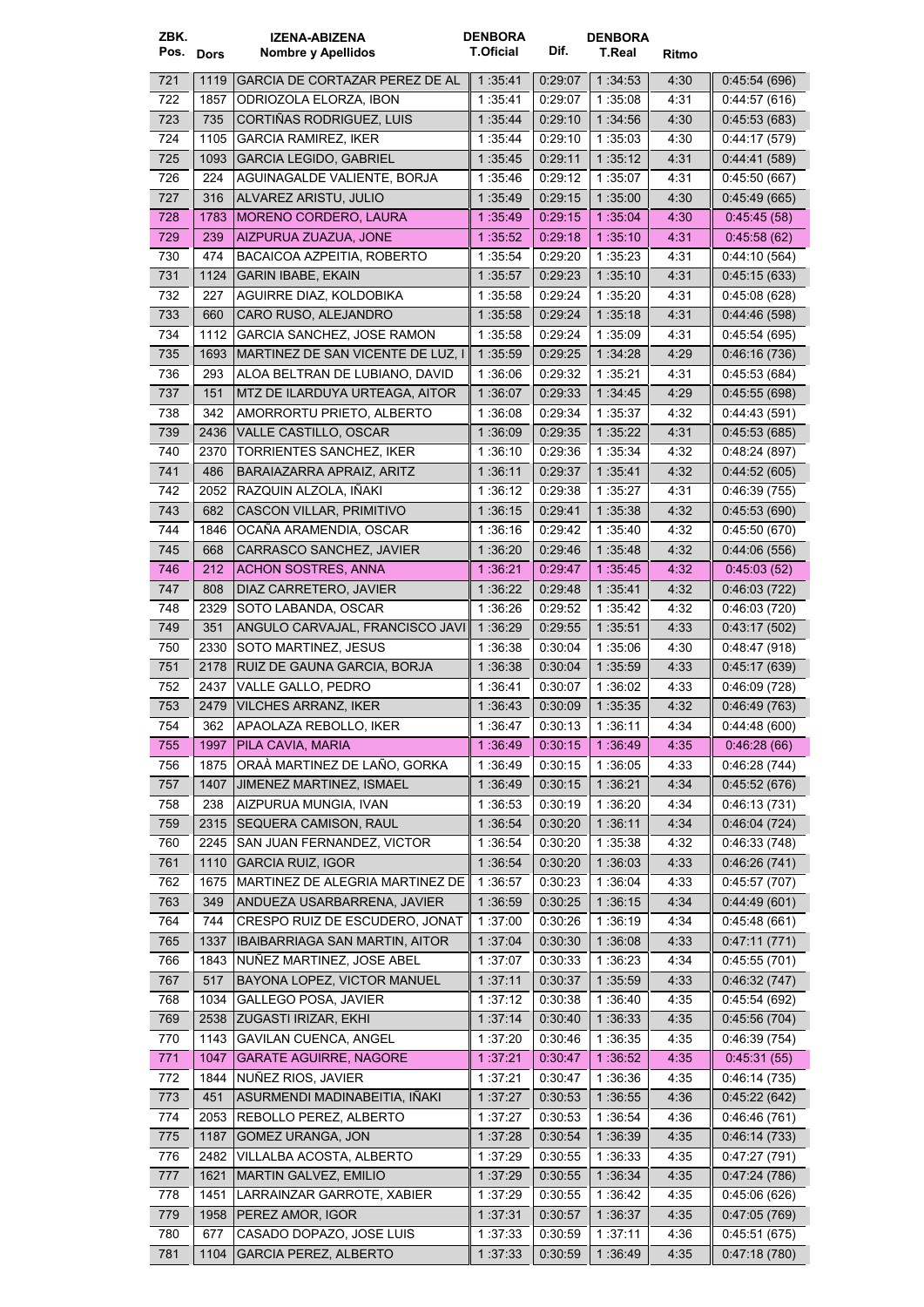| ZBK. Pos. | Dors | IZENA-ABIZENA Nombre y Apellidos | DENBORA T.Oficial | Dif. | DENBORA T.Real | Ritmo | |
|---|---|---|---|---|---|---|---|
| 721 | 1119 | GARCIA DE CORTAZAR PEREZ DE AL | 1 :35:41 | 0:29:07 | 1 :34:53 | 4:30 | 0:45:54 (696) |
| 722 | 1857 | ODRIOZOLA ELORZA, IBON | 1 :35:41 | 0:29:07 | 1 :35:08 | 4:31 | 0:44:57 (616) |
| 723 | 735 | CORTIÑAS RODRIGUEZ, LUIS | 1 :35:44 | 0:29:10 | 1 :34:56 | 4:30 | 0:45:53 (683) |
| 724 | 1105 | GARCIA RAMIREZ, IKER | 1 :35:44 | 0:29:10 | 1 :35:03 | 4:30 | 0:44:17 (579) |
| 725 | 1093 | GARCIA LEGIDO, GABRIEL | 1 :35:45 | 0:29:11 | 1 :35:12 | 4:31 | 0:44:41 (589) |
| 726 | 224 | AGUINAGALDE VALIENTE, BORJA | 1 :35:46 | 0:29:12 | 1 :35:07 | 4:31 | 0:45:50 (667) |
| 727 | 316 | ALVAREZ ARISTU, JULIO | 1 :35:49 | 0:29:15 | 1 :35:00 | 4:30 | 0:45:49 (665) |
| 728 | 1783 | MORENO CORDERO, LAURA | 1 :35:49 | 0:29:15 | 1 :35:04 | 4:30 | 0:45:45 (58) |
| 729 | 239 | AIZPURUA ZUAZUA, JONE | 1 :35:52 | 0:29:18 | 1 :35:10 | 4:31 | 0:45:58 (62) |
| 730 | 474 | BACAICOA AZPEITIA, ROBERTO | 1 :35:54 | 0:29:20 | 1 :35:23 | 4:31 | 0:44:10 (564) |
| 731 | 1124 | GARIN IBABE, EKAIN | 1 :35:57 | 0:29:23 | 1 :35:10 | 4:31 | 0:45:15 (633) |
| 732 | 227 | AGUIRRE DIAZ, KOLDOBIKA | 1 :35:58 | 0:29:24 | 1 :35:20 | 4:31 | 0:45:08 (628) |
| 733 | 660 | CARO RUSO, ALEJANDRO | 1 :35:58 | 0:29:24 | 1 :35:18 | 4:31 | 0:44:46 (598) |
| 734 | 1112 | GARCIA SANCHEZ, JOSE RAMON | 1 :35:58 | 0:29:24 | 1 :35:09 | 4:31 | 0:45:54 (695) |
| 735 | 1693 | MARTINEZ DE SAN VICENTE DE LUZ, I | 1 :35:59 | 0:29:25 | 1 :34:28 | 4:29 | 0:46:16 (736) |
| 736 | 293 | ALOA BELTRAN DE LUBIANO, DAVID | 1 :36:06 | 0:29:32 | 1 :35:21 | 4:31 | 0:45:53 (684) |
| 737 | 151 | MTZ DE ILARDUYA URTEAGA, AITOR | 1 :36:07 | 0:29:33 | 1 :34:45 | 4:29 | 0:45:55 (698) |
| 738 | 342 | AMORRORTU PRIETO, ALBERTO | 1 :36:08 | 0:29:34 | 1 :35:37 | 4:32 | 0:44:43 (591) |
| 739 | 2436 | VALLE CASTILLO, OSCAR | 1 :36:09 | 0:29:35 | 1 :35:22 | 4:31 | 0:45:53 (685) |
| 740 | 2370 | TORRIENTES SANCHEZ, IKER | 1 :36:10 | 0:29:36 | 1 :35:34 | 4:32 | 0:48:24 (897) |
| 741 | 486 | BARAIAZARRA APRAIZ, ARITZ | 1 :36:11 | 0:29:37 | 1 :35:41 | 4:32 | 0:44:52 (605) |
| 742 | 2052 | RAZQUIN ALZOLA, IÑAKI | 1 :36:12 | 0:29:38 | 1 :35:27 | 4:31 | 0:46:39 (755) |
| 743 | 682 | CASCON VILLAR, PRIMITIVO | 1 :36:15 | 0:29:41 | 1 :35:38 | 4:32 | 0:45:53 (690) |
| 744 | 1846 | OCAÑA ARAMENDIA, OSCAR | 1 :36:16 | 0:29:42 | 1 :35:40 | 4:32 | 0:45:50 (670) |
| 745 | 668 | CARRASCO SANCHEZ, JAVIER | 1 :36:20 | 0:29:46 | 1 :35:48 | 4:32 | 0:44:06 (556) |
| 746 | 212 | ACHON SOSTRES, ANNA | 1 :36:21 | 0:29:47 | 1 :35:45 | 4:32 | 0:45:03 (52) |
| 747 | 808 | DIAZ CARRETERO, JAVIER | 1 :36:22 | 0:29:48 | 1 :35:41 | 4:32 | 0:46:03 (722) |
| 748 | 2329 | SOTO LABANDA, OSCAR | 1 :36:26 | 0:29:52 | 1 :35:42 | 4:32 | 0:46:03 (720) |
| 749 | 351 | ANGULO CARVAJAL, FRANCISCO JAVI | 1 :36:29 | 0:29:55 | 1 :35:51 | 4:33 | 0:43:17 (502) |
| 750 | 2330 | SOTO MARTINEZ, JESUS | 1 :36:38 | 0:30:04 | 1 :35:06 | 4:30 | 0:48:47 (918) |
| 751 | 2178 | RUIZ DE GAUNA GARCIA, BORJA | 1 :36:38 | 0:30:04 | 1 :35:59 | 4:33 | 0:45:17 (639) |
| 752 | 2437 | VALLE GALLO, PEDRO | 1 :36:41 | 0:30:07 | 1 :36:02 | 4:33 | 0:46:09 (728) |
| 753 | 2479 | VILCHES ARRANZ, IKER | 1 :36:43 | 0:30:09 | 1 :35:35 | 4:32 | 0:46:49 (763) |
| 754 | 362 | APAOLAZA REBOLLO, IKER | 1 :36:47 | 0:30:13 | 1 :36:11 | 4:34 | 0:44:48 (600) |
| 755 | 1997 | PILA CAVIA, MARIA | 1 :36:49 | 0:30:15 | 1 :36:49 | 4:35 | 0:46:28 (66) |
| 756 | 1875 | ORAÀ MARTINEZ DE LAÑO, GORKA | 1 :36:49 | 0:30:15 | 1 :36:05 | 4:33 | 0:46:28 (744) |
| 757 | 1407 | JIMENEZ MARTINEZ, ISMAEL | 1 :36:49 | 0:30:15 | 1 :36:21 | 4:34 | 0:45:52 (676) |
| 758 | 238 | AIZPURUA MUNGIA, IVAN | 1 :36:53 | 0:30:19 | 1 :36:20 | 4:34 | 0:46:13 (731) |
| 759 | 2315 | SEQUERA CAMISON, RAUL | 1 :36:54 | 0:30:20 | 1 :36:11 | 4:34 | 0:46:04 (724) |
| 760 | 2245 | SAN JUAN FERNANDEZ, VICTOR | 1 :36:54 | 0:30:20 | 1 :35:38 | 4:32 | 0:46:33 (748) |
| 761 | 1110 | GARCIA RUIZ, IGOR | 1 :36:54 | 0:30:20 | 1 :36:03 | 4:33 | 0:46:26 (741) |
| 762 | 1675 | MARTINEZ DE ALEGRIA MARTINEZ DE | 1 :36:57 | 0:30:23 | 1 :36:04 | 4:33 | 0:45:57 (707) |
| 763 | 349 | ANDUEZA USARBARRENA, JAVIER | 1 :36:59 | 0:30:25 | 1 :36:15 | 4:34 | 0:44:49 (601) |
| 764 | 744 | CRESPO RUIZ DE ESCUDERO, JONAT | 1 :37:00 | 0:30:26 | 1 :36:19 | 4:34 | 0:45:48 (661) |
| 765 | 1337 | IBAIBARRIAGA SAN MARTIN, AITOR | 1 :37:04 | 0:30:30 | 1 :36:08 | 4:33 | 0:47:11 (771) |
| 766 | 1843 | NUÑEZ MARTINEZ, JOSE ABEL | 1 :37:07 | 0:30:33 | 1 :36:23 | 4:34 | 0:45:55 (701) |
| 767 | 517 | BAYONA LOPEZ, VICTOR MANUEL | 1 :37:11 | 0:30:37 | 1 :35:59 | 4:33 | 0:46:32 (747) |
| 768 | 1034 | GALLEGO POSA, JAVIER | 1 :37:12 | 0:30:38 | 1 :36:40 | 4:35 | 0:45:54 (692) |
| 769 | 2538 | ZUGASTI IRIZAR, EKHI | 1 :37:14 | 0:30:40 | 1 :36:33 | 4:35 | 0:45:56 (704) |
| 770 | 1143 | GAVILAN CUENCA, ANGEL | 1 :37:20 | 0:30:46 | 1 :36:35 | 4:35 | 0:46:39 (754) |
| 771 | 1047 | GARATE AGUIRRE, NAGORE | 1 :37:21 | 0:30:47 | 1 :36:52 | 4:35 | 0:45:31 (55) |
| 772 | 1844 | NUÑEZ RIOS, JAVIER | 1 :37:21 | 0:30:47 | 1 :36:36 | 4:35 | 0:46:14 (735) |
| 773 | 451 | ASURMENDI MADINABEITIA, IÑAKI | 1 :37:27 | 0:30:53 | 1 :36:55 | 4:36 | 0:45:22 (642) |
| 774 | 2053 | REBOLLO PEREZ, ALBERTO | 1 :37:27 | 0:30:53 | 1 :36:54 | 4:36 | 0:46:46 (761) |
| 775 | 1187 | GOMEZ URANGA, JON | 1 :37:28 | 0:30:54 | 1 :36:39 | 4:35 | 0:46:14 (733) |
| 776 | 2482 | VILLALBA ACOSTA, ALBERTO | 1 :37:29 | 0:30:55 | 1 :36:33 | 4:35 | 0:47:27 (791) |
| 777 | 1621 | MARTIN GALVEZ, EMILIO | 1 :37:29 | 0:30:55 | 1 :36:34 | 4:35 | 0:47:24 (786) |
| 778 | 1451 | LARRAINZAR GARROTE, XABIER | 1 :37:29 | 0:30:55 | 1 :36:42 | 4:35 | 0:45:06 (626) |
| 779 | 1958 | PEREZ AMOR, IGOR | 1 :37:31 | 0:30:57 | 1 :36:37 | 4:35 | 0:47:05 (769) |
| 780 | 677 | CASADO DOPAZO, JOSE LUIS | 1 :37:33 | 0:30:59 | 1 :37:11 | 4:36 | 0:45:51 (675) |
| 781 | 1104 | GARCIA PEREZ, ALBERTO | 1 :37:33 | 0:30:59 | 1 :36:49 | 4:35 | 0:47:18 (780) |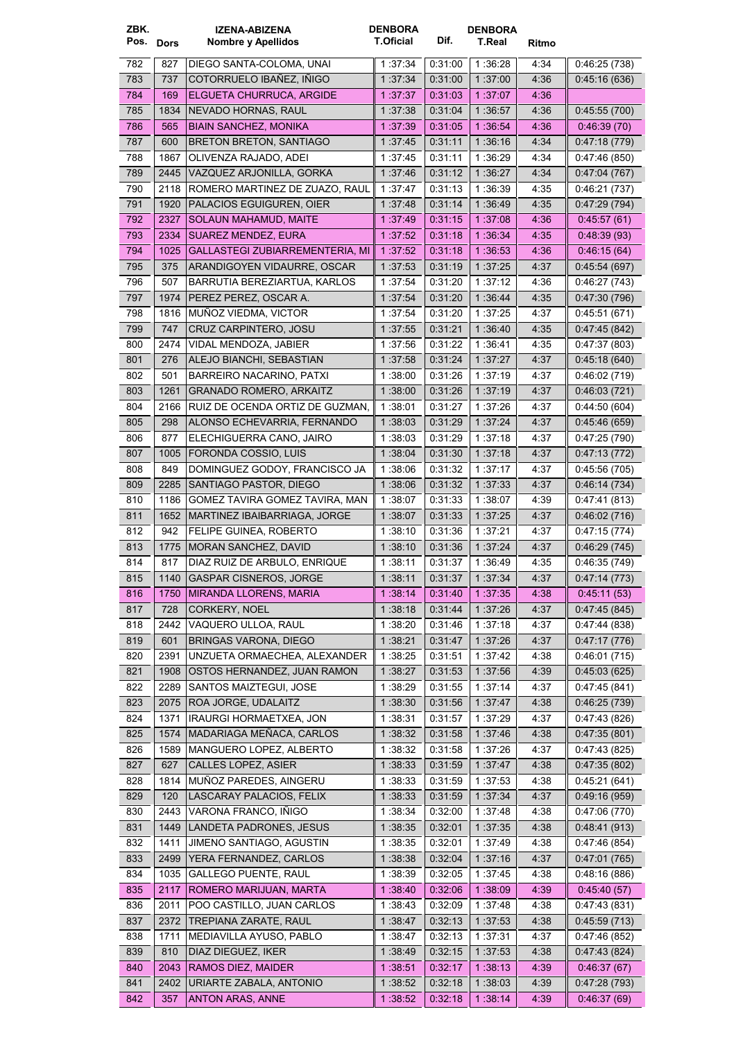| ZBK. Pos. | Dors | IZENA-ABIZENA Nombre y Apellidos | DENBORA T.Oficial | Dif. | DENBORA T.Real | Ritmo | |
|---|---|---|---|---|---|---|---|
| 782 | 827 | DIEGO SANTA-COLOMA, UNAI | 1 :37:34 | 0:31:00 | 1 :36:28 | 4:34 | 0:46:25 (738) |
| 783 | 737 | COTORRUELO IBAÑEZ, IÑIGO | 1 :37:34 | 0:31:00 | 1 :37:00 | 4:36 | 0:45:16 (636) |
| 784 | 169 | ELGUETA CHURRUCA, ARGIDE | 1 :37:37 | 0:31:03 | 1 :37:07 | 4:36 | |
| 785 | 1834 | NEVADO HORNAS, RAUL | 1 :37:38 | 0:31:04 | 1 :36:57 | 4:36 | 0:45:55 (700) |
| 786 | 565 | BIAIN SANCHEZ, MONIKA | 1 :37:39 | 0:31:05 | 1 :36:54 | 4:36 | 0:46:39 (70) |
| 787 | 600 | BRETON BRETON, SANTIAGO | 1 :37:45 | 0:31:11 | 1 :36:16 | 4:34 | 0:47:18 (779) |
| 788 | 1867 | OLIVENZA RAJADO, ADEI | 1 :37:45 | 0:31:11 | 1 :36:29 | 4:34 | 0:47:46 (850) |
| 789 | 2445 | VAZQUEZ ARJONILLA, GORKA | 1 :37:46 | 0:31:12 | 1 :36:27 | 4:34 | 0:47:04 (767) |
| 790 | 2118 | ROMERO MARTINEZ DE ZUAZO, RAUL | 1 :37:47 | 0:31:13 | 1 :36:39 | 4:35 | 0:46:21 (737) |
| 791 | 1920 | PALACIOS EGUIGUREN, OIER | 1 :37:48 | 0:31:14 | 1 :36:49 | 4:35 | 0:47:29 (794) |
| 792 | 2327 | SOLAUN MAHAMUD, MAITE | 1 :37:49 | 0:31:15 | 1 :37:08 | 4:36 | 0:45:57 (61) |
| 793 | 2334 | SUAREZ MENDEZ, EURA | 1 :37:52 | 0:31:18 | 1 :36:34 | 4:35 | 0:48:39 (93) |
| 794 | 1025 | GALLASTEGI ZUBIARREMENTERIA, MI | 1 :37:52 | 0:31:18 | 1 :36:53 | 4:36 | 0:46:15 (64) |
| 795 | 375 | ARANDIGOYEN VIDAURRE, OSCAR | 1 :37:53 | 0:31:19 | 1 :37:25 | 4:37 | 0:45:54 (697) |
| 796 | 507 | BARRUTIA BEREZIARTUA, KARLOS | 1 :37:54 | 0:31:20 | 1 :37:12 | 4:36 | 0:46:27 (743) |
| 797 | 1974 | PEREZ PEREZ, OSCAR A. | 1 :37:54 | 0:31:20 | 1 :36:44 | 4:35 | 0:47:30 (796) |
| 798 | 1816 | MUÑOZ VIEDMA, VICTOR | 1 :37:54 | 0:31:20 | 1 :37:25 | 4:37 | 0:45:51 (671) |
| 799 | 747 | CRUZ CARPINTERO, JOSU | 1 :37:55 | 0:31:21 | 1 :36:40 | 4:35 | 0:47:45 (842) |
| 800 | 2474 | VIDAL MENDOZA, JABIER | 1 :37:56 | 0:31:22 | 1 :36:41 | 4:35 | 0:47:37 (803) |
| 801 | 276 | ALEJO BIANCHI, SEBASTIAN | 1 :37:58 | 0:31:24 | 1 :37:27 | 4:37 | 0:45:18 (640) |
| 802 | 501 | BARREIRO NACARINO, PATXI | 1 :38:00 | 0:31:26 | 1 :37:19 | 4:37 | 0:46:02 (719) |
| 803 | 1261 | GRANADO ROMERO, ARKAITZ | 1 :38:00 | 0:31:26 | 1 :37:19 | 4:37 | 0:46:03 (721) |
| 804 | 2166 | RUIZ DE OCENDA ORTIZ DE GUZMAN, | 1 :38:01 | 0:31:27 | 1 :37:26 | 4:37 | 0:44:50 (604) |
| 805 | 298 | ALONSO ECHEVARRIA, FERNANDO | 1 :38:03 | 0:31:29 | 1 :37:24 | 4:37 | 0:45:46 (659) |
| 806 | 877 | ELECHIGUERRA CANO, JAIRO | 1 :38:03 | 0:31:29 | 1 :37:18 | 4:37 | 0:47:25 (790) |
| 807 | 1005 | FORONDA COSSIO, LUIS | 1 :38:04 | 0:31:30 | 1 :37:18 | 4:37 | 0:47:13 (772) |
| 808 | 849 | DOMINGUEZ GODOY, FRANCISCO JA | 1 :38:06 | 0:31:32 | 1 :37:17 | 4:37 | 0:45:56 (705) |
| 809 | 2285 | SANTIAGO PASTOR, DIEGO | 1 :38:06 | 0:31:32 | 1 :37:33 | 4:37 | 0:46:14 (734) |
| 810 | 1186 | GOMEZ TAVIRA GOMEZ TAVIRA, MAN | 1 :38:07 | 0:31:33 | 1 :38:07 | 4:39 | 0:47:41 (813) |
| 811 | 1652 | MARTINEZ IBAIBARRIAGA, JORGE | 1 :38:07 | 0:31:33 | 1 :37:25 | 4:37 | 0:46:02 (716) |
| 812 | 942 | FELIPE GUINEA, ROBERTO | 1 :38:10 | 0:31:36 | 1 :37:21 | 4:37 | 0:47:15 (774) |
| 813 | 1775 | MORAN SANCHEZ, DAVID | 1 :38:10 | 0:31:36 | 1 :37:24 | 4:37 | 0:46:29 (745) |
| 814 | 817 | DIAZ RUIZ DE ARBULO, ENRIQUE | 1 :38:11 | 0:31:37 | 1 :36:49 | 4:35 | 0:46:35 (749) |
| 815 | 1140 | GASPAR CISNEROS, JORGE | 1 :38:11 | 0:31:37 | 1 :37:34 | 4:37 | 0:47:14 (773) |
| 816 | 1750 | MIRANDA LLORENS, MARIA | 1 :38:14 | 0:31:40 | 1 :37:35 | 4:38 | 0:45:11 (53) |
| 817 | 728 | CORKERY, NOEL | 1 :38:18 | 0:31:44 | 1 :37:26 | 4:37 | 0:47:45 (845) |
| 818 | 2442 | VAQUERO ULLOA, RAUL | 1 :38:20 | 0:31:46 | 1 :37:18 | 4:37 | 0:47:44 (838) |
| 819 | 601 | BRINGAS VARONA, DIEGO | 1 :38:21 | 0:31:47 | 1 :37:26 | 4:37 | 0:47:17 (776) |
| 820 | 2391 | UNZUETA ORMAECHEA, ALEXANDER | 1 :38:25 | 0:31:51 | 1 :37:42 | 4:38 | 0:46:01 (715) |
| 821 | 1908 | OSTOS HERNANDEZ, JUAN RAMON | 1 :38:27 | 0:31:53 | 1 :37:56 | 4:39 | 0:45:03 (625) |
| 822 | 2289 | SANTOS MAIZTEGUI, JOSE | 1 :38:29 | 0:31:55 | 1 :37:14 | 4:37 | 0:47:45 (841) |
| 823 | 2075 | ROA JORGE, UDALAITZ | 1 :38:30 | 0:31:56 | 1 :37:47 | 4:38 | 0:46:25 (739) |
| 824 | 1371 | IRAURGI HORMAETXEA, JON | 1 :38:31 | 0:31:57 | 1 :37:29 | 4:37 | 0:47:43 (826) |
| 825 | 1574 | MADARIAGA MEÑACA, CARLOS | 1 :38:32 | 0:31:58 | 1 :37:46 | 4:38 | 0:47:35 (801) |
| 826 | 1589 | MANGUERO LOPEZ, ALBERTO | 1 :38:32 | 0:31:58 | 1 :37:26 | 4:37 | 0:47:43 (825) |
| 827 | 627 | CALLES LOPEZ, ASIER | 1 :38:33 | 0:31:59 | 1 :37:47 | 4:38 | 0:47:35 (802) |
| 828 | 1814 | MUÑOZ PAREDES, AINGERU | 1 :38:33 | 0:31:59 | 1 :37:53 | 4:38 | 0:45:21 (641) |
| 829 | 120 | LASCARAY PALACIOS, FELIX | 1 :38:33 | 0:31:59 | 1 :37:34 | 4:37 | 0:49:16 (959) |
| 830 | 2443 | VARONA FRANCO, IÑIGO | 1 :38:34 | 0:32:00 | 1 :37:48 | 4:38 | 0:47:06 (770) |
| 831 | 1449 | LANDETA PADRONES, JESUS | 1 :38:35 | 0:32:01 | 1 :37:35 | 4:38 | 0:48:41 (913) |
| 832 | 1411 | JIMENO SANTIAGO, AGUSTIN | 1 :38:35 | 0:32:01 | 1 :37:49 | 4:38 | 0:47:46 (854) |
| 833 | 2499 | YERA FERNANDEZ, CARLOS | 1 :38:38 | 0:32:04 | 1 :37:16 | 4:37 | 0:47:01 (765) |
| 834 | 1035 | GALLEGO PUENTE, RAUL | 1 :38:39 | 0:32:05 | 1 :37:45 | 4:38 | 0:48:16 (886) |
| 835 | 2117 | ROMERO MARIJUAN, MARTA | 1 :38:40 | 0:32:06 | 1 :38:09 | 4:39 | 0:45:40 (57) |
| 836 | 2011 | POO CASTILLO, JUAN CARLOS | 1 :38:43 | 0:32:09 | 1 :37:48 | 4:38 | 0:47:43 (831) |
| 837 | 2372 | TREPIANA ZARATE, RAUL | 1 :38:47 | 0:32:13 | 1 :37:53 | 4:38 | 0:45:59 (713) |
| 838 | 1711 | MEDIAVILLA AYUSO, PABLO | 1 :38:47 | 0:32:13 | 1 :37:31 | 4:37 | 0:47:46 (852) |
| 839 | 810 | DIAZ DIEGUEZ, IKER | 1 :38:49 | 0:32:15 | 1 :37:53 | 4:38 | 0:47:43 (824) |
| 840 | 2043 | RAMOS DIEZ, MAIDER | 1 :38:51 | 0:32:17 | 1 :38:13 | 4:39 | 0:46:37 (67) |
| 841 | 2402 | URIARTE ZABALA, ANTONIO | 1 :38:52 | 0:32:18 | 1 :38:03 | 4:39 | 0:47:28 (793) |
| 842 | 357 | ANTON ARAS, ANNE | 1 :38:52 | 0:32:18 | 1 :38:14 | 4:39 | 0:46:37 (69) |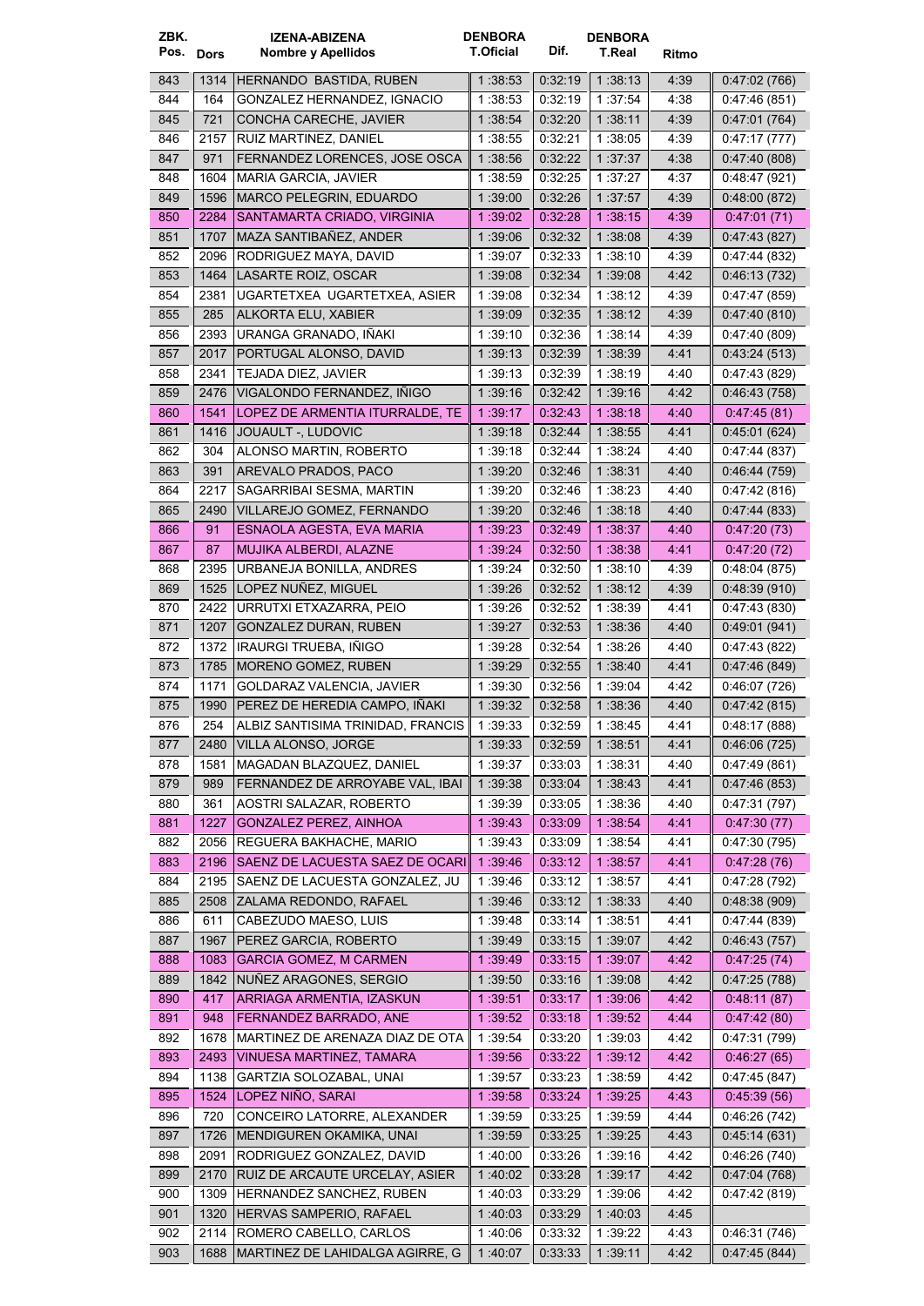| ZBK. Pos. | Dors | IZENA-ABIZENA Nombre y Apellidos | DENBORA T.Oficial | Dif. | DENBORA T.Real | Ritmo | |
|---|---|---|---|---|---|---|---|
| 843 | 1314 | HERNANDO BASTIDA, RUBEN | 1 :38:53 | 0:32:19 | 1 :38:13 | 4:39 | 0:47:02 (766) |
| 844 | 164 | GONZALEZ HERNANDEZ, IGNACIO | 1 :38:53 | 0:32:19 | 1 :37:54 | 4:38 | 0:47:46 (851) |
| 845 | 721 | CONCHA CARECHE, JAVIER | 1 :38:54 | 0:32:20 | 1 :38:11 | 4:39 | 0:47:01 (764) |
| 846 | 2157 | RUIZ MARTINEZ, DANIEL | 1 :38:55 | 0:32:21 | 1 :38:05 | 4:39 | 0:47:17 (777) |
| 847 | 971 | FERNANDEZ LORENCES, JOSE OSCA | 1 :38:56 | 0:32:22 | 1 :37:37 | 4:38 | 0:47:40 (808) |
| 848 | 1604 | MARIA GARCIA, JAVIER | 1 :38:59 | 0:32:25 | 1 :37:27 | 4:37 | 0:48:47 (921) |
| 849 | 1596 | MARCO PELEGRIN, EDUARDO | 1 :39:00 | 0:32:26 | 1 :37:57 | 4:39 | 0:48:00 (872) |
| 850 | 2284 | SANTAMARTA CRIADO, VIRGINIA | 1 :39:02 | 0:32:28 | 1 :38:15 | 4:39 | 0:47:01 (71) |
| 851 | 1707 | MAZA SANTIBAÑEZ, ANDER | 1 :39:06 | 0:32:32 | 1 :38:08 | 4:39 | 0:47:43 (827) |
| 852 | 2096 | RODRIGUEZ MAYA, DAVID | 1 :39:07 | 0:32:33 | 1 :38:10 | 4:39 | 0:47:44 (832) |
| 853 | 1464 | LASARTE ROIZ, OSCAR | 1 :39:08 | 0:32:34 | 1 :39:08 | 4:42 | 0:46:13 (732) |
| 854 | 2381 | UGARTETXEA UGARTETXEA, ASIER | 1 :39:08 | 0:32:34 | 1 :38:12 | 4:39 | 0:47:47 (859) |
| 855 | 285 | ALKORTA ELU, XABIER | 1 :39:09 | 0:32:35 | 1 :38:12 | 4:39 | 0:47:40 (810) |
| 856 | 2393 | URANGA GRANADO, IÑAKI | 1 :39:10 | 0:32:36 | 1 :38:14 | 4:39 | 0:47:40 (809) |
| 857 | 2017 | PORTUGAL ALONSO, DAVID | 1 :39:13 | 0:32:39 | 1 :38:39 | 4:41 | 0:43:24 (513) |
| 858 | 2341 | TEJADA DIEZ, JAVIER | 1 :39:13 | 0:32:39 | 1 :38:19 | 4:40 | 0:47:43 (829) |
| 859 | 2476 | VIGALONDO FERNANDEZ, IÑIGO | 1 :39:16 | 0:32:42 | 1 :39:16 | 4:42 | 0:46:43 (758) |
| 860 | 1541 | LOPEZ DE ARMENTIA ITURRALDE, TE | 1 :39:17 | 0:32:43 | 1 :38:18 | 4:40 | 0:47:45 (81) |
| 861 | 1416 | JOUAULT -, LUDOVIC | 1 :39:18 | 0:32:44 | 1 :38:55 | 4:41 | 0:45:01 (624) |
| 862 | 304 | ALONSO MARTIN, ROBERTO | 1 :39:18 | 0:32:44 | 1 :38:24 | 4:40 | 0:47:44 (837) |
| 863 | 391 | AREVALO PRADOS, PACO | 1 :39:20 | 0:32:46 | 1 :38:31 | 4:40 | 0:46:44 (759) |
| 864 | 2217 | SAGARRIBAI SESMA, MARTIN | 1 :39:20 | 0:32:46 | 1 :38:23 | 4:40 | 0:47:42 (816) |
| 865 | 2490 | VILLAREJO GOMEZ, FERNANDO | 1 :39:20 | 0:32:46 | 1 :38:18 | 4:40 | 0:47:44 (833) |
| 866 | 91 | ESNAOLA AGESTA, EVA MARIA | 1 :39:23 | 0:32:49 | 1 :38:37 | 4:40 | 0:47:20 (73) |
| 867 | 87 | MUJIKA ALBERDI, ALAZNE | 1 :39:24 | 0:32:50 | 1 :38:38 | 4:41 | 0:47:20 (72) |
| 868 | 2395 | URBANEJA BONILLA, ANDRES | 1 :39:24 | 0:32:50 | 1 :38:10 | 4:39 | 0:48:04 (875) |
| 869 | 1525 | LOPEZ NUÑEZ, MIGUEL | 1 :39:26 | 0:32:52 | 1 :38:12 | 4:39 | 0:48:39 (910) |
| 870 | 2422 | URRUTXI ETXAZARRA, PEIO | 1 :39:26 | 0:32:52 | 1 :38:39 | 4:41 | 0:47:43 (830) |
| 871 | 1207 | GONZALEZ DURAN, RUBEN | 1 :39:27 | 0:32:53 | 1 :38:36 | 4:40 | 0:49:01 (941) |
| 872 | 1372 | IRAURGI TRUEBA, IÑIGO | 1 :39:28 | 0:32:54 | 1 :38:26 | 4:40 | 0:47:43 (822) |
| 873 | 1785 | MORENO GOMEZ, RUBEN | 1 :39:29 | 0:32:55 | 1 :38:40 | 4:41 | 0:47:46 (849) |
| 874 | 1171 | GOLDARAZ VALENCIA, JAVIER | 1 :39:30 | 0:32:56 | 1 :39:04 | 4:42 | 0:46:07 (726) |
| 875 | 1990 | PEREZ DE HEREDIA CAMPO, IÑAKI | 1 :39:32 | 0:32:58 | 1 :38:36 | 4:40 | 0:47:42 (815) |
| 876 | 254 | ALBIZ SANTISIMA TRINIDAD, FRANCIS | 1 :39:33 | 0:32:59 | 1 :38:45 | 4:41 | 0:48:17 (888) |
| 877 | 2480 | VILLA ALONSO, JORGE | 1 :39:33 | 0:32:59 | 1 :38:51 | 4:41 | 0:46:06 (725) |
| 878 | 1581 | MAGADAN BLAZQUEZ, DANIEL | 1 :39:37 | 0:33:03 | 1 :38:31 | 4:40 | 0:47:49 (861) |
| 879 | 989 | FERNANDEZ DE ARROYABE VAL, IBAI | 1 :39:38 | 0:33:04 | 1 :38:43 | 4:41 | 0:47:46 (853) |
| 880 | 361 | AOSTRI SALAZAR, ROBERTO | 1 :39:39 | 0:33:05 | 1 :38:36 | 4:40 | 0:47:31 (797) |
| 881 | 1227 | GONZALEZ PEREZ, AINHOA | 1 :39:43 | 0:33:09 | 1 :38:54 | 4:41 | 0:47:30 (77) |
| 882 | 2056 | REGUERA BAKHACHE, MARIO | 1 :39:43 | 0:33:09 | 1 :38:54 | 4:41 | 0:47:30 (795) |
| 883 | 2196 | SAENZ DE LACUESTA SAEZ DE OCARI | 1 :39:46 | 0:33:12 | 1 :38:57 | 4:41 | 0:47:28 (76) |
| 884 | 2195 | SAENZ DE LACUESTA GONZALEZ, JU | 1 :39:46 | 0:33:12 | 1 :38:57 | 4:41 | 0:47:28 (792) |
| 885 | 2508 | ZALAMA REDONDO, RAFAEL | 1 :39:46 | 0:33:12 | 1 :38:33 | 4:40 | 0:48:38 (909) |
| 886 | 611 | CABEZUDO MAESO, LUIS | 1 :39:48 | 0:33:14 | 1 :38:51 | 4:41 | 0:47:44 (839) |
| 887 | 1967 | PEREZ GARCIA, ROBERTO | 1 :39:49 | 0:33:15 | 1 :39:07 | 4:42 | 0:46:43 (757) |
| 888 | 1083 | GARCIA GOMEZ, M CARMEN | 1 :39:49 | 0:33:15 | 1 :39:07 | 4:42 | 0:47:25 (74) |
| 889 | 1842 | NUÑEZ ARAGONES, SERGIO | 1 :39:50 | 0:33:16 | 1 :39:08 | 4:42 | 0:47:25 (788) |
| 890 | 417 | ARRIAGA ARMENTIA, IZASKUN | 1 :39:51 | 0:33:17 | 1 :39:06 | 4:42 | 0:48:11 (87) |
| 891 | 948 | FERNANDEZ BARRADO, ANE | 1 :39:52 | 0:33:18 | 1 :39:52 | 4:44 | 0:47:42 (80) |
| 892 | 1678 | MARTINEZ DE ARENAZA DIAZ DE OTA | 1 :39:54 | 0:33:20 | 1 :39:03 | 4:42 | 0:47:31 (799) |
| 893 | 2493 | VINUESA MARTINEZ, TAMARA | 1 :39:56 | 0:33:22 | 1 :39:12 | 4:42 | 0:46:27 (65) |
| 894 | 1138 | GARTZIA SOLOZABAL, UNAI | 1 :39:57 | 0:33:23 | 1 :38:59 | 4:42 | 0:47:45 (847) |
| 895 | 1524 | LOPEZ NIÑO, SARAI | 1 :39:58 | 0:33:24 | 1 :39:25 | 4:43 | 0:45:39 (56) |
| 896 | 720 | CONCEIRO LATORRE, ALEXANDER | 1 :39:59 | 0:33:25 | 1 :39:59 | 4:44 | 0:46:26 (742) |
| 897 | 1726 | MENDIGUREN OKAMIKA, UNAI | 1 :39:59 | 0:33:25 | 1 :39:25 | 4:43 | 0:45:14 (631) |
| 898 | 2091 | RODRIGUEZ GONZALEZ, DAVID | 1 :40:00 | 0:33:26 | 1 :39:16 | 4:42 | 0:46:26 (740) |
| 899 | 2170 | RUIZ DE ARCAUTE URCELAY, ASIER | 1 :40:02 | 0:33:28 | 1 :39:17 | 4:42 | 0:47:04 (768) |
| 900 | 1309 | HERNANDEZ SANCHEZ, RUBEN | 1 :40:03 | 0:33:29 | 1 :39:06 | 4:42 | 0:47:42 (819) |
| 901 | 1320 | HERVAS SAMPERIO, RAFAEL | 1 :40:03 | 0:33:29 | 1 :40:03 | 4:45 | |
| 902 | 2114 | ROMERO CABELLO, CARLOS | 1 :40:06 | 0:33:32 | 1 :39:22 | 4:43 | 0:46:31 (746) |
| 903 | 1688 | MARTINEZ DE LAHIDALGA AGIRRE, G | 1 :40:07 | 0:33:33 | 1 :39:11 | 4:42 | 0:47:45 (844) |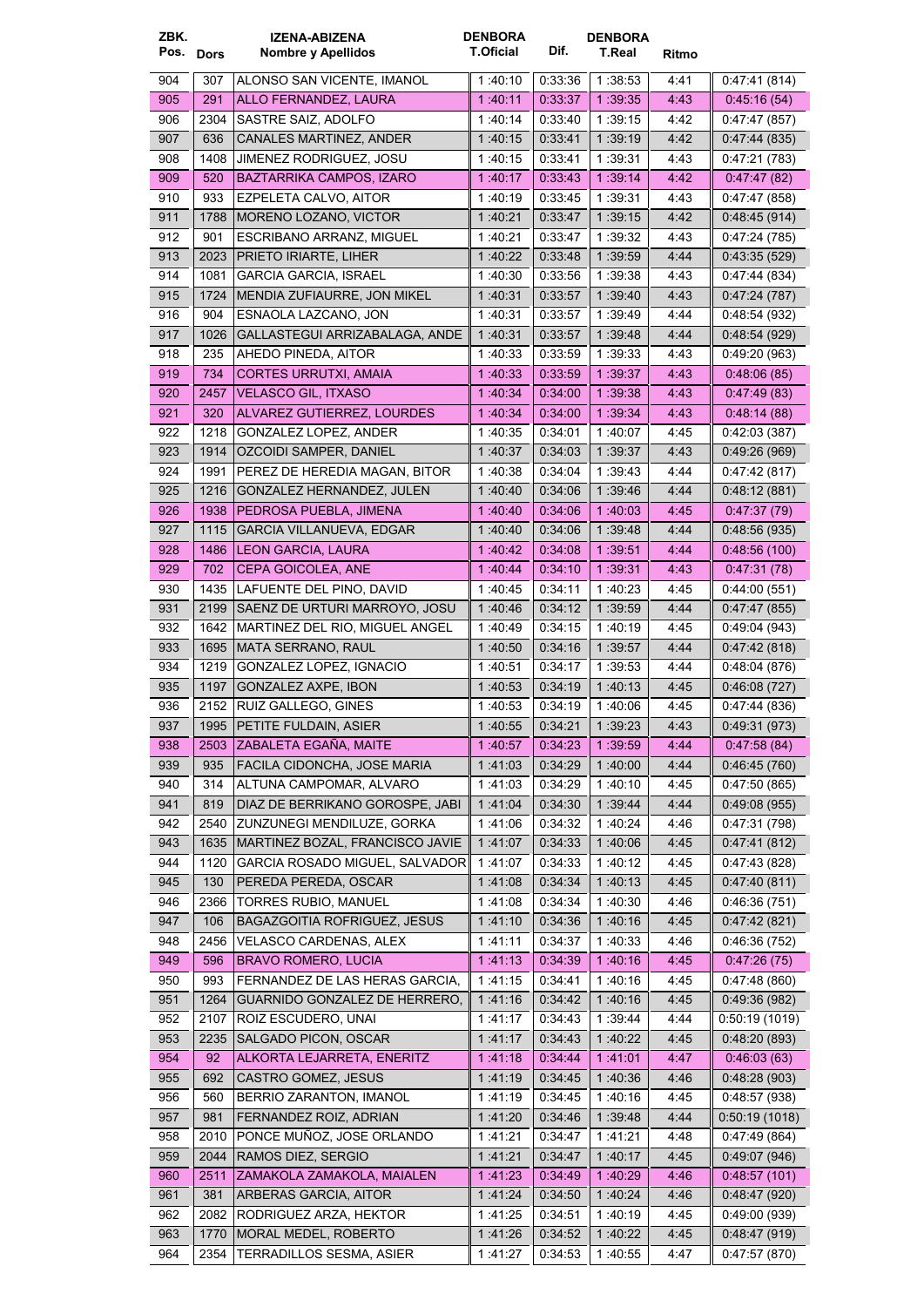| ZBK. Pos. | Dors | IZENA-ABIZENA Nombre y Apellidos | DENBORA T.Oficial | Dif. | DENBORA T.Real | Ritmo | |
|---|---|---|---|---|---|---|---|
| 904 | 307 | ALONSO SAN VICENTE, IMANOL | 1 :40:10 | 0:33:36 | 1 :38:53 | 4:41 | 0:47:41 (814) |
| 905 | 291 | ALLO FERNANDEZ, LAURA | 1 :40:11 | 0:33:37 | 1 :39:35 | 4:43 | 0:45:16 (54) |
| 906 | 2304 | SASTRE SAIZ, ADOLFO | 1 :40:14 | 0:33:40 | 1 :39:15 | 4:42 | 0:47:47 (857) |
| 907 | 636 | CANALES MARTINEZ, ANDER | 1 :40:15 | 0:33:41 | 1 :39:19 | 4:42 | 0:47:44 (835) |
| 908 | 1408 | JIMENEZ RODRIGUEZ, JOSU | 1 :40:15 | 0:33:41 | 1 :39:31 | 4:43 | 0:47:21 (783) |
| 909 | 520 | BAZTARRIKA CAMPOS, IZARO | 1 :40:17 | 0:33:43 | 1 :39:14 | 4:42 | 0:47:47 (82) |
| 910 | 933 | EZPELETA CALVO, AITOR | 1 :40:19 | 0:33:45 | 1 :39:31 | 4:43 | 0:47:47 (858) |
| 911 | 1788 | MORENO LOZANO, VICTOR | 1 :40:21 | 0:33:47 | 1 :39:15 | 4:42 | 0:48:45 (914) |
| 912 | 901 | ESCRIBANO ARRANZ, MIGUEL | 1 :40:21 | 0:33:47 | 1 :39:32 | 4:43 | 0:47:24 (785) |
| 913 | 2023 | PRIETO IRIARTE, LIHER | 1 :40:22 | 0:33:48 | 1 :39:59 | 4:44 | 0:43:35 (529) |
| 914 | 1081 | GARCIA GARCIA, ISRAEL | 1 :40:30 | 0:33:56 | 1 :39:38 | 4:43 | 0:47:44 (834) |
| 915 | 1724 | MENDIA ZUFIAURRE, JON MIKEL | 1 :40:31 | 0:33:57 | 1 :39:40 | 4:43 | 0:47:24 (787) |
| 916 | 904 | ESNAOLA LAZCANO, JON | 1 :40:31 | 0:33:57 | 1 :39:49 | 4:44 | 0:48:54 (932) |
| 917 | 1026 | GALLASTEGUI ARRIZABALAGA, ANDE | 1 :40:31 | 0:33:57 | 1 :39:48 | 4:44 | 0:48:54 (929) |
| 918 | 235 | AHEDO PINEDA, AITOR | 1 :40:33 | 0:33:59 | 1 :39:33 | 4:43 | 0:49:20 (963) |
| 919 | 734 | CORTES URRUTXI, AMAIA | 1 :40:33 | 0:33:59 | 1 :39:37 | 4:43 | 0:48:06 (85) |
| 920 | 2457 | VELASCO GIL, ITXASO | 1 :40:34 | 0:34:00 | 1 :39:38 | 4:43 | 0:47:49 (83) |
| 921 | 320 | ALVAREZ GUTIERREZ, LOURDES | 1 :40:34 | 0:34:00 | 1 :39:34 | 4:43 | 0:48:14 (88) |
| 922 | 1218 | GONZALEZ LOPEZ, ANDER | 1 :40:35 | 0:34:01 | 1 :40:07 | 4:45 | 0:42:03 (387) |
| 923 | 1914 | OZCOIDI SAMPER, DANIEL | 1 :40:37 | 0:34:03 | 1 :39:37 | 4:43 | 0:49:26 (969) |
| 924 | 1991 | PEREZ DE HEREDIA MAGAN, BITOR | 1 :40:38 | 0:34:04 | 1 :39:43 | 4:44 | 0:47:42 (817) |
| 925 | 1216 | GONZALEZ HERNANDEZ, JULEN | 1 :40:40 | 0:34:06 | 1 :39:46 | 4:44 | 0:48:12 (881) |
| 926 | 1938 | PEDROSA PUEBLA, JIMENA | 1 :40:40 | 0:34:06 | 1 :40:03 | 4:45 | 0:47:37 (79) |
| 927 | 1115 | GARCIA VILLANUEVA, EDGAR | 1 :40:40 | 0:34:06 | 1 :39:48 | 4:44 | 0:48:56 (935) |
| 928 | 1486 | LEON GARCIA, LAURA | 1 :40:42 | 0:34:08 | 1 :39:51 | 4:44 | 0:48:56 (100) |
| 929 | 702 | CEPA GOICOLEA, ANE | 1 :40:44 | 0:34:10 | 1 :39:31 | 4:43 | 0:47:31 (78) |
| 930 | 1435 | LAFUENTE DEL PINO, DAVID | 1 :40:45 | 0:34:11 | 1 :40:23 | 4:45 | 0:44:00 (551) |
| 931 | 2199 | SAENZ DE URTURI MARROYO, JOSU | 1 :40:46 | 0:34:12 | 1 :39:59 | 4:44 | 0:47:47 (855) |
| 932 | 1642 | MARTINEZ DEL RIO, MIGUEL ANGEL | 1 :40:49 | 0:34:15 | 1 :40:19 | 4:45 | 0:49:04 (943) |
| 933 | 1695 | MATA SERRANO, RAUL | 1 :40:50 | 0:34:16 | 1 :39:57 | 4:44 | 0:47:42 (818) |
| 934 | 1219 | GONZALEZ LOPEZ, IGNACIO | 1 :40:51 | 0:34:17 | 1 :39:53 | 4:44 | 0:48:04 (876) |
| 935 | 1197 | GONZALEZ AXPE, IBON | 1 :40:53 | 0:34:19 | 1 :40:13 | 4:45 | 0:46:08 (727) |
| 936 | 2152 | RUIZ GALLEGO, GINES | 1 :40:53 | 0:34:19 | 1 :40:06 | 4:45 | 0:47:44 (836) |
| 937 | 1995 | PETITE FULDAIN, ASIER | 1 :40:55 | 0:34:21 | 1 :39:23 | 4:43 | 0:49:31 (973) |
| 938 | 2503 | ZABALETA EGAÑA, MAITE | 1 :40:57 | 0:34:23 | 1 :39:59 | 4:44 | 0:47:58 (84) |
| 939 | 935 | FACILA CIDONCHA, JOSE MARIA | 1 :41:03 | 0:34:29 | 1 :40:00 | 4:44 | 0:46:45 (760) |
| 940 | 314 | ALTUNA CAMPOMAR, ALVARO | 1 :41:03 | 0:34:29 | 1 :40:10 | 4:45 | 0:47:50 (865) |
| 941 | 819 | DIAZ DE BERRIKANO GOROSPE, JABI | 1 :41:04 | 0:34:30 | 1 :39:44 | 4:44 | 0:49:08 (955) |
| 942 | 2540 | ZUNZUNEGI MENDILUZE, GORKA | 1 :41:06 | 0:34:32 | 1 :40:24 | 4:46 | 0:47:31 (798) |
| 943 | 1635 | MARTINEZ BOZAL, FRANCISCO JAVIE | 1 :41:07 | 0:34:33 | 1 :40:06 | 4:45 | 0:47:41 (812) |
| 944 | 1120 | GARCIA ROSADO MIGUEL, SALVADOR | 1 :41:07 | 0:34:33 | 1 :40:12 | 4:45 | 0:47:43 (828) |
| 945 | 130 | PEREDA PEREDA, OSCAR | 1 :41:08 | 0:34:34 | 1 :40:13 | 4:45 | 0:47:40 (811) |
| 946 | 2366 | TORRES RUBIO, MANUEL | 1 :41:08 | 0:34:34 | 1 :40:30 | 4:46 | 0:46:36 (751) |
| 947 | 106 | BAGAZGOITIA ROFRIGUEZ, JESUS | 1 :41:10 | 0:34:36 | 1 :40:16 | 4:45 | 0:47:42 (821) |
| 948 | 2456 | VELASCO CARDENAS, ALEX | 1 :41:11 | 0:34:37 | 1 :40:33 | 4:46 | 0:46:36 (752) |
| 949 | 596 | BRAVO ROMERO, LUCIA | 1 :41:13 | 0:34:39 | 1 :40:16 | 4:45 | 0:47:26 (75) |
| 950 | 993 | FERNANDEZ DE LAS HERAS GARCIA, | 1 :41:15 | 0:34:41 | 1 :40:16 | 4:45 | 0:47:48 (860) |
| 951 | 1264 | GUARNIDO GONZALEZ DE HERRERO, | 1 :41:16 | 0:34:42 | 1 :40:16 | 4:45 | 0:49:36 (982) |
| 952 | 2107 | ROIZ ESCUDERO, UNAI | 1 :41:17 | 0:34:43 | 1 :39:44 | 4:44 | 0:50:19 (1019) |
| 953 | 2235 | SALGADO PICON, OSCAR | 1 :41:17 | 0:34:43 | 1 :40:22 | 4:45 | 0:48:20 (893) |
| 954 | 92 | ALKORTA LEJARRETA, ENERITZ | 1 :41:18 | 0:34:44 | 1 :41:01 | 4:47 | 0:46:03 (63) |
| 955 | 692 | CASTRO GOMEZ, JESUS | 1 :41:19 | 0:34:45 | 1 :40:36 | 4:46 | 0:48:28 (903) |
| 956 | 560 | BERRIO ZARANTON, IMANOL | 1 :41:19 | 0:34:45 | 1 :40:16 | 4:45 | 0:48:57 (938) |
| 957 | 981 | FERNANDEZ ROIZ, ADRIAN | 1 :41:20 | 0:34:46 | 1 :39:48 | 4:44 | 0:50:19 (1018) |
| 958 | 2010 | PONCE MUÑOZ, JOSE ORLANDO | 1 :41:21 | 0:34:47 | 1 :41:21 | 4:48 | 0:47:49 (864) |
| 959 | 2044 | RAMOS DIEZ, SERGIO | 1 :41:21 | 0:34:47 | 1 :40:17 | 4:45 | 0:49:07 (946) |
| 960 | 2511 | ZAMAKOLA ZAMAKOLA, MAIALEN | 1 :41:23 | 0:34:49 | 1 :40:29 | 4:46 | 0:48:57 (101) |
| 961 | 381 | ARBERAS GARCIA, AITOR | 1 :41:24 | 0:34:50 | 1 :40:24 | 4:46 | 0:48:47 (920) |
| 962 | 2082 | RODRIGUEZ ARZA, HEKTOR | 1 :41:25 | 0:34:51 | 1 :40:19 | 4:45 | 0:49:00 (939) |
| 963 | 1770 | MORAL MEDEL, ROBERTO | 1 :41:26 | 0:34:52 | 1 :40:22 | 4:45 | 0:48:47 (919) |
| 964 | 2354 | TERRADILLOS SESMA, ASIER | 1 :41:27 | 0:34:53 | 1 :40:55 | 4:47 | 0:47:57 (870) |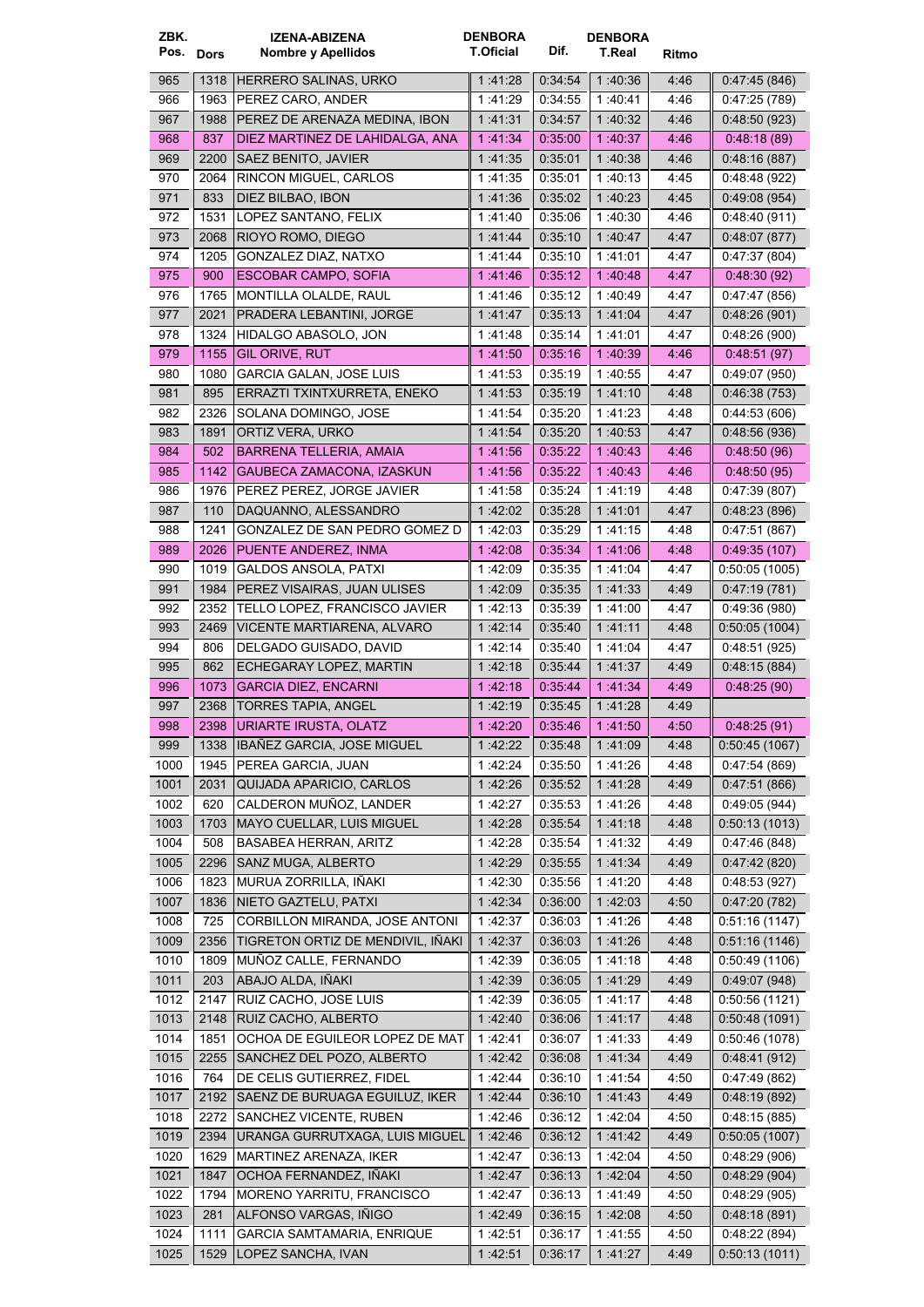| ZBK. Pos. | Dors | IZENA-ABIZENA Nombre y Apellidos | DENBORA T.Oficial | Dif. | DENBORA T.Real | Ritmo | |
|---|---|---|---|---|---|---|---|
| 965 | 1318 | HERRERO SALINAS, URKO | 1 :41:28 | 0:34:54 | 1 :40:36 | 4:46 | 0:47:45 (846) |
| 966 | 1963 | PEREZ CARO, ANDER | 1 :41:29 | 0:34:55 | 1 :40:41 | 4:46 | 0:47:25 (789) |
| 967 | 1988 | PEREZ DE ARENAZA MEDINA, IBON | 1 :41:31 | 0:34:57 | 1 :40:32 | 4:46 | 0:48:50 (923) |
| 968 | 837 | DIEZ MARTINEZ DE LAHIDALGA, ANA | 1 :41:34 | 0:35:00 | 1 :40:37 | 4:46 | 0:48:18 (89) |
| 969 | 2200 | SAEZ BENITO, JAVIER | 1 :41:35 | 0:35:01 | 1 :40:38 | 4:46 | 0:48:16 (887) |
| 970 | 2064 | RINCON MIGUEL, CARLOS | 1 :41:35 | 0:35:01 | 1 :40:13 | 4:45 | 0:48:48 (922) |
| 971 | 833 | DIEZ BILBAO, IBON | 1 :41:36 | 0:35:02 | 1 :40:23 | 4:45 | 0:49:08 (954) |
| 972 | 1531 | LOPEZ SANTANO, FELIX | 1 :41:40 | 0:35:06 | 1 :40:30 | 4:46 | 0:48:40 (911) |
| 973 | 2068 | RIOYO ROMO, DIEGO | 1 :41:44 | 0:35:10 | 1 :40:47 | 4:47 | 0:48:07 (877) |
| 974 | 1205 | GONZALEZ DIAZ, NATXO | 1 :41:44 | 0:35:10 | 1 :41:01 | 4:47 | 0:47:37 (804) |
| 975 | 900 | ESCOBAR CAMPO, SOFIA | 1 :41:46 | 0:35:12 | 1 :40:48 | 4:47 | 0:48:30 (92) |
| 976 | 1765 | MONTILLA OLALDE, RAUL | 1 :41:46 | 0:35:12 | 1 :40:49 | 4:47 | 0:47:47 (856) |
| 977 | 2021 | PRADERA LEBANTINI, JORGE | 1 :41:47 | 0:35:13 | 1 :41:04 | 4:47 | 0:48:26 (901) |
| 978 | 1324 | HIDALGO ABASOLO, JON | 1 :41:48 | 0:35:14 | 1 :41:01 | 4:47 | 0:48:26 (900) |
| 979 | 1155 | GIL ORIVE, RUT | 1 :41:50 | 0:35:16 | 1 :40:39 | 4:46 | 0:48:51 (97) |
| 980 | 1080 | GARCIA GALAN, JOSE LUIS | 1 :41:53 | 0:35:19 | 1 :40:55 | 4:47 | 0:49:07 (950) |
| 981 | 895 | ERRAZTI TXINTXURRETA, ENEKO | 1 :41:53 | 0:35:19 | 1 :41:10 | 4:48 | 0:46:38 (753) |
| 982 | 2326 | SOLANA DOMINGO, JOSE | 1 :41:54 | 0:35:20 | 1 :41:23 | 4:48 | 0:44:53 (606) |
| 983 | 1891 | ORTIZ VERA, URKO | 1 :41:54 | 0:35:20 | 1 :40:53 | 4:47 | 0:48:56 (936) |
| 984 | 502 | BARRENA TELLERIA, AMAIA | 1 :41:56 | 0:35:22 | 1 :40:43 | 4:46 | 0:48:50 (96) |
| 985 | 1142 | GAUBECA ZAMACONA, IZASKUN | 1 :41:56 | 0:35:22 | 1 :40:43 | 4:46 | 0:48:50 (95) |
| 986 | 1976 | PEREZ PEREZ, JORGE JAVIER | 1 :41:58 | 0:35:24 | 1 :41:19 | 4:48 | 0:47:39 (807) |
| 987 | 110 | DAQUANNO, ALESSANDRO | 1 :42:02 | 0:35:28 | 1 :41:01 | 4:47 | 0:48:23 (896) |
| 988 | 1241 | GONZALEZ DE SAN PEDRO GOMEZ D | 1 :42:03 | 0:35:29 | 1 :41:15 | 4:48 | 0:47:51 (867) |
| 989 | 2026 | PUENTE ANDEREZ, INMA | 1 :42:08 | 0:35:34 | 1 :41:06 | 4:48 | 0:49:35 (107) |
| 990 | 1019 | GALDOS ANSOLA, PATXI | 1 :42:09 | 0:35:35 | 1 :41:04 | 4:47 | 0:50:05 (1005) |
| 991 | 1984 | PEREZ VISAIRAS, JUAN ULISES | 1 :42:09 | 0:35:35 | 1 :41:33 | 4:49 | 0:47:19 (781) |
| 992 | 2352 | TELLO LOPEZ, FRANCISCO JAVIER | 1 :42:13 | 0:35:39 | 1 :41:00 | 4:47 | 0:49:36 (980) |
| 993 | 2469 | VICENTE MARTIARENA, ALVARO | 1 :42:14 | 0:35:40 | 1 :41:11 | 4:48 | 0:50:05 (1004) |
| 994 | 806 | DELGADO GUISADO, DAVID | 1 :42:14 | 0:35:40 | 1 :41:04 | 4:47 | 0:48:51 (925) |
| 995 | 862 | ECHEGARAY LOPEZ, MARTIN | 1 :42:18 | 0:35:44 | 1 :41:37 | 4:49 | 0:48:15 (884) |
| 996 | 1073 | GARCIA DIEZ, ENCARNI | 1 :42:18 | 0:35:44 | 1 :41:34 | 4:49 | 0:48:25 (90) |
| 997 | 2368 | TORRES TAPIA, ANGEL | 1 :42:19 | 0:35:45 | 1 :41:28 | 4:49 | |
| 998 | 2398 | URIARTE IRUSTA, OLATZ | 1 :42:20 | 0:35:46 | 1 :41:50 | 4:50 | 0:48:25 (91) |
| 999 | 1338 | IBAÑEZ GARCIA, JOSE MIGUEL | 1 :42:22 | 0:35:48 | 1 :41:09 | 4:48 | 0:50:45 (1067) |
| 1000 | 1945 | PEREA GARCIA, JUAN | 1 :42:24 | 0:35:50 | 1 :41:26 | 4:48 | 0:47:54 (869) |
| 1001 | 2031 | QUIJADA APARICIO, CARLOS | 1 :42:26 | 0:35:52 | 1 :41:28 | 4:49 | 0:47:51 (866) |
| 1002 | 620 | CALDERON MUÑOZ, LANDER | 1 :42:27 | 0:35:53 | 1 :41:26 | 4:48 | 0:49:05 (944) |
| 1003 | 1703 | MAYO CUELLAR, LUIS MIGUEL | 1 :42:28 | 0:35:54 | 1 :41:18 | 4:48 | 0:50:13 (1013) |
| 1004 | 508 | BASABEA HERRAN, ARITZ | 1 :42:28 | 0:35:54 | 1 :41:32 | 4:49 | 0:47:46 (848) |
| 1005 | 2296 | SANZ MUGA, ALBERTO | 1 :42:29 | 0:35:55 | 1 :41:34 | 4:49 | 0:47:42 (820) |
| 1006 | 1823 | MURUA ZORRILLA, IÑAKI | 1 :42:30 | 0:35:56 | 1 :41:20 | 4:48 | 0:48:53 (927) |
| 1007 | 1836 | NIETO GAZTELU, PATXI | 1 :42:34 | 0:36:00 | 1 :42:03 | 4:50 | 0:47:20 (782) |
| 1008 | 725 | CORBILLON MIRANDA, JOSE ANTONI | 1 :42:37 | 0:36:03 | 1 :41:26 | 4:48 | 0:51:16 (1147) |
| 1009 | 2356 | TIGRETON ORTIZ DE MENDIVIL, IÑAKI | 1 :42:37 | 0:36:03 | 1 :41:26 | 4:48 | 0:51:16 (1146) |
| 1010 | 1809 | MUÑOZ CALLE, FERNANDO | 1 :42:39 | 0:36:05 | 1 :41:18 | 4:48 | 0:50:49 (1106) |
| 1011 | 203 | ABAJO ALDA, IÑAKI | 1 :42:39 | 0:36:05 | 1 :41:29 | 4:49 | 0:49:07 (948) |
| 1012 | 2147 | RUIZ CACHO, JOSE LUIS | 1 :42:39 | 0:36:05 | 1 :41:17 | 4:48 | 0:50:56 (1121) |
| 1013 | 2148 | RUIZ CACHO, ALBERTO | 1 :42:40 | 0:36:06 | 1 :41:17 | 4:48 | 0:50:48 (1091) |
| 1014 | 1851 | OCHOA DE EGUILEOR LOPEZ DE MAT | 1 :42:41 | 0:36:07 | 1 :41:33 | 4:49 | 0:50:46 (1078) |
| 1015 | 2255 | SANCHEZ DEL POZO, ALBERTO | 1 :42:42 | 0:36:08 | 1 :41:34 | 4:49 | 0:48:41 (912) |
| 1016 | 764 | DE CELIS GUTIERREZ, FIDEL | 1 :42:44 | 0:36:10 | 1 :41:54 | 4:50 | 0:47:49 (862) |
| 1017 | 2192 | SAENZ DE BURUAGA EGUILUZ, IKER | 1 :42:44 | 0:36:10 | 1 :41:43 | 4:49 | 0:48:19 (892) |
| 1018 | 2272 | SANCHEZ VICENTE, RUBEN | 1 :42:46 | 0:36:12 | 1 :42:04 | 4:50 | 0:48:15 (885) |
| 1019 | 2394 | URANGA GURRUTXAGA, LUIS MIGUEL | 1 :42:46 | 0:36:12 | 1 :41:42 | 4:49 | 0:50:05 (1007) |
| 1020 | 1629 | MARTINEZ ARENAZA, IKER | 1 :42:47 | 0:36:13 | 1 :42:04 | 4:50 | 0:48:29 (906) |
| 1021 | 1847 | OCHOA FERNANDEZ, IÑAKI | 1 :42:47 | 0:36:13 | 1 :42:04 | 4:50 | 0:48:29 (904) |
| 1022 | 1794 | MORENO YARRITU, FRANCISCO | 1 :42:47 | 0:36:13 | 1 :41:49 | 4:50 | 0:48:29 (905) |
| 1023 | 281 | ALFONSO VARGAS, IÑIGO | 1 :42:49 | 0:36:15 | 1 :42:08 | 4:50 | 0:48:18 (891) |
| 1024 | 1111 | GARCIA SAMTAMARIA, ENRIQUE | 1 :42:51 | 0:36:17 | 1 :41:55 | 4:50 | 0:48:22 (894) |
| 1025 | 1529 | LOPEZ SANCHA, IVAN | 1 :42:51 | 0:36:17 | 1 :41:27 | 4:49 | 0:50:13 (1011) |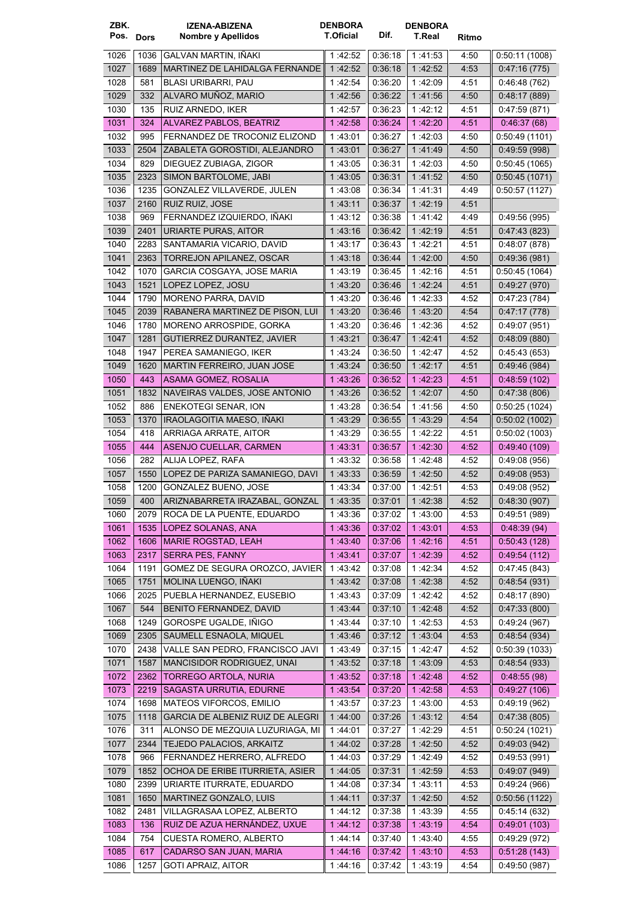| ZBK. Pos. | Dors | IZENA-ABIZENA Nombre y Apellidos | DENBORA T.Oficial | Dif. | DENBORA T.Real | Ritmo | |
|---|---|---|---|---|---|---|---|
| 1026 | 1036 | GALVAN MARTIN, IÑAKI | 1 :42:52 | 0:36:18 | 1 :41:53 | 4:50 | 0:50:11 (1008) |
| 1027 | 1689 | MARTINEZ DE LAHIDALGA FERNANDE | 1 :42:52 | 0:36:18 | 1 :42:52 | 4:53 | 0:47:16 (775) |
| 1028 | 581 | BLASI URIBARRI, PAU | 1 :42:54 | 0:36:20 | 1 :42:09 | 4:51 | 0:46:48 (762) |
| 1029 | 332 | ALVARO MUÑOZ, MARIO | 1 :42:56 | 0:36:22 | 1 :41:56 | 4:50 | 0:48:17 (889) |
| 1030 | 135 | RUIZ ARNEDO, IKER | 1 :42:57 | 0:36:23 | 1 :42:12 | 4:51 | 0:47:59 (871) |
| 1031 | 324 | ALVAREZ PABLOS, BEATRIZ | 1 :42:58 | 0:36:24 | 1 :42:20 | 4:51 | 0:46:37 (68) |
| 1032 | 995 | FERNANDEZ DE TROCONIZ ELIZOND | 1 :43:01 | 0:36:27 | 1 :42:03 | 4:50 | 0:50:49 (1101) |
| 1033 | 2504 | ZABALETA GOROSTIDI, ALEJANDRO | 1 :43:01 | 0:36:27 | 1 :41:49 | 4:50 | 0:49:59 (998) |
| 1034 | 829 | DIEGUEZ ZUBIAGA, ZIGOR | 1 :43:05 | 0:36:31 | 1 :42:03 | 4:50 | 0:50:45 (1065) |
| 1035 | 2323 | SIMON BARTOLOME, JABI | 1 :43:05 | 0:36:31 | 1 :41:52 | 4:50 | 0:50:45 (1071) |
| 1036 | 1235 | GONZALEZ VILLAVERDE, JULEN | 1 :43:08 | 0:36:34 | 1 :41:31 | 4:49 | 0:50:57 (1127) |
| 1037 | 2160 | RUIZ RUIZ, JOSE | 1 :43:11 | 0:36:37 | 1 :42:19 | 4:51 | |
| 1038 | 969 | FERNANDEZ IZQUIERDO, IÑAKI | 1 :43:12 | 0:36:38 | 1 :41:42 | 4:49 | 0:49:56 (995) |
| 1039 | 2401 | URIARTE PURAS, AITOR | 1 :43:16 | 0:36:42 | 1 :42:19 | 4:51 | 0:47:43 (823) |
| 1040 | 2283 | SANTAMARIA VICARIO, DAVID | 1 :43:17 | 0:36:43 | 1 :42:21 | 4:51 | 0:48:07 (878) |
| 1041 | 2363 | TORREJON APILANEZ, OSCAR | 1 :43:18 | 0:36:44 | 1 :42:00 | 4:50 | 0:49:36 (981) |
| 1042 | 1070 | GARCIA COSGAYA, JOSE MARIA | 1 :43:19 | 0:36:45 | 1 :42:16 | 4:51 | 0:50:45 (1064) |
| 1043 | 1521 | LOPEZ LOPEZ, JOSU | 1 :43:20 | 0:36:46 | 1 :42:24 | 4:51 | 0:49:27 (970) |
| 1044 | 1790 | MORENO PARRA, DAVID | 1 :43:20 | 0:36:46 | 1 :42:33 | 4:52 | 0:47:23 (784) |
| 1045 | 2039 | RABANERA MARTINEZ DE PISON, LUI | 1 :43:20 | 0:36:46 | 1 :43:20 | 4:54 | 0:47:17 (778) |
| 1046 | 1780 | MORENO ARROSPIDE, GORKA | 1 :43:20 | 0:36:46 | 1 :42:36 | 4:52 | 0:49:07 (951) |
| 1047 | 1281 | GUTIERREZ DURANTEZ, JAVIER | 1 :43:21 | 0:36:47 | 1 :42:41 | 4:52 | 0:48:09 (880) |
| 1048 | 1947 | PEREA SAMANIEGO, IKER | 1 :43:24 | 0:36:50 | 1 :42:47 | 4:52 | 0:45:43 (653) |
| 1049 | 1620 | MARTIN FERREIRO, JUAN JOSE | 1 :43:24 | 0:36:50 | 1 :42:17 | 4:51 | 0:49:46 (984) |
| 1050 | 443 | ASAMA GOMEZ, ROSALIA | 1 :43:26 | 0:36:52 | 1 :42:23 | 4:51 | 0:48:59 (102) |
| 1051 | 1832 | NAVEIRAS VALDES, JOSE ANTONIO | 1 :43:26 | 0:36:52 | 1 :42:07 | 4:50 | 0:47:38 (806) |
| 1052 | 886 | ENEKOTEGI SENAR, ION | 1 :43:28 | 0:36:54 | 1 :41:56 | 4:50 | 0:50:25 (1024) |
| 1053 | 1370 | IRAOLAGOITIA MAESO, IÑAKI | 1 :43:29 | 0:36:55 | 1 :43:29 | 4:54 | 0:50:02 (1002) |
| 1054 | 418 | ARRIAGA ARRATE, AITOR | 1 :43:29 | 0:36:55 | 1 :42:22 | 4:51 | 0:50:02 (1003) |
| 1055 | 444 | ASENJO CUELLAR, CARMEN | 1 :43:31 | 0:36:57 | 1 :42:30 | 4:52 | 0:49:40 (109) |
| 1056 | 282 | ALIJA LOPEZ, RAFA | 1 :43:32 | 0:36:58 | 1 :42:48 | 4:52 | 0:49:08 (956) |
| 1057 | 1550 | LOPEZ DE PARIZA SAMANIEGO, DAVI | 1 :43:33 | 0:36:59 | 1 :42:50 | 4:52 | 0:49:08 (953) |
| 1058 | 1200 | GONZALEZ BUENO, JOSE | 1 :43:34 | 0:37:00 | 1 :42:51 | 4:53 | 0:49:08 (952) |
| 1059 | 400 | ARIZNABARRETA IRAZABAL, GONZAL | 1 :43:35 | 0:37:01 | 1 :42:38 | 4:52 | 0:48:30 (907) |
| 1060 | 2079 | ROCA DE LA PUENTE, EDUARDO | 1 :43:36 | 0:37:02 | 1 :43:00 | 4:53 | 0:49:51 (989) |
| 1061 | 1535 | LOPEZ SOLANAS, ANA | 1 :43:36 | 0:37:02 | 1 :43:01 | 4:53 | 0:48:39 (94) |
| 1062 | 1606 | MARIE ROGSTAD, LEAH | 1 :43:40 | 0:37:06 | 1 :42:16 | 4:51 | 0:50:43 (128) |
| 1063 | 2317 | SERRA PES, FANNY | 1 :43:41 | 0:37:07 | 1 :42:39 | 4:52 | 0:49:54 (112) |
| 1064 | 1191 | GOMEZ DE SEGURA OROZCO, JAVIER | 1 :43:42 | 0:37:08 | 1 :42:34 | 4:52 | 0:47:45 (843) |
| 1065 | 1751 | MOLINA LUENGO, IÑAKI | 1 :43:42 | 0:37:08 | 1 :42:38 | 4:52 | 0:48:54 (931) |
| 1066 | 2025 | PUEBLA HERNANDEZ, EUSEBIO | 1 :43:43 | 0:37:09 | 1 :42:42 | 4:52 | 0:48:17 (890) |
| 1067 | 544 | BENITO FERNANDEZ, DAVID | 1 :43:44 | 0:37:10 | 1 :42:48 | 4:52 | 0:47:33 (800) |
| 1068 | 1249 | GOROSPE UGALDE, IÑIGO | 1 :43:44 | 0:37:10 | 1 :42:53 | 4:53 | 0:49:24 (967) |
| 1069 | 2305 | SAUMELL ESNAOLA, MIQUEL | 1 :43:46 | 0:37:12 | 1 :43:04 | 4:53 | 0:48:54 (934) |
| 1070 | 2438 | VALLE SAN PEDRO, FRANCISCO JAVI | 1 :43:49 | 0:37:15 | 1 :42:47 | 4:52 | 0:50:39 (1033) |
| 1071 | 1587 | MANCISIDOR RODRIGUEZ, UNAI | 1 :43:52 | 0:37:18 | 1 :43:09 | 4:53 | 0:48:54 (933) |
| 1072 | 2362 | TORREGO ARTOLA, NURIA | 1 :43:52 | 0:37:18 | 1 :42:48 | 4:52 | 0:48:55 (98) |
| 1073 | 2219 | SAGASTA URRUTIA, EDURNE | 1 :43:54 | 0:37:20 | 1 :42:58 | 4:53 | 0:49:27 (106) |
| 1074 | 1698 | MATEOS VIFORCOS, EMILIO | 1 :43:57 | 0:37:23 | 1 :43:00 | 4:53 | 0:49:19 (962) |
| 1075 | 1118 | GARCIA DE ALBENIZ RUIZ DE ALEGRI | 1 :44:00 | 0:37:26 | 1 :43:12 | 4:54 | 0:47:38 (805) |
| 1076 | 311 | ALONSO DE MEZQUIA LUZURIAGA, MI | 1 :44:01 | 0:37:27 | 1 :42:29 | 4:51 | 0:50:24 (1021) |
| 1077 | 2344 | TEJEDO PALACIOS, ARKAITZ | 1 :44:02 | 0:37:28 | 1 :42:50 | 4:52 | 0:49:03 (942) |
| 1078 | 966 | FERNANDEZ HERRERO, ALFREDO | 1 :44:03 | 0:37:29 | 1 :42:49 | 4:52 | 0:49:53 (991) |
| 1079 | 1852 | OCHOA DE ERIBE ITURRIETA, ASIER | 1 :44:05 | 0:37:31 | 1 :42:59 | 4:53 | 0:49:07 (949) |
| 1080 | 2399 | URIARTE ITURRATE, EDUARDO | 1 :44:08 | 0:37:34 | 1 :43:11 | 4:53 | 0:49:24 (966) |
| 1081 | 1650 | MARTINEZ GONZALO, LUIS | 1 :44:11 | 0:37:37 | 1 :42:50 | 4:52 | 0:50:56 (1122) |
| 1082 | 2481 | VILLAGRASAA LOPEZ, ALBERTO | 1 :44:12 | 0:37:38 | 1 :43:39 | 4:55 | 0:45:14 (632) |
| 1083 | 136 | RUIZ DE AZUA HERNÁNDEZ, UXUE | 1 :44:12 | 0:37:38 | 1 :43:19 | 4:54 | 0:49:01 (103) |
| 1084 | 754 | CUESTA ROMERO, ALBERTO | 1 :44:14 | 0:37:40 | 1 :43:40 | 4:55 | 0:49:29 (972) |
| 1085 | 617 | CADARSO SAN JUAN, MARIA | 1 :44:16 | 0:37:42 | 1 :43:10 | 4:53 | 0:51:28 (143) |
| 1086 | 1257 | GOTI APRAIZ, AITOR | 1 :44:16 | 0:37:42 | 1 :43:19 | 4:54 | 0:49:50 (987) |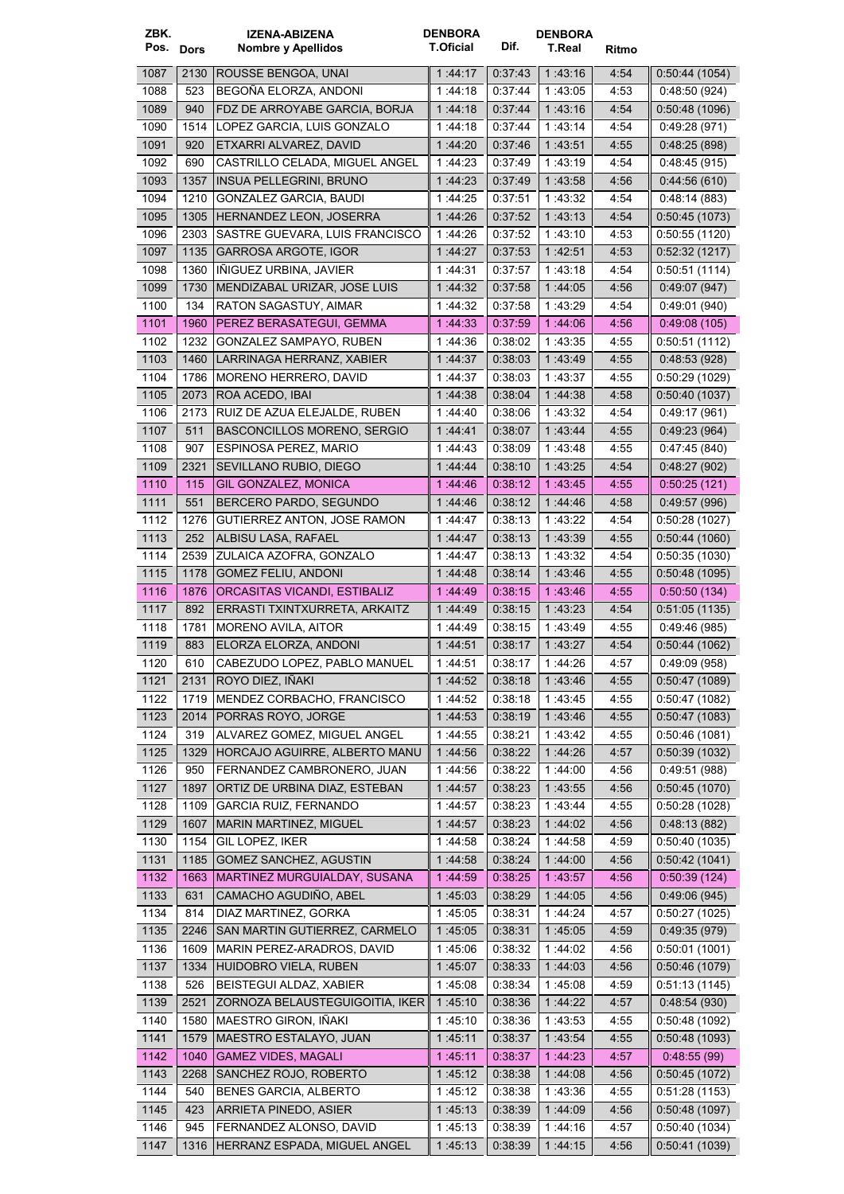| ZBK. Pos. | Dors | IZENA-ABIZENA Nombre y Apellidos | DENBORA T.Oficial | Dif. | DENBORA T.Real | Ritmo | |
|---|---|---|---|---|---|---|---|
| 1087 | 2130 | ROUSSE BENGOA, UNAI | 1 :44:17 | 0:37:43 | 1 :43:16 | 4:54 | 0:50:44 (1054) |
| 1088 | 523 | BEGOÑA ELORZA, ANDONI | 1 :44:18 | 0:37:44 | 1 :43:05 | 4:53 | 0:48:50 (924) |
| 1089 | 940 | FDZ DE ARROYABE GARCIA, BORJA | 1 :44:18 | 0:37:44 | 1 :43:16 | 4:54 | 0:50:48 (1096) |
| 1090 | 1514 | LOPEZ GARCIA, LUIS GONZALO | 1 :44:18 | 0:37:44 | 1 :43:14 | 4:54 | 0:49:28 (971) |
| 1091 | 920 | ETXARRI ALVAREZ, DAVID | 1 :44:20 | 0:37:46 | 1 :43:51 | 4:55 | 0:48:25 (898) |
| 1092 | 690 | CASTRILLO CELADA, MIGUEL ANGEL | 1 :44:23 | 0:37:49 | 1 :43:19 | 4:54 | 0:48:45 (915) |
| 1093 | 1357 | INSUA PELLEGRINI, BRUNO | 1 :44:23 | 0:37:49 | 1 :43:58 | 4:56 | 0:44:56 (610) |
| 1094 | 1210 | GONZALEZ GARCIA, BAUDI | 1 :44:25 | 0:37:51 | 1 :43:32 | 4:54 | 0:48:14 (883) |
| 1095 | 1305 | HERNANDEZ LEON, JOSERRA | 1 :44:26 | 0:37:52 | 1 :43:13 | 4:54 | 0:50:45 (1073) |
| 1096 | 2303 | SASTRE GUEVARA, LUIS FRANCISCO | 1 :44:26 | 0:37:52 | 1 :43:10 | 4:53 | 0:50:55 (1120) |
| 1097 | 1135 | GARROSA ARGOTE, IGOR | 1 :44:27 | 0:37:53 | 1 :42:51 | 4:53 | 0:52:32 (1217) |
| 1098 | 1360 | IÑIGUEZ URBINA, JAVIER | 1 :44:31 | 0:37:57 | 1 :43:18 | 4:54 | 0:50:51 (1114) |
| 1099 | 1730 | MENDIZABAL URIZAR, JOSE LUIS | 1 :44:32 | 0:37:58 | 1 :44:05 | 4:56 | 0:49:07 (947) |
| 1100 | 134 | RATON SAGASTUY, AIMAR | 1 :44:32 | 0:37:58 | 1 :43:29 | 4:54 | 0:49:01 (940) |
| 1101 | 1960 | PEREZ BERASATEGUI, GEMMA | 1 :44:33 | 0:37:59 | 1 :44:06 | 4:56 | 0:49:08 (105) |
| 1102 | 1232 | GONZALEZ SAMPAYO, RUBEN | 1 :44:36 | 0:38:02 | 1 :43:35 | 4:55 | 0:50:51 (1112) |
| 1103 | 1460 | LARRINAGA HERRANZ, XABIER | 1 :44:37 | 0:38:03 | 1 :43:49 | 4:55 | 0:48:53 (928) |
| 1104 | 1786 | MORENO HERRERO, DAVID | 1 :44:37 | 0:38:03 | 1 :43:37 | 4:55 | 0:50:29 (1029) |
| 1105 | 2073 | ROA ACEDO, IBAI | 1 :44:38 | 0:38:04 | 1 :44:38 | 4:58 | 0:50:40 (1037) |
| 1106 | 2173 | RUIZ DE AZUA ELEJALDE, RUBEN | 1 :44:40 | 0:38:06 | 1 :43:32 | 4:54 | 0:49:17 (961) |
| 1107 | 511 | BASCONCILLOS MORENO, SERGIO | 1 :44:41 | 0:38:07 | 1 :43:44 | 4:55 | 0:49:23 (964) |
| 1108 | 907 | ESPINOSA PEREZ, MARIO | 1 :44:43 | 0:38:09 | 1 :43:48 | 4:55 | 0:47:45 (840) |
| 1109 | 2321 | SEVILLANO RUBIO, DIEGO | 1 :44:44 | 0:38:10 | 1 :43:25 | 4:54 | 0:48:27 (902) |
| 1110 | 115 | GIL GONZALEZ, MONICA | 1 :44:46 | 0:38:12 | 1 :43:45 | 4:55 | 0:50:25 (121) |
| 1111 | 551 | BERCERO PARDO, SEGUNDO | 1 :44:46 | 0:38:12 | 1 :44:46 | 4:58 | 0:49:57 (996) |
| 1112 | 1276 | GUTIERREZ ANTON, JOSE RAMON | 1 :44:47 | 0:38:13 | 1 :43:22 | 4:54 | 0:50:28 (1027) |
| 1113 | 252 | ALBISU LASA, RAFAEL | 1 :44:47 | 0:38:13 | 1 :43:39 | 4:55 | 0:50:44 (1060) |
| 1114 | 2539 | ZULAICA AZOFRA, GONZALO | 1 :44:47 | 0:38:13 | 1 :43:32 | 4:54 | 0:50:35 (1030) |
| 1115 | 1178 | GOMEZ FELIU, ANDONI | 1 :44:48 | 0:38:14 | 1 :43:46 | 4:55 | 0:50:48 (1095) |
| 1116 | 1876 | ORCASITAS VICANDI, ESTIBALIZ | 1 :44:49 | 0:38:15 | 1 :43:46 | 4:55 | 0:50:50 (134) |
| 1117 | 892 | ERRASTI TXINTXURRETA, ARKAITZ | 1 :44:49 | 0:38:15 | 1 :43:23 | 4:54 | 0:51:05 (1135) |
| 1118 | 1781 | MORENO AVILA, AITOR | 1 :44:49 | 0:38:15 | 1 :43:49 | 4:55 | 0:49:46 (985) |
| 1119 | 883 | ELORZA ELORZA, ANDONI | 1 :44:51 | 0:38:17 | 1 :43:27 | 4:54 | 0:50:44 (1062) |
| 1120 | 610 | CABEZUDO LOPEZ, PABLO MANUEL | 1 :44:51 | 0:38:17 | 1 :44:26 | 4:57 | 0:49:09 (958) |
| 1121 | 2131 | ROYO DIEZ, IÑAKI | 1 :44:52 | 0:38:18 | 1 :43:46 | 4:55 | 0:50:47 (1089) |
| 1122 | 1719 | MENDEZ CORBACHO, FRANCISCO | 1 :44:52 | 0:38:18 | 1 :43:45 | 4:55 | 0:50:47 (1082) |
| 1123 | 2014 | PORRAS ROYO, JORGE | 1 :44:53 | 0:38:19 | 1 :43:46 | 4:55 | 0:50:47 (1083) |
| 1124 | 319 | ALVAREZ GOMEZ, MIGUEL ANGEL | 1 :44:55 | 0:38:21 | 1 :43:42 | 4:55 | 0:50:46 (1081) |
| 1125 | 1329 | HORCAJO AGUIRRE, ALBERTO MANU | 1 :44:56 | 0:38:22 | 1 :44:26 | 4:57 | 0:50:39 (1032) |
| 1126 | 950 | FERNANDEZ CAMBRONERO, JUAN | 1 :44:56 | 0:38:22 | 1 :44:00 | 4:56 | 0:49:51 (988) |
| 1127 | 1897 | ORTIZ DE URBINA DIAZ, ESTEBAN | 1 :44:57 | 0:38:23 | 1 :43:55 | 4:56 | 0:50:45 (1070) |
| 1128 | 1109 | GARCIA RUIZ, FERNANDO | 1 :44:57 | 0:38:23 | 1 :43:44 | 4:55 | 0:50:28 (1028) |
| 1129 | 1607 | MARIN MARTINEZ, MIGUEL | 1 :44:57 | 0:38:23 | 1 :44:02 | 4:56 | 0:48:13 (882) |
| 1130 | 1154 | GIL LOPEZ, IKER | 1 :44:58 | 0:38:24 | 1 :44:58 | 4:59 | 0:50:40 (1035) |
| 1131 | 1185 | GOMEZ SANCHEZ, AGUSTIN | 1 :44:58 | 0:38:24 | 1 :44:00 | 4:56 | 0:50:42 (1041) |
| 1132 | 1663 | MARTINEZ MURGUIALDAY, SUSANA | 1 :44:59 | 0:38:25 | 1 :43:57 | 4:56 | 0:50:39 (124) |
| 1133 | 631 | CAMACHO AGUDIÑO, ABEL | 1 :45:03 | 0:38:29 | 1 :44:05 | 4:56 | 0:49:06 (945) |
| 1134 | 814 | DIAZ MARTINEZ, GORKA | 1 :45:05 | 0:38:31 | 1 :44:24 | 4:57 | 0:50:27 (1025) |
| 1135 | 2246 | SAN MARTIN GUTIERREZ, CARMELO | 1 :45:05 | 0:38:31 | 1 :45:05 | 4:59 | 0:49:35 (979) |
| 1136 | 1609 | MARIN PEREZ-ARADROS, DAVID | 1 :45:06 | 0:38:32 | 1 :44:02 | 4:56 | 0:50:01 (1001) |
| 1137 | 1334 | HUIDOBRO VIELA, RUBEN | 1 :45:07 | 0:38:33 | 1 :44:03 | 4:56 | 0:50:46 (1079) |
| 1138 | 526 | BEISTEGUI ALDAZ, XABIER | 1 :45:08 | 0:38:34 | 1 :45:08 | 4:59 | 0:51:13 (1145) |
| 1139 | 2521 | ZORNOZA BELAUSTEGUIGOITIA, IKER | 1 :45:10 | 0:38:36 | 1 :44:22 | 4:57 | 0:48:54 (930) |
| 1140 | 1580 | MAESTRO GIRON, IÑAKI | 1 :45:10 | 0:38:36 | 1 :43:53 | 4:55 | 0:50:48 (1092) |
| 1141 | 1579 | MAESTRO ESTALAYO, JUAN | 1 :45:11 | 0:38:37 | 1 :43:54 | 4:55 | 0:50:48 (1093) |
| 1142 | 1040 | GAMEZ VIDES, MAGALI | 1 :45:11 | 0:38:37 | 1 :44:23 | 4:57 | 0:48:55 (99) |
| 1143 | 2268 | SANCHEZ ROJO, ROBERTO | 1 :45:12 | 0:38:38 | 1 :44:08 | 4:56 | 0:50:45 (1072) |
| 1144 | 540 | BENES GARCIA, ALBERTO | 1 :45:12 | 0:38:38 | 1 :43:36 | 4:55 | 0:51:28 (1153) |
| 1145 | 423 | ARRIETA PINEDO, ASIER | 1 :45:13 | 0:38:39 | 1 :44:09 | 4:56 | 0:50:48 (1097) |
| 1146 | 945 | FERNANDEZ ALONSO, DAVID | 1 :45:13 | 0:38:39 | 1 :44:16 | 4:57 | 0:50:40 (1034) |
| 1147 | 1316 | HERRANZ ESPADA, MIGUEL ANGEL | 1 :45:13 | 0:38:39 | 1 :44:15 | 4:56 | 0:50:41 (1039) |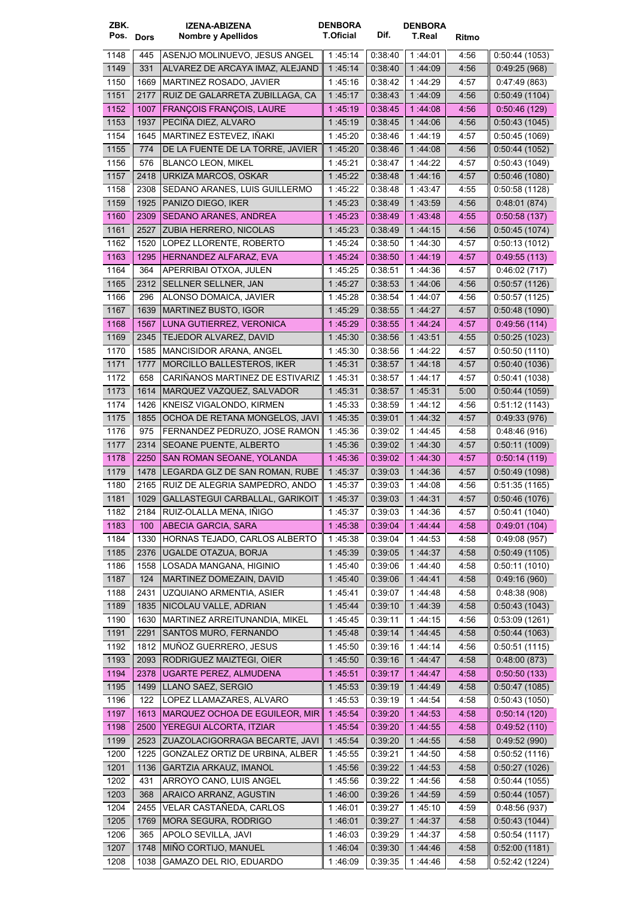| ZBK. Pos. | Dors | IZENA-ABIZENA Nombre y Apellidos | DENBORA T.Oficial | Dif. | DENBORA T.Real | Ritmo | |
|---|---|---|---|---|---|---|---|
| 1148 | 445 | ASENJO MOLINUEVO, JESUS ANGEL | 1 :45:14 | 0:38:40 | 1 :44:01 | 4:56 | 0:50:44 (1053) |
| 1149 | 331 | ALVAREZ DE ARCAYA IMAZ, ALEJAND | 1 :45:14 | 0:38:40 | 1 :44:09 | 4:56 | 0:49:25 (968) |
| 1150 | 1669 | MARTINEZ ROSADO, JAVIER | 1 :45:16 | 0:38:42 | 1 :44:29 | 4:57 | 0:47:49 (863) |
| 1151 | 2177 | RUIZ DE GALARRETA ZUBILLAGA, CA | 1 :45:17 | 0:38:43 | 1 :44:09 | 4:56 | 0:50:49 (1104) |
| 1152 | 1007 | FRANÇOIS FRANÇOIS, LAURE | 1 :45:19 | 0:38:45 | 1 :44:08 | 4:56 | 0:50:46 (129) |
| 1153 | 1937 | PECIÑA DIEZ, ALVARO | 1 :45:19 | 0:38:45 | 1 :44:06 | 4:56 | 0:50:43 (1045) |
| 1154 | 1645 | MARTINEZ ESTEVEZ, IÑAKI | 1 :45:20 | 0:38:46 | 1 :44:19 | 4:57 | 0:50:45 (1069) |
| 1155 | 774 | DE LA FUENTE DE LA TORRE, JAVIER | 1 :45:20 | 0:38:46 | 1 :44:08 | 4:56 | 0:50:44 (1052) |
| 1156 | 576 | BLANCO LEON, MIKEL | 1 :45:21 | 0:38:47 | 1 :44:22 | 4:57 | 0:50:43 (1049) |
| 1157 | 2418 | URKIZA MARCOS, OSKAR | 1 :45:22 | 0:38:48 | 1 :44:16 | 4:57 | 0:50:46 (1080) |
| 1158 | 2308 | SEDANO ARANES, LUIS GUILLERMO | 1 :45:22 | 0:38:48 | 1 :43:47 | 4:55 | 0:50:58 (1128) |
| 1159 | 1925 | PANIZO DIEGO, IKER | 1 :45:23 | 0:38:49 | 1 :43:59 | 4:56 | 0:48:01 (874) |
| 1160 | 2309 | SEDANO ARANES, ANDREA | 1 :45:23 | 0:38:49 | 1 :43:48 | 4:55 | 0:50:58 (137) |
| 1161 | 2527 | ZUBIA HERRERO, NICOLAS | 1 :45:23 | 0:38:49 | 1 :44:15 | 4:56 | 0:50:45 (1074) |
| 1162 | 1520 | LOPEZ LLORENTE, ROBERTO | 1 :45:24 | 0:38:50 | 1 :44:30 | 4:57 | 0:50:13 (1012) |
| 1163 | 1295 | HERNANDEZ ALFARAZ, EVA | 1 :45:24 | 0:38:50 | 1 :44:19 | 4:57 | 0:49:55 (113) |
| 1164 | 364 | APERRIBAI OTXOA, JULEN | 1 :45:25 | 0:38:51 | 1 :44:36 | 4:57 | 0:46:02 (717) |
| 1165 | 2312 | SELLNER SELLNER, JAN | 1 :45:27 | 0:38:53 | 1 :44:06 | 4:56 | 0:50:57 (1126) |
| 1166 | 296 | ALONSO DOMAICA, JAVIER | 1 :45:28 | 0:38:54 | 1 :44:07 | 4:56 | 0:50:57 (1125) |
| 1167 | 1639 | MARTINEZ BUSTO, IGOR | 1 :45:29 | 0:38:55 | 1 :44:27 | 4:57 | 0:50:48 (1090) |
| 1168 | 1567 | LUNA GUTIERREZ, VERONICA | 1 :45:29 | 0:38:55 | 1 :44:24 | 4:57 | 0:49:56 (114) |
| 1169 | 2345 | TEJEDOR ALVAREZ, DAVID | 1 :45:30 | 0:38:56 | 1 :43:51 | 4:55 | 0:50:25 (1023) |
| 1170 | 1585 | MANCISIDOR ARANA, ANGEL | 1 :45:30 | 0:38:56 | 1 :44:22 | 4:57 | 0:50:50 (1110) |
| 1171 | 1777 | MORCILLO BALLESTEROS, IKER | 1 :45:31 | 0:38:57 | 1 :44:18 | 4:57 | 0:50:40 (1036) |
| 1172 | 658 | CARIÑANOS MARTINEZ DE ESTIVARIZ | 1 :45:31 | 0:38:57 | 1 :44:17 | 4:57 | 0:50:41 (1038) |
| 1173 | 1614 | MARQUEZ VAZQUEZ, SALVADOR | 1 :45:31 | 0:38:57 | 1 :45:31 | 5:00 | 0:50:44 (1059) |
| 1174 | 1426 | KNEISZ VIGALONDO, KIRMEN | 1 :45:33 | 0:38:59 | 1 :44:12 | 4:56 | 0:51:12 (1143) |
| 1175 | 1855 | OCHOA DE RETANA MONGELOS, JAVI | 1 :45:35 | 0:39:01 | 1 :44:32 | 4:57 | 0:49:33 (976) |
| 1176 | 975 | FERNANDEZ PEDRUZO, JOSE RAMON | 1 :45:36 | 0:39:02 | 1 :44:45 | 4:58 | 0:48:46 (916) |
| 1177 | 2314 | SEOANE PUENTE, ALBERTO | 1 :45:36 | 0:39:02 | 1 :44:30 | 4:57 | 0:50:11 (1009) |
| 1178 | 2250 | SAN ROMAN SEOANE, YOLANDA | 1 :45:36 | 0:39:02 | 1 :44:30 | 4:57 | 0:50:14 (119) |
| 1179 | 1478 | LEGARDA GLZ DE SAN ROMAN, RUBE | 1 :45:37 | 0:39:03 | 1 :44:36 | 4:57 | 0:50:49 (1098) |
| 1180 | 2165 | RUIZ DE ALEGRIA SAMPEDRO, ANDO | 1 :45:37 | 0:39:03 | 1 :44:08 | 4:56 | 0:51:35 (1165) |
| 1181 | 1029 | GALLASTEGUI CARBALLAL, GARIKOIT | 1 :45:37 | 0:39:03 | 1 :44:31 | 4:57 | 0:50:46 (1076) |
| 1182 | 2184 | RUIZ-OLALLA MENA, IÑIGO | 1 :45:37 | 0:39:03 | 1 :44:36 | 4:57 | 0:50:41 (1040) |
| 1183 | 100 | ABECIA GARCIA, SARA | 1 :45:38 | 0:39:04 | 1 :44:44 | 4:58 | 0:49:01 (104) |
| 1184 | 1330 | HORNAS TEJADO, CARLOS ALBERTO | 1 :45:38 | 0:39:04 | 1 :44:53 | 4:58 | 0:49:08 (957) |
| 1185 | 2376 | UGALDE OTAZUA, BORJA | 1 :45:39 | 0:39:05 | 1 :44:37 | 4:58 | 0:50:49 (1105) |
| 1186 | 1558 | LOSADA MANGANA, HIGINIO | 1 :45:40 | 0:39:06 | 1 :44:40 | 4:58 | 0:50:11 (1010) |
| 1187 | 124 | MARTINEZ DOMEZAIN, DAVID | 1 :45:40 | 0:39:06 | 1 :44:41 | 4:58 | 0:49:16 (960) |
| 1188 | 2431 | UZQUIANO ARMENTIA, ASIER | 1 :45:41 | 0:39:07 | 1 :44:48 | 4:58 | 0:48:38 (908) |
| 1189 | 1835 | NICOLAU VALLE, ADRIAN | 1 :45:44 | 0:39:10 | 1 :44:39 | 4:58 | 0:50:43 (1043) |
| 1190 | 1630 | MARTINEZ ARREITUNANDIA, MIKEL | 1 :45:45 | 0:39:11 | 1 :44:15 | 4:56 | 0:53:09 (1261) |
| 1191 | 2291 | SANTOS MURO, FERNANDO | 1 :45:48 | 0:39:14 | 1 :44:45 | 4:58 | 0:50:44 (1063) |
| 1192 | 1812 | MUÑOZ GUERRERO, JESUS | 1 :45:50 | 0:39:16 | 1 :44:14 | 4:56 | 0:50:51 (1115) |
| 1193 | 2093 | RODRIGUEZ MAIZTEGI, OIER | 1 :45:50 | 0:39:16 | 1 :44:47 | 4:58 | 0:48:00 (873) |
| 1194 | 2378 | UGARTE PEREZ, ALMUDENA | 1 :45:51 | 0:39:17 | 1 :44:47 | 4:58 | 0:50:50 (133) |
| 1195 | 1499 | LLANO SAEZ, SERGIO | 1 :45:53 | 0:39:19 | 1 :44:49 | 4:58 | 0:50:47 (1085) |
| 1196 | 122 | LOPEZ LLAMAZARES, ALVARO | 1 :45:53 | 0:39:19 | 1 :44:54 | 4:58 | 0:50:43 (1050) |
| 1197 | 1613 | MARQUEZ OCHOA DE EGUILEOR, MIR | 1 :45:54 | 0:39:20 | 1 :44:53 | 4:58 | 0:50:14 (120) |
| 1198 | 2500 | YEREGUI ALCORTA, ITZIAR | 1 :45:54 | 0:39:20 | 1 :44:55 | 4:58 | 0:49:52 (110) |
| 1199 | 2523 | ZUAZOLACIGORRAGA BECARTE, JAVI | 1 :45:54 | 0:39:20 | 1 :44:55 | 4:58 | 0:49:52 (990) |
| 1200 | 1225 | GONZALEZ ORTIZ DE URBINA, ALBER | 1 :45:55 | 0:39:21 | 1 :44:50 | 4:58 | 0:50:52 (1116) |
| 1201 | 1136 | GARTZIA ARKAUZ, IMANOL | 1 :45:56 | 0:39:22 | 1 :44:53 | 4:58 | 0:50:27 (1026) |
| 1202 | 431 | ARROYO CANO, LUIS ANGEL | 1 :45:56 | 0:39:22 | 1 :44:56 | 4:58 | 0:50:44 (1055) |
| 1203 | 368 | ARAICO ARRANZ, AGUSTIN | 1 :46:00 | 0:39:26 | 1 :44:59 | 4:59 | 0:50:44 (1057) |
| 1204 | 2455 | VELAR CASTAÑEDA, CARLOS | 1 :46:01 | 0:39:27 | 1 :45:10 | 4:59 | 0:48:56 (937) |
| 1205 | 1769 | MORA SEGURA, RODRIGO | 1 :46:01 | 0:39:27 | 1 :44:37 | 4:58 | 0:50:43 (1044) |
| 1206 | 365 | APOLO SEVILLA, JAVI | 1 :46:03 | 0:39:29 | 1 :44:37 | 4:58 | 0:50:54 (1117) |
| 1207 | 1748 | MIÑO CORTIJO, MANUEL | 1 :46:04 | 0:39:30 | 1 :44:46 | 4:58 | 0:52:00 (1181) |
| 1208 | 1038 | GAMAZO DEL RIO, EDUARDO | 1 :46:09 | 0:39:35 | 1 :44:46 | 4:58 | 0:52:42 (1224) |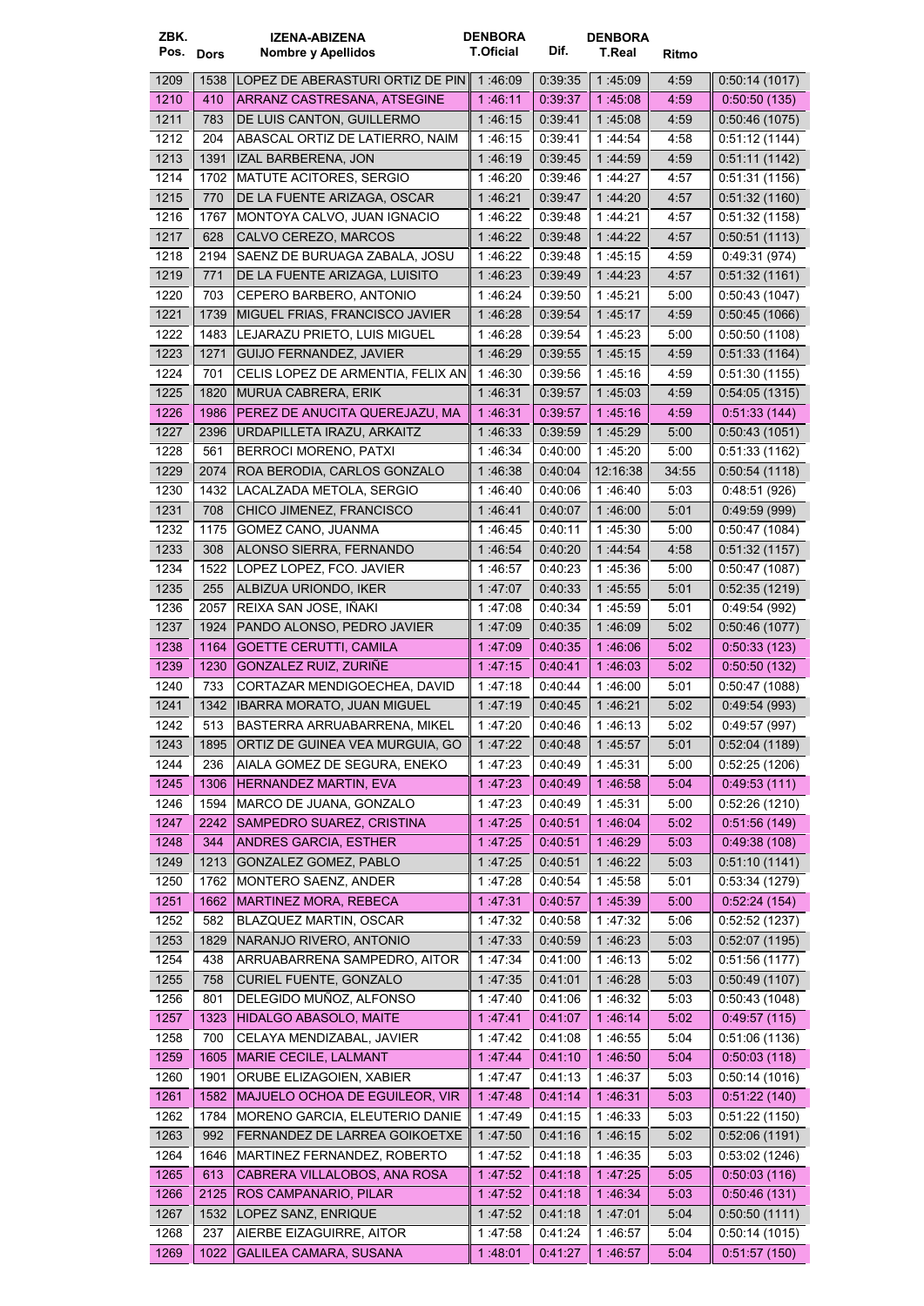| ZBK. Pos. | Dors | IZENA-ABIZENA Nombre y Apellidos | DENBORA T.Oficial | Dif. | DENBORA T.Real | Ritmo | |
|---|---|---|---|---|---|---|---|
| 1209 | 1538 | LOPEZ DE ABERASTURI ORTIZ DE PIN | 1 :46:09 | 0:39:35 | 1 :45:09 | 4:59 | 0:50:14 (1017) |
| 1210 | 410 | ARRANZ CASTRESANA, ATSEGINE | 1 :46:11 | 0:39:37 | 1 :45:08 | 4:59 | 0:50:50 (135) |
| 1211 | 783 | DE LUIS CANTON, GUILLERMO | 1 :46:15 | 0:39:41 | 1 :45:08 | 4:59 | 0:50:46 (1075) |
| 1212 | 204 | ABASCAL ORTIZ DE LATIERRO, NAIM | 1 :46:15 | 0:39:41 | 1 :44:54 | 4:58 | 0:51:12 (1144) |
| 1213 | 1391 | IZAL BARBERENA, JON | 1 :46:19 | 0:39:45 | 1 :44:59 | 4:59 | 0:51:11 (1142) |
| 1214 | 1702 | MATUTE ACITORES, SERGIO | 1 :46:20 | 0:39:46 | 1 :44:27 | 4:57 | 0:51:31 (1156) |
| 1215 | 770 | DE LA FUENTE ARIZAGA, OSCAR | 1 :46:21 | 0:39:47 | 1 :44:20 | 4:57 | 0:51:32 (1160) |
| 1216 | 1767 | MONTOYA CALVO, JUAN IGNACIO | 1 :46:22 | 0:39:48 | 1 :44:21 | 4:57 | 0:51:32 (1158) |
| 1217 | 628 | CALVO CEREZO, MARCOS | 1 :46:22 | 0:39:48 | 1 :44:22 | 4:57 | 0:50:51 (1113) |
| 1218 | 2194 | SAENZ DE BURUAGA ZABALA, JOSU | 1 :46:22 | 0:39:48 | 1 :45:15 | 4:59 | 0:49:31 (974) |
| 1219 | 771 | DE LA FUENTE ARIZAGA, LUISITO | 1 :46:23 | 0:39:49 | 1 :44:23 | 4:57 | 0:51:32 (1161) |
| 1220 | 703 | CEPERO BARBERO, ANTONIO | 1 :46:24 | 0:39:50 | 1 :45:21 | 5:00 | 0:50:43 (1047) |
| 1221 | 1739 | MIGUEL FRIAS, FRANCISCO JAVIER | 1 :46:28 | 0:39:54 | 1 :45:17 | 4:59 | 0:50:45 (1066) |
| 1222 | 1483 | LEJARAZU PRIETO, LUIS MIGUEL | 1 :46:28 | 0:39:54 | 1 :45:23 | 5:00 | 0:50:50 (1108) |
| 1223 | 1271 | GUIJO FERNANDEZ, JAVIER | 1 :46:29 | 0:39:55 | 1 :45:15 | 4:59 | 0:51:33 (1164) |
| 1224 | 701 | CELIS LOPEZ DE ARMENTIA, FELIX AN | 1 :46:30 | 0:39:56 | 1 :45:16 | 4:59 | 0:51:30 (1155) |
| 1225 | 1820 | MURUA CABRERA, ERIK | 1 :46:31 | 0:39:57 | 1 :45:03 | 4:59 | 0:54:05 (1315) |
| 1226 | 1986 | PEREZ DE ANUCITA QUEREJAZU, MA | 1 :46:31 | 0:39:57 | 1 :45:16 | 4:59 | 0:51:33 (144) |
| 1227 | 2396 | URDAPILLETA IRAZU, ARKAITZ | 1 :46:33 | 0:39:59 | 1 :45:29 | 5:00 | 0:50:43 (1051) |
| 1228 | 561 | BERROCI MORENO, PATXI | 1 :46:34 | 0:40:00 | 1 :45:20 | 5:00 | 0:51:33 (1162) |
| 1229 | 2074 | ROA BERODIA, CARLOS GONZALO | 1 :46:38 | 0:40:04 | 12:16:38 | 34:55 | 0:50:54 (1118) |
| 1230 | 1432 | LACALZADA METOLA, SERGIO | 1 :46:40 | 0:40:06 | 1 :46:40 | 5:03 | 0:48:51 (926) |
| 1231 | 708 | CHICO JIMENEZ, FRANCISCO | 1 :46:41 | 0:40:07 | 1 :46:00 | 5:01 | 0:49:59 (999) |
| 1232 | 1175 | GOMEZ CANO, JUANMA | 1 :46:45 | 0:40:11 | 1 :45:30 | 5:00 | 0:50:47 (1084) |
| 1233 | 308 | ALONSO SIERRA, FERNANDO | 1 :46:54 | 0:40:20 | 1 :44:54 | 4:58 | 0:51:32 (1157) |
| 1234 | 1522 | LOPEZ LOPEZ, FCO. JAVIER | 1 :46:57 | 0:40:23 | 1 :45:36 | 5:00 | 0:50:47 (1087) |
| 1235 | 255 | ALBIZUA URIONDO, IKER | 1 :47:07 | 0:40:33 | 1 :45:55 | 5:01 | 0:52:35 (1219) |
| 1236 | 2057 | REIXA SAN JOSE, IÑAKI | 1 :47:08 | 0:40:34 | 1 :45:59 | 5:01 | 0:49:54 (992) |
| 1237 | 1924 | PANDO ALONSO, PEDRO JAVIER | 1 :47:09 | 0:40:35 | 1 :46:09 | 5:02 | 0:50:46 (1077) |
| 1238 | 1164 | GOETTE CERUTTI, CAMILA | 1 :47:09 | 0:40:35 | 1 :46:06 | 5:02 | 0:50:33 (123) |
| 1239 | 1230 | GONZALEZ RUIZ, ZURIÑE | 1 :47:15 | 0:40:41 | 1 :46:03 | 5:02 | 0:50:50 (132) |
| 1240 | 733 | CORTAZAR MENDIGOECHEA, DAVID | 1 :47:18 | 0:40:44 | 1 :46:00 | 5:01 | 0:50:47 (1088) |
| 1241 | 1342 | IBARRA MORATO, JUAN MIGUEL | 1 :47:19 | 0:40:45 | 1 :46:21 | 5:02 | 0:49:54 (993) |
| 1242 | 513 | BASTERRA ARRUABARRENA, MIKEL | 1 :47:20 | 0:40:46 | 1 :46:13 | 5:02 | 0:49:57 (997) |
| 1243 | 1895 | ORTIZ DE GUINEA VEA MURGUIA, GO | 1 :47:22 | 0:40:48 | 1 :45:57 | 5:01 | 0:52:04 (1189) |
| 1244 | 236 | AIALA GOMEZ DE SEGURA, ENEKO | 1 :47:23 | 0:40:49 | 1 :45:31 | 5:00 | 0:52:25 (1206) |
| 1245 | 1306 | HERNANDEZ MARTIN, EVA | 1 :47:23 | 0:40:49 | 1 :46:58 | 5:04 | 0:49:53 (111) |
| 1246 | 1594 | MARCO DE JUANA, GONZALO | 1 :47:23 | 0:40:49 | 1 :45:31 | 5:00 | 0:52:26 (1210) |
| 1247 | 2242 | SAMPEDRO SUAREZ, CRISTINA | 1 :47:25 | 0:40:51 | 1 :46:04 | 5:02 | 0:51:56 (149) |
| 1248 | 344 | ANDRES GARCIA, ESTHER | 1 :47:25 | 0:40:51 | 1 :46:29 | 5:03 | 0:49:38 (108) |
| 1249 | 1213 | GONZALEZ GOMEZ, PABLO | 1 :47:25 | 0:40:51 | 1 :46:22 | 5:03 | 0:51:10 (1141) |
| 1250 | 1762 | MONTERO SAENZ, ANDER | 1 :47:28 | 0:40:54 | 1 :45:58 | 5:01 | 0:53:34 (1279) |
| 1251 | 1662 | MARTINEZ MORA, REBECA | 1 :47:31 | 0:40:57 | 1 :45:39 | 5:00 | 0:52:24 (154) |
| 1252 | 582 | BLAZQUEZ MARTIN, OSCAR | 1 :47:32 | 0:40:58 | 1 :47:32 | 5:06 | 0:52:52 (1237) |
| 1253 | 1829 | NARANJO RIVERO, ANTONIO | 1 :47:33 | 0:40:59 | 1 :46:23 | 5:03 | 0:52:07 (1195) |
| 1254 | 438 | ARRUABARRENA SAMPEDRO, AITOR | 1 :47:34 | 0:41:00 | 1 :46:13 | 5:02 | 0:51:56 (1177) |
| 1255 | 758 | CURIEL FUENTE, GONZALO | 1 :47:35 | 0:41:01 | 1 :46:28 | 5:03 | 0:50:49 (1107) |
| 1256 | 801 | DELEGIDO MUÑOZ, ALFONSO | 1 :47:40 | 0:41:06 | 1 :46:32 | 5:03 | 0:50:43 (1048) |
| 1257 | 1323 | HIDALGO ABASOLO, MAITE | 1 :47:41 | 0:41:07 | 1 :46:14 | 5:02 | 0:49:57 (115) |
| 1258 | 700 | CELAYA MENDIZABAL, JAVIER | 1 :47:42 | 0:41:08 | 1 :46:55 | 5:04 | 0:51:06 (1136) |
| 1259 | 1605 | MARIE CECILE, LALMANT | 1 :47:44 | 0:41:10 | 1 :46:50 | 5:04 | 0:50:03 (118) |
| 1260 | 1901 | ORUBE ELIZAGOIEN, XABIER | 1 :47:47 | 0:41:13 | 1 :46:37 | 5:03 | 0:50:14 (1016) |
| 1261 | 1582 | MAJUELO OCHOA DE EGUILEOR, VIR | 1 :47:48 | 0:41:14 | 1 :46:31 | 5:03 | 0:51:22 (140) |
| 1262 | 1784 | MORENO GARCIA, ELEUTERIO DANIE | 1 :47:49 | 0:41:15 | 1 :46:33 | 5:03 | 0:51:22 (1150) |
| 1263 | 992 | FERNANDEZ DE LARREA GOIKOETXE | 1 :47:50 | 0:41:16 | 1 :46:15 | 5:02 | 0:52:06 (1191) |
| 1264 | 1646 | MARTINEZ FERNANDEZ, ROBERTO | 1 :47:52 | 0:41:18 | 1 :46:35 | 5:03 | 0:53:02 (1246) |
| 1265 | 613 | CABRERA VILLALOBOS, ANA ROSA | 1 :47:52 | 0:41:18 | 1 :47:25 | 5:05 | 0:50:03 (116) |
| 1266 | 2125 | ROS CAMPANARIO, PILAR | 1 :47:52 | 0:41:18 | 1 :46:34 | 5:03 | 0:50:46 (131) |
| 1267 | 1532 | LOPEZ SANZ, ENRIQUE | 1 :47:52 | 0:41:18 | 1 :47:01 | 5:04 | 0:50:50 (1111) |
| 1268 | 237 | AIERBE EIZAGUIRRE, AITOR | 1 :47:58 | 0:41:24 | 1 :46:57 | 5:04 | 0:50:14 (1015) |
| 1269 | 1022 | GALILEA CAMARA, SUSANA | 1 :48:01 | 0:41:27 | 1 :46:57 | 5:04 | 0:51:57 (150) |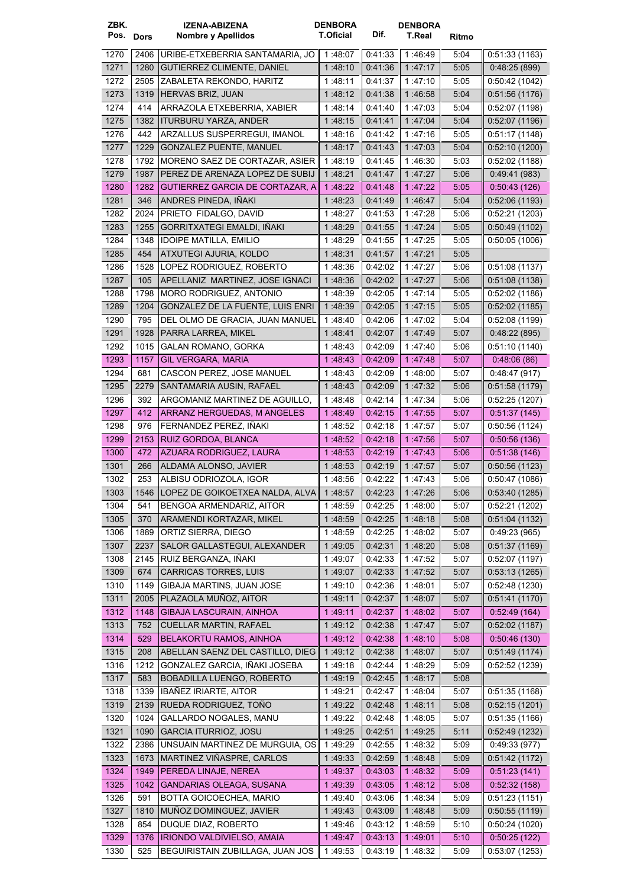| ZBK. Pos. | Dors | IZENA-ABIZENA Nombre y Apellidos | DENBORA T.Oficial | Dif. | DENBORA T.Real | Ritmo | |
|---|---|---|---|---|---|---|---|
| 1270 | 2406 | URIBE-ETXEBERRIA SANTAMARIA, JO | 1 :48:07 | 0:41:33 | 1 :46:49 | 5:04 | 0:51:33 (1163) |
| 1271 | 1280 | GUTIERREZ CLIMENTE, DANIEL | 1 :48:10 | 0:41:36 | 1 :47:17 | 5:05 | 0:48:25 (899) |
| 1272 | 2505 | ZABALETA REKONDO, HARITZ | 1 :48:11 | 0:41:37 | 1 :47:10 | 5:05 | 0:50:42 (1042) |
| 1273 | 1319 | HERVAS BRIZ, JUAN | 1 :48:12 | 0:41:38 | 1 :46:58 | 5:04 | 0:51:56 (1176) |
| 1274 | 414 | ARRAZOLA ETXEBERRIA, XABIER | 1 :48:14 | 0:41:40 | 1 :47:03 | 5:04 | 0:52:07 (1198) |
| 1275 | 1382 | ITURBURU YARZA, ANDER | 1 :48:15 | 0:41:41 | 1 :47:04 | 5:04 | 0:52:07 (1196) |
| 1276 | 442 | ARZALLUS SUSPERREGUI, IMANOL | 1 :48:16 | 0:41:42 | 1 :47:16 | 5:05 | 0:51:17 (1148) |
| 1277 | 1229 | GONZALEZ PUENTE, MANUEL | 1 :48:17 | 0:41:43 | 1 :47:03 | 5:04 | 0:52:10 (1200) |
| 1278 | 1792 | MORENO SAEZ DE CORTAZAR, ASIER | 1 :48:19 | 0:41:45 | 1 :46:30 | 5:03 | 0:52:02 (1188) |
| 1279 | 1987 | PEREZ DE ARENAZA LOPEZ DE SUBIJ | 1 :48:21 | 0:41:47 | 1 :47:27 | 5:06 | 0:49:41 (983) |
| 1280 | 1282 | GUTIERREZ GARCIA DE CORTAZAR, A | 1 :48:22 | 0:41:48 | 1 :47:22 | 5:05 | 0:50:43 (126) |
| 1281 | 346 | ANDRES PINEDA, IÑAKI | 1 :48:23 | 0:41:49 | 1 :46:47 | 5:04 | 0:52:06 (1193) |
| 1282 | 2024 | PRIETO FIDALGO, DAVID | 1 :48:27 | 0:41:53 | 1 :47:28 | 5:06 | 0:52:21 (1203) |
| 1283 | 1255 | GORRITXATEGI EMALDI, IÑAKI | 1 :48:29 | 0:41:55 | 1 :47:24 | 5:05 | 0:50:49 (1102) |
| 1284 | 1348 | IDOIPE MATILLA, EMILIO | 1 :48:29 | 0:41:55 | 1 :47:25 | 5:05 | 0:50:05 (1006) |
| 1285 | 454 | ATXUTEGI AJURIA, KOLDO | 1 :48:31 | 0:41:57 | 1 :47:21 | 5:05 | |
| 1286 | 1528 | LOPEZ RODRIGUEZ, ROBERTO | 1 :48:36 | 0:42:02 | 1 :47:27 | 5:06 | 0:51:08 (1137) |
| 1287 | 105 | APELLANIZ MARTINEZ, JOSE IGNACI | 1 :48:36 | 0:42:02 | 1 :47:27 | 5:06 | 0:51:08 (1138) |
| 1288 | 1798 | MORO RODRIGUEZ, ANTONIO | 1 :48:39 | 0:42:05 | 1 :47:14 | 5:05 | 0:52:02 (1186) |
| 1289 | 1204 | GONZALEZ DE LA FUENTE, LUIS ENRI | 1 :48:39 | 0:42:05 | 1 :47:15 | 5:05 | 0:52:02 (1185) |
| 1290 | 795 | DEL OLMO DE GRACIA, JUAN MANUEL | 1 :48:40 | 0:42:06 | 1 :47:02 | 5:04 | 0:52:08 (1199) |
| 1291 | 1928 | PARRA LARREA, MIKEL | 1 :48:41 | 0:42:07 | 1 :47:49 | 5:07 | 0:48:22 (895) |
| 1292 | 1015 | GALAN ROMANO, GORKA | 1 :48:43 | 0:42:09 | 1 :47:40 | 5:06 | 0:51:10 (1140) |
| 1293 | 1157 | GIL VERGARA, MARIA | 1 :48:43 | 0:42:09 | 1 :47:48 | 5:07 | 0:48:06 (86) |
| 1294 | 681 | CASCON PEREZ, JOSE MANUEL | 1 :48:43 | 0:42:09 | 1 :48:00 | 5:07 | 0:48:47 (917) |
| 1295 | 2279 | SANTAMARIA AUSIN, RAFAEL | 1 :48:43 | 0:42:09 | 1 :47:32 | 5:06 | 0:51:58 (1179) |
| 1296 | 392 | ARGOMANIZ MARTINEZ DE AGUILLO, | 1 :48:48 | 0:42:14 | 1 :47:34 | 5:06 | 0:52:25 (1207) |
| 1297 | 412 | ARRANZ HERGUEDAS, M ANGELES | 1 :48:49 | 0:42:15 | 1 :47:55 | 5:07 | 0:51:37 (145) |
| 1298 | 976 | FERNANDEZ PEREZ, IÑAKI | 1 :48:52 | 0:42:18 | 1 :47:57 | 5:07 | 0:50:56 (1124) |
| 1299 | 2153 | RUIZ GORDOA, BLANCA | 1 :48:52 | 0:42:18 | 1 :47:56 | 5:07 | 0:50:56 (136) |
| 1300 | 472 | AZUARA RODRIGUEZ, LAURA | 1 :48:53 | 0:42:19 | 1 :47:43 | 5:06 | 0:51:38 (146) |
| 1301 | 266 | ALDAMA ALONSO, JAVIER | 1 :48:53 | 0:42:19 | 1 :47:57 | 5:07 | 0:50:56 (1123) |
| 1302 | 253 | ALBISU ODRIOZOLA, IGOR | 1 :48:56 | 0:42:22 | 1 :47:43 | 5:06 | 0:50:47 (1086) |
| 1303 | 1546 | LOPEZ DE GOIKOETXEA NALDA, ALVA | 1 :48:57 | 0:42:23 | 1 :47:26 | 5:06 | 0:53:40 (1285) |
| 1304 | 541 | BENGOA ARMENDARIZ, AITOR | 1 :48:59 | 0:42:25 | 1 :48:00 | 5:07 | 0:52:21 (1202) |
| 1305 | 370 | ARAMENDI KORTAZAR, MIKEL | 1 :48:59 | 0:42:25 | 1 :48:18 | 5:08 | 0:51:04 (1132) |
| 1306 | 1889 | ORTIZ SIERRA, DIEGO | 1 :48:59 | 0:42:25 | 1 :48:02 | 5:07 | 0:49:23 (965) |
| 1307 | 2237 | SALOR GALLASTEGUI, ALEXANDER | 1 :49:05 | 0:42:31 | 1 :48:20 | 5:08 | 0:51:37 (1169) |
| 1308 | 2145 | RUIZ BERGANZA, IÑAKI | 1 :49:07 | 0:42:33 | 1 :47:52 | 5:07 | 0:52:07 (1197) |
| 1309 | 674 | CARRICAS TORRES, LUIS | 1 :49:07 | 0:42:33 | 1 :47:52 | 5:07 | 0:53:13 (1265) |
| 1310 | 1149 | GIBAJA MARTINS, JUAN JOSE | 1 :49:10 | 0:42:36 | 1 :48:01 | 5:07 | 0:52:48 (1230) |
| 1311 | 2005 | PLAZAOLA MUÑOZ, AITOR | 1 :49:11 | 0:42:37 | 1 :48:07 | 5:07 | 0:51:41 (1170) |
| 1312 | 1148 | GIBAJA LASCURAIN, AINHOA | 1 :49:11 | 0:42:37 | 1 :48:02 | 5:07 | 0:52:49 (164) |
| 1313 | 752 | CUELLAR MARTIN, RAFAEL | 1 :49:12 | 0:42:38 | 1 :47:47 | 5:07 | 0:52:02 (1187) |
| 1314 | 529 | BELAKORTU RAMOS, AINHOA | 1 :49:12 | 0:42:38 | 1 :48:10 | 5:08 | 0:50:46 (130) |
| 1315 | 208 | ABELLAN SAENZ DEL CASTILLO, DIEG | 1 :49:12 | 0:42:38 | 1 :48:07 | 5:07 | 0:51:49 (1174) |
| 1316 | 1212 | GONZALEZ GARCIA, IÑAKI JOSEBA | 1 :49:18 | 0:42:44 | 1 :48:29 | 5:09 | 0:52:52 (1239) |
| 1317 | 583 | BOBADILLA LUENGO, ROBERTO | 1 :49:19 | 0:42:45 | 1 :48:17 | 5:08 | |
| 1318 | 1339 | IBAÑEZ IRIARTE, AITOR | 1 :49:21 | 0:42:47 | 1 :48:04 | 5:07 | 0:51:35 (1168) |
| 1319 | 2139 | RUEDA RODRIGUEZ, TOÑO | 1 :49:22 | 0:42:48 | 1 :48:11 | 5:08 | 0:52:15 (1201) |
| 1320 | 1024 | GALLARDO NOGALES, MANU | 1 :49:22 | 0:42:48 | 1 :48:05 | 5:07 | 0:51:35 (1166) |
| 1321 | 1090 | GARCIA ITURRIOZ, JOSU | 1 :49:25 | 0:42:51 | 1 :49:25 | 5:11 | 0:52:49 (1232) |
| 1322 | 2386 | UNSUAIN MARTINEZ DE MURGUIA, OS | 1 :49:29 | 0:42:55 | 1 :48:32 | 5:09 | 0:49:33 (977) |
| 1323 | 1673 | MARTINEZ VIÑASPRE, CARLOS | 1 :49:33 | 0:42:59 | 1 :48:48 | 5:09 | 0:51:42 (1172) |
| 1324 | 1949 | PEREDA LINAJE, NEREA | 1 :49:37 | 0:43:03 | 1 :48:32 | 5:09 | 0:51:23 (141) |
| 1325 | 1042 | GANDARIAS OLEAGA, SUSANA | 1 :49:39 | 0:43:05 | 1 :48:12 | 5:08 | 0:52:32 (158) |
| 1326 | 591 | BOTTA GOICOECHEA, MARIO | 1 :49:40 | 0:43:06 | 1 :48:34 | 5:09 | 0:51:23 (1151) |
| 1327 | 1810 | MUÑOZ DOMINGUEZ, JAVIER | 1 :49:43 | 0:43:09 | 1 :48:48 | 5:09 | 0:50:55 (1119) |
| 1328 | 854 | DUQUE DIAZ, ROBERTO | 1 :49:46 | 0:43:12 | 1 :48:59 | 5:10 | 0:50:24 (1020) |
| 1329 | 1376 | IRIONDO VALDIVIELSO, AMAIA | 1 :49:47 | 0:43:13 | 1 :49:01 | 5:10 | 0:50:25 (122) |
| 1330 | 525 | BEGUIRISTAIN ZUBILLAGA, JUAN JOS | 1 :49:53 | 0:43:19 | 1 :48:32 | 5:09 | 0:53:07 (1253) |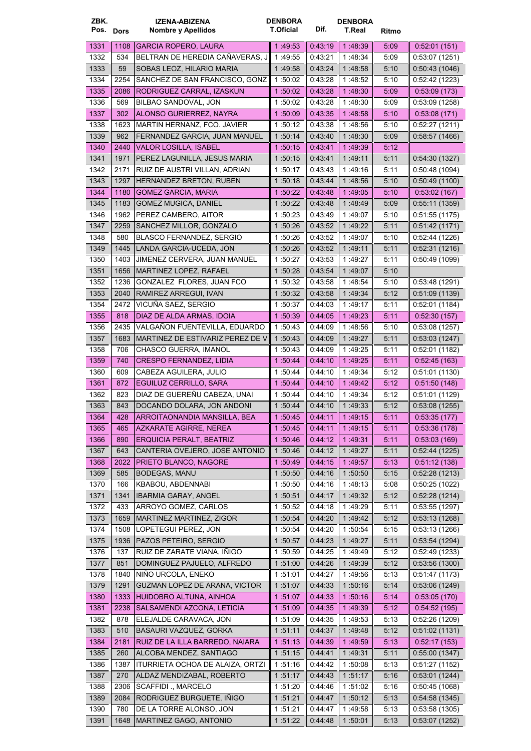| ZBK. Pos. | Dors | IZENA-ABIZENA Nombre y Apellidos | DENBORA T.Oficial | Dif. | DENBORA T.Real | Ritmo | |
|---|---|---|---|---|---|---|---|
| 1331 | 1108 | GARCIA ROPERO, LAURA | 1 :49:53 | 0:43:19 | 1 :48:39 | 5:09 | 0:52:01 (151) |
| 1332 | 534 | BELTRAN DE HEREDIA CAÑAVERAS, J | 1 :49:55 | 0:43:21 | 1 :48:34 | 5:09 | 0:53:07 (1251) |
| 1333 | 59 | SOBAS LEOZ, HILARIO MARIA | 1 :49:58 | 0:43:24 | 1 :48:58 | 5:10 | 0:50:43 (1046) |
| 1334 | 2254 | SANCHEZ DE SAN FRANCISCO, GONZ | 1 :50:02 | 0:43:28 | 1 :48:52 | 5:10 | 0:52:42 (1223) |
| 1335 | 2086 | RODRIGUEZ CARRAL, IZASKUN | 1 :50:02 | 0:43:28 | 1 :48:30 | 5:09 | 0:53:09 (173) |
| 1336 | 569 | BILBAO SANDOVAL, JON | 1 :50:02 | 0:43:28 | 1 :48:30 | 5:09 | 0:53:09 (1258) |
| 1337 | 302 | ALONSO GURIERREZ, NAYRA | 1 :50:09 | 0:43:35 | 1 :48:58 | 5:10 | 0:53:08 (171) |
| 1338 | 1623 | MARTIN HERNANZ, FCO. JAVIER | 1 :50:12 | 0:43:38 | 1 :48:56 | 5:10 | 0:52:27 (1211) |
| 1339 | 962 | FERNANDEZ GARCIA, JUAN MANUEL | 1 :50:14 | 0:43:40 | 1 :48:30 | 5:09 | 0:58:57 (1466) |
| 1340 | 2440 | VALOR LOSILLA, ISABEL | 1 :50:15 | 0:43:41 | 1 :49:39 | 5:12 | |
| 1341 | 1971 | PEREZ LAGUNILLA, JESUS MARIA | 1 :50:15 | 0:43:41 | 1 :49:11 | 5:11 | 0:54:30 (1327) |
| 1342 | 2171 | RUIZ DE AUSTRI VILLAN, ADRIAN | 1 :50:17 | 0:43:43 | 1 :49:16 | 5:11 | 0:50:48 (1094) |
| 1343 | 1297 | HERNANDEZ BRETON, RUBEN | 1 :50:18 | 0:43:44 | 1 :48:56 | 5:10 | 0:50:49 (1100) |
| 1344 | 1180 | GOMEZ GARCIA, MARIA | 1 :50:22 | 0:43:48 | 1 :49:05 | 5:10 | 0:53:02 (167) |
| 1345 | 1183 | GOMEZ MUGICA, DANIEL | 1 :50:22 | 0:43:48 | 1 :48:49 | 5:09 | 0:55:11 (1359) |
| 1346 | 1962 | PEREZ CAMBERO, AITOR | 1 :50:23 | 0:43:49 | 1 :49:07 | 5:10 | 0:51:55 (1175) |
| 1347 | 2259 | SANCHEZ MILLOR, GONZALO | 1 :50:26 | 0:43:52 | 1 :49:22 | 5:11 | 0:51:42 (1171) |
| 1348 | 580 | BLASCO FERNANDEZ, SERGIO | 1 :50:26 | 0:43:52 | 1 :49:07 | 5:10 | 0:52:44 (1226) |
| 1349 | 1445 | LANDA GARCIA-UCEDA, JON | 1 :50:26 | 0:43:52 | 1 :49:11 | 5:11 | 0:52:31 (1216) |
| 1350 | 1403 | JIMENEZ CERVERA, JUAN MANUEL | 1 :50:27 | 0:43:53 | 1 :49:27 | 5:11 | 0:50:49 (1099) |
| 1351 | 1656 | MARTINEZ LOPEZ, RAFAEL | 1 :50:28 | 0:43:54 | 1 :49:07 | 5:10 | |
| 1352 | 1236 | GONZALEZ FLORES, JUAN FCO | 1 :50:32 | 0:43:58 | 1 :48:54 | 5:10 | 0:53:48 (1291) |
| 1353 | 2040 | RAMIREZ ARREGUI, IVAN | 1 :50:32 | 0:43:58 | 1 :49:34 | 5:12 | 0:51:09 (1139) |
| 1354 | 2472 | VICUÑA SAEZ, SERGIO | 1 :50:37 | 0:44:03 | 1 :49:17 | 5:11 | 0:52:01 (1184) |
| 1355 | 818 | DIAZ DE ALDA ARMAS, IDOIA | 1 :50:39 | 0:44:05 | 1 :49:23 | 5:11 | 0:52:30 (157) |
| 1356 | 2435 | VALGAÑON FUENTEVILLA, EDUARDO | 1 :50:43 | 0:44:09 | 1 :48:56 | 5:10 | 0:53:08 (1257) |
| 1357 | 1683 | MARTINEZ DE ESTIVARIZ PEREZ DE V | 1 :50:43 | 0:44:09 | 1 :49:27 | 5:11 | 0:53:03 (1247) |
| 1358 | 706 | CHASCO GUERRA, IMANOL | 1 :50:43 | 0:44:09 | 1 :49:25 | 5:11 | 0:52:01 (1182) |
| 1359 | 740 | CRESPO FERNANDEZ, LIDIA | 1 :50:44 | 0:44:10 | 1 :49:25 | 5:11 | 0:52:45 (163) |
| 1360 | 609 | CABEZA AGUILERA, JULIO | 1 :50:44 | 0:44:10 | 1 :49:34 | 5:12 | 0:51:01 (1130) |
| 1361 | 872 | EGUILUZ CERRILLO, SARA | 1 :50:44 | 0:44:10 | 1 :49:42 | 5:12 | 0:51:50 (148) |
| 1362 | 823 | DIAZ DE GUEREÑU CABEZA, UNAI | 1 :50:44 | 0:44:10 | 1 :49:34 | 5:12 | 0:51:01 (1129) |
| 1363 | 843 | DOCANDO DOLARA, JON ANDONI | 1 :50:44 | 0:44:10 | 1 :49:33 | 5:12 | 0:53:08 (1255) |
| 1364 | 428 | ARROITAONANDIA MANSILLA, BEA | 1 :50:45 | 0:44:11 | 1 :49:15 | 5:11 | 0:53:35 (177) |
| 1365 | 465 | AZKARATE AGIRRE, NEREA | 1 :50:45 | 0:44:11 | 1 :49:15 | 5:11 | 0:53:36 (178) |
| 1366 | 890 | ERQUICIA PERALT, BEATRIZ | 1 :50:46 | 0:44:12 | 1 :49:31 | 5:11 | 0:53:03 (169) |
| 1367 | 643 | CANTERIA OVEJERO, JOSE ANTONIO | 1 :50:46 | 0:44:12 | 1 :49:27 | 5:11 | 0:52:44 (1225) |
| 1368 | 2022 | PRIETO BLANCO, NAGORE | 1 :50:49 | 0:44:15 | 1 :49:57 | 5:13 | 0:51:12 (138) |
| 1369 | 585 | BODEGAS, MANU | 1 :50:50 | 0:44:16 | 1 :50:50 | 5:15 | 0:52:28 (1213) |
| 1370 | 166 | KBABOU, ABDENNABI | 1 :50:50 | 0:44:16 | 1 :48:13 | 5:08 | 0:50:25 (1022) |
| 1371 | 1341 | IBARMIA GARAY, ANGEL | 1 :50:51 | 0:44:17 | 1 :49:32 | 5:12 | 0:52:28 (1214) |
| 1372 | 433 | ARROYO GOMEZ, CARLOS | 1 :50:52 | 0:44:18 | 1 :49:29 | 5:11 | 0:53:55 (1297) |
| 1373 | 1659 | MARTINEZ MARTINEZ, ZIGOR | 1 :50:54 | 0:44:20 | 1 :49:42 | 5:12 | 0:53:13 (1268) |
| 1374 | 1508 | LOPETEGUI PEREZ, JON | 1 :50:54 | 0:44:20 | 1 :50:54 | 5:15 | 0:53:13 (1266) |
| 1375 | 1936 | PAZOS PETEIRO, SERGIO | 1 :50:57 | 0:44:23 | 1 :49:27 | 5:11 | 0:53:54 (1294) |
| 1376 | 137 | RUIZ DE ZARATE VIANA, IÑIGO | 1 :50:59 | 0:44:25 | 1 :49:49 | 5:12 | 0:52:49 (1233) |
| 1377 | 851 | DOMINGUEZ PAJUELO, ALFREDO | 1 :51:00 | 0:44:26 | 1 :49:39 | 5:12 | 0:53:56 (1300) |
| 1378 | 1840 | NIÑO URCOLA, ENEKO | 1 :51:01 | 0:44:27 | 1 :49:56 | 5:13 | 0:51:47 (1173) |
| 1379 | 1291 | GUZMAN LOPEZ DE ARANA, VICTOR | 1 :51:07 | 0:44:33 | 1 :50:16 | 5:14 | 0:53:06 (1249) |
| 1380 | 1333 | HUIDOBRO ALTUNA, AINHOA | 1 :51:07 | 0:44:33 | 1 :50:16 | 5:14 | 0:53:05 (170) |
| 1381 | 2238 | SALSAMENDI AZCONA, LETICIA | 1 :51:09 | 0:44:35 | 1 :49:39 | 5:12 | 0:54:52 (195) |
| 1382 | 878 | ELEJALDE CARAVACA, JON | 1 :51:09 | 0:44:35 | 1 :49:53 | 5:13 | 0:52:26 (1209) |
| 1383 | 510 | BASAURI VAZQUEZ, GORKA | 1 :51:11 | 0:44:37 | 1 :49:48 | 5:12 | 0:51:02 (1131) |
| 1384 | 2181 | RUIZ DE LA ILLA BARREDO, NAIARA | 1 :51:13 | 0:44:39 | 1 :49:59 | 5:13 | 0:52:17 (153) |
| 1385 | 260 | ALCOBA MENDEZ, SANTIAGO | 1 :51:15 | 0:44:41 | 1 :49:31 | 5:11 | 0:55:00 (1347) |
| 1386 | 1387 | ITURRIETA OCHOA DE ALAIZA, ORTZI | 1 :51:16 | 0:44:42 | 1 :50:08 | 5:13 | 0:51:27 (1152) |
| 1387 | 270 | ALDAZ MENDIZABAL, ROBERTO | 1 :51:17 | 0:44:43 | 1 :51:17 | 5:16 | 0:53:01 (1244) |
| 1388 | 2306 | SCAFFIDI ., MARCELO | 1 :51:20 | 0:44:46 | 1 :51:02 | 5:16 | 0:50:45 (1068) |
| 1389 | 2084 | RODRIGUEZ BURGUETE, IÑIGO | 1 :51:21 | 0:44:47 | 1 :50:12 | 5:13 | 0:54:58 (1345) |
| 1390 | 780 | DE LA TORRE ALONSO, JON | 1 :51:21 | 0:44:47 | 1 :49:58 | 5:13 | 0:53:58 (1305) |
| 1391 | 1648 | MARTINEZ GAGO, ANTONIO | 1 :51:22 | 0:44:48 | 1 :50:01 | 5:13 | 0:53:07 (1252) |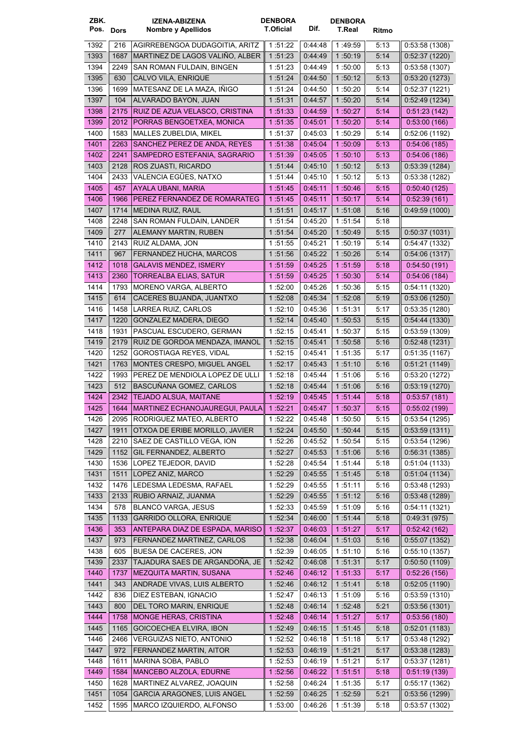| ZBK. Pos. | Dors | IZENA-ABIZENA Nombre y Apellidos | DENBORA T.Oficial | Dif. | DENBORA T.Real | Ritmo | |
|---|---|---|---|---|---|---|---|
| 1392 | 216 | AGIRREBENGOA DUDAGOITIA, ARITZ | 1 :51:22 | 0:44:48 | 1 :49:59 | 5:13 | 0:53:58 (1308) |
| 1393 | 1687 | MARTINEZ DE LAGOS VALIÑO, ALBER | 1 :51:23 | 0:44:49 | 1 :50:19 | 5:14 | 0:52:37 (1220) |
| 1394 | 2249 | SAN ROMAN FULDAIN, BINGEN | 1 :51:23 | 0:44:49 | 1 :50:00 | 5:13 | 0:53:58 (1307) |
| 1395 | 630 | CALVO VILA, ENRIQUE | 1 :51:24 | 0:44:50 | 1 :50:12 | 5:13 | 0:53:20 (1273) |
| 1396 | 1699 | MATESANZ DE LA MAZA, IÑIGO | 1 :51:24 | 0:44:50 | 1 :50:20 | 5:14 | 0:52:37 (1221) |
| 1397 | 104 | ALVARADO BAYON, JUAN | 1 :51:31 | 0:44:57 | 1 :50:20 | 5:14 | 0:52:49 (1234) |
| 1398 | 2175 | RUIZ DE AZUA VELASCO, CRISTINA | 1 :51:33 | 0:44:59 | 1 :50:27 | 5:14 | 0:51:23 (142) |
| 1399 | 2012 | PORRAS BENGOETXEA, MONICA | 1 :51:35 | 0:45:01 | 1 :50:20 | 5:14 | 0:53:00 (166) |
| 1400 | 1583 | MALLES ZUBELDIA, MIKEL | 1 :51:37 | 0:45:03 | 1 :50:29 | 5:14 | 0:52:06 (1192) |
| 1401 | 2263 | SANCHEZ PEREZ DE ANDA, REYES | 1 :51:38 | 0:45:04 | 1 :50:09 | 5:13 | 0:54:06 (185) |
| 1402 | 2241 | SAMPEDRO ESTEFANIA, SAGRARIO | 1 :51:39 | 0:45:05 | 1 :50:10 | 5:13 | 0:54:06 (186) |
| 1403 | 2128 | ROS ZUASTI, RICARDO | 1 :51:44 | 0:45:10 | 1 :50:12 | 5:13 | 0:53:39 (1284) |
| 1404 | 2433 | VALENCIA EGÜES, NATXO | 1 :51:44 | 0:45:10 | 1 :50:12 | 5:13 | 0:53:38 (1282) |
| 1405 | 457 | AYALA UBANI, MARIA | 1 :51:45 | 0:45:11 | 1 :50:46 | 5:15 | 0:50:40 (125) |
| 1406 | 1966 | PEREZ FERNANDEZ DE ROMARATEG | 1 :51:45 | 0:45:11 | 1 :50:17 | 5:14 | 0:52:39 (161) |
| 1407 | 1714 | MEDINA RUIZ, RAUL | 1 :51:51 | 0:45:17 | 1 :51:08 | 5:16 | 0:49:59 (1000) |
| 1408 | 2248 | SAN ROMAN FULDAIN, LANDER | 1 :51:54 | 0:45:20 | 1 :51:54 | 5:18 | |
| 1409 | 277 | ALEMANY MARTIN, RUBEN | 1 :51:54 | 0:45:20 | 1 :50:49 | 5:15 | 0:50:37 (1031) |
| 1410 | 2143 | RUIZ ALDAMA, JON | 1 :51:55 | 0:45:21 | 1 :50:19 | 5:14 | 0:54:47 (1332) |
| 1411 | 967 | FERNANDEZ HUCHA, MARCOS | 1 :51:56 | 0:45:22 | 1 :50:26 | 5:14 | 0:54:06 (1317) |
| 1412 | 1018 | GALAVIS MENDEZ, ISMERY | 1 :51:59 | 0:45:25 | 1 :51:59 | 5:18 | 0:54:50 (191) |
| 1413 | 2360 | TORREALBA ELIAS, SATUR | 1 :51:59 | 0:45:25 | 1 :50:30 | 5:14 | 0:54:06 (184) |
| 1414 | 1793 | MORENO VARGA, ALBERTO | 1 :52:00 | 0:45:26 | 1 :50:36 | 5:15 | 0:54:11 (1320) |
| 1415 | 614 | CACERES BUJANDA, JUANTXO | 1 :52:08 | 0:45:34 | 1 :52:08 | 5:19 | 0:53:06 (1250) |
| 1416 | 1458 | LARREA RUIZ, CARLOS | 1 :52:10 | 0:45:36 | 1 :51:31 | 5:17 | 0:53:35 (1280) |
| 1417 | 1220 | GONZALEZ MADERA, DIEGO | 1 :52:14 | 0:45:40 | 1 :50:53 | 5:15 | 0:54:44 (1330) |
| 1418 | 1931 | PASCUAL ESCUDERO, GERMAN | 1 :52:15 | 0:45:41 | 1 :50:37 | 5:15 | 0:53:59 (1309) |
| 1419 | 2179 | RUIZ DE GORDOA MENDAZA, IMANOL | 1 :52:15 | 0:45:41 | 1 :50:58 | 5:16 | 0:52:48 (1231) |
| 1420 | 1252 | GOROSTIAGA REYES, VIDAL | 1 :52:15 | 0:45:41 | 1 :51:35 | 5:17 | 0:51:35 (1167) |
| 1421 | 1763 | MONTES CRESPO, MIGUEL ANGEL | 1 :52:17 | 0:45:43 | 1 :51:10 | 5:16 | 0:51:21 (1149) |
| 1422 | 1993 | PEREZ DE MENDIOLA LOPEZ DE ULLI | 1 :52:18 | 0:45:44 | 1 :51:06 | 5:16 | 0:53:20 (1272) |
| 1423 | 512 | BASCUÑANA GOMEZ, CARLOS | 1 :52:18 | 0:45:44 | 1 :51:06 | 5:16 | 0:53:19 (1270) |
| 1424 | 2342 | TEJADO ALSUA, MAITANE | 1 :52:19 | 0:45:45 | 1 :51:44 | 5:18 | 0:53:57 (181) |
| 1425 | 1644 | MARTINEZ ECHANOJAUREGUI, PAULA | 1 :52:21 | 0:45:47 | 1 :50:37 | 5:15 | 0:55:02 (199) |
| 1426 | 2095 | RODRIGUEZ MATEO, ALBERTO | 1 :52:22 | 0:45:48 | 1 :50:50 | 5:15 | 0:53:54 (1295) |
| 1427 | 1911 | OTXOA DE ERIBE MORILLO, JAVIER | 1 :52:24 | 0:45:50 | 1 :50:44 | 5:15 | 0:53:59 (1311) |
| 1428 | 2210 | SAEZ DE CASTILLO VEGA, ION | 1 :52:26 | 0:45:52 | 1 :50:54 | 5:15 | 0:53:54 (1296) |
| 1429 | 1152 | GIL FERNANDEZ, ALBERTO | 1 :52:27 | 0:45:53 | 1 :51:06 | 5:16 | 0:56:31 (1385) |
| 1430 | 1536 | LOPEZ TEJEDOR, DAVID | 1 :52:28 | 0:45:54 | 1 :51:44 | 5:18 | 0:51:04 (1133) |
| 1431 | 1511 | LOPEZ ANIZ, MARCO | 1 :52:29 | 0:45:55 | 1 :51:45 | 5:18 | 0:51:04 (1134) |
| 1432 | 1476 | LEDESMA LEDESMA, RAFAEL | 1 :52:29 | 0:45:55 | 1 :51:11 | 5:16 | 0:53:48 (1293) |
| 1433 | 2133 | RUBIO ARNAIZ, JUANMA | 1 :52:29 | 0:45:55 | 1 :51:12 | 5:16 | 0:53:48 (1289) |
| 1434 | 578 | BLANCO VARGA, JESUS | 1 :52:33 | 0:45:59 | 1 :51:09 | 5:16 | 0:54:11 (1321) |
| 1435 | 1133 | GARRIDO OLLORA, ENRIQUE | 1 :52:34 | 0:46:00 | 1 :51:44 | 5:18 | 0:49:31 (975) |
| 1436 | 353 | ANTEPARA DIAZ DE ESPADA, MARISO | 1 :52:37 | 0:46:03 | 1 :51:27 | 5:17 | 0:52:42 (162) |
| 1437 | 973 | FERNANDEZ MARTINEZ, CARLOS | 1 :52:38 | 0:46:04 | 1 :51:03 | 5:16 | 0:55:07 (1352) |
| 1438 | 605 | BUESA DE CACERES, JON | 1 :52:39 | 0:46:05 | 1 :51:10 | 5:16 | 0:55:10 (1357) |
| 1439 | 2337 | TAJADURA SAES DE ARGANDOÑA, JE | 1 :52:42 | 0:46:08 | 1 :51:31 | 5:17 | 0:50:50 (1109) |
| 1440 | 1737 | MEZQUITA MARTIN, SUSANA | 1 :52:46 | 0:46:12 | 1 :51:33 | 5:17 | 0:52:26 (156) |
| 1441 | 343 | ANDRADE VIVAS, LUIS ALBERTO | 1 :52:46 | 0:46:12 | 1 :51:41 | 5:18 | 0:52:05 (1190) |
| 1442 | 836 | DIEZ ESTEBAN, IGNACIO | 1 :52:47 | 0:46:13 | 1 :51:09 | 5:16 | 0:53:59 (1310) |
| 1443 | 800 | DEL TORO MARIN, ENRIQUE | 1 :52:48 | 0:46:14 | 1 :52:48 | 5:21 | 0:53:56 (1301) |
| 1444 | 1758 | MONGE HERAS, CRISTINA | 1 :52:48 | 0:46:14 | 1 :51:27 | 5:17 | 0:53:56 (180) |
| 1445 | 1165 | GOICOECHEA ELVIRA, IBON | 1 :52:49 | 0:46:15 | 1 :51:45 | 5:18 | 0:52:01 (1183) |
| 1446 | 2466 | VERGUIZAS NIETO, ANTONIO | 1 :52:52 | 0:46:18 | 1 :51:18 | 5:17 | 0:53:48 (1292) |
| 1447 | 972 | FERNANDEZ MARTIN, AITOR | 1 :52:53 | 0:46:19 | 1 :51:21 | 5:17 | 0:53:38 (1283) |
| 1448 | 1611 | MARINA SOBA, PABLO | 1 :52:53 | 0:46:19 | 1 :51:21 | 5:17 | 0:53:37 (1281) |
| 1449 | 1584 | MANCEBO ALZOLA, EDURNE | 1 :52:56 | 0:46:22 | 1 :51:51 | 5:18 | 0:51:19 (139) |
| 1450 | 1628 | MARTINEZ ALVAREZ, JOAQUIN | 1 :52:58 | 0:46:24 | 1 :51:35 | 5:17 | 0:55:17 (1362) |
| 1451 | 1054 | GARCIA ARAGONES, LUIS ANGEL | 1 :52:59 | 0:46:25 | 1 :52:59 | 5:21 | 0:53:56 (1299) |
| 1452 | 1595 | MARCO IZQUIERDO, ALFONSO | 1 :53:00 | 0:46:26 | 1 :51:39 | 5:18 | 0:53:57 (1302) |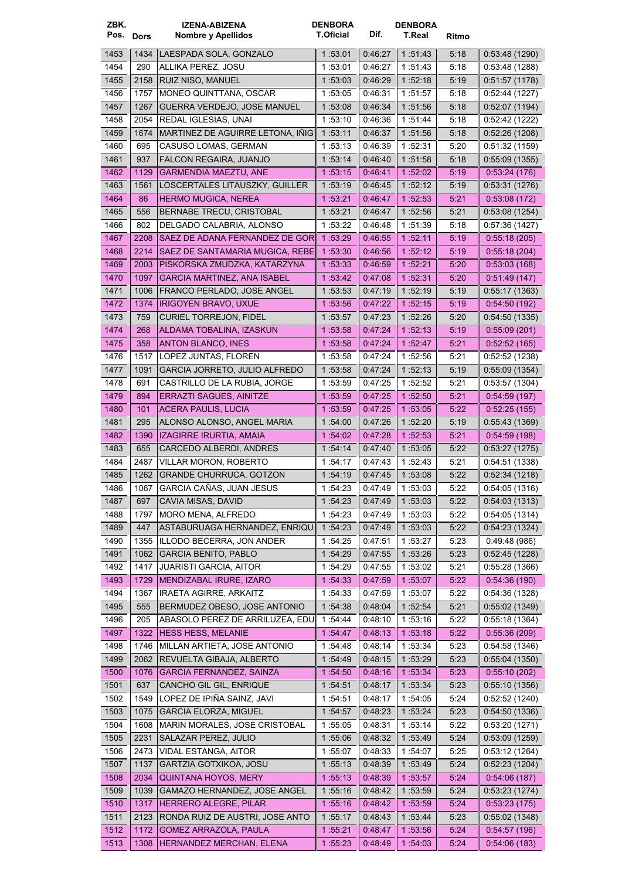| ZBK. Pos. | Dors | IZENA-ABIZENA Nombre y Apellidos | DENBORA T.Oficial | Dif. | DENBORA T.Real | Ritmo | |
|---|---|---|---|---|---|---|---|
| 1453 | 1434 | LAESPADA SOLA, GONZALO | 1 :53:01 | 0:46:27 | 1 :51:43 | 5:18 | 0:53:48 (1290) |
| 1454 | 290 | ALLIKA PEREZ, JOSU | 1 :53:01 | 0:46:27 | 1 :51:43 | 5:18 | 0:53:48 (1288) |
| 1455 | 2158 | RUIZ NISO, MANUEL | 1 :53:03 | 0:46:29 | 1 :52:18 | 5:19 | 0:51:57 (1178) |
| 1456 | 1757 | MONEO QUINTTANA, OSCAR | 1 :53:05 | 0:46:31 | 1 :51:57 | 5:18 | 0:52:44 (1227) |
| 1457 | 1267 | GUERRA VERDEJO, JOSE MANUEL | 1 :53:08 | 0:46:34 | 1 :51:56 | 5:18 | 0:52:07 (1194) |
| 1458 | 2054 | REDAL IGLESIAS, UNAI | 1 :53:10 | 0:46:36 | 1 :51:44 | 5:18 | 0:52:42 (1222) |
| 1459 | 1674 | MARTINEZ DE AGUIRRE LETONA, IÑIG | 1 :53:11 | 0:46:37 | 1 :51:56 | 5:18 | 0:52:26 (1208) |
| 1460 | 695 | CASUSO LOMAS, GERMAN | 1 :53:13 | 0:46:39 | 1 :52:31 | 5:20 | 0:51:32 (1159) |
| 1461 | 937 | FALCON REGAIRA, JUANJO | 1 :53:14 | 0:46:40 | 1 :51:58 | 5:18 | 0:55:09 (1355) |
| 1462 | 1129 | GARMENDIA MAEZTU, ANE | 1 :53:15 | 0:46:41 | 1 :52:02 | 5:19 | 0:53:24 (176) |
| 1463 | 1561 | LOSCERTALES LITAUSZKY, GUILLER | 1 :53:19 | 0:46:45 | 1 :52:12 | 5:19 | 0:53:31 (1276) |
| 1464 | 86 | HERMO MUGICA, NEREA | 1 :53:21 | 0:46:47 | 1 :52:53 | 5:21 | 0:53:08 (172) |
| 1465 | 556 | BERNABE TRECU, CRISTOBAL | 1 :53:21 | 0:46:47 | 1 :52:56 | 5:21 | 0:53:08 (1254) |
| 1466 | 802 | DELGADO CALABRIA, ALONSO | 1 :53:22 | 0:46:48 | 1 :51:39 | 5:18 | 0:57:36 (1427) |
| 1467 | 2208 | SAEZ DE ADANA FERNANDEZ DE GOR | 1 :53:29 | 0:46:55 | 1 :52:11 | 5:19 | 0:55:18 (205) |
| 1468 | 2214 | SAEZ DE SANTAMARIA MUGICA, REBE | 1 :53:30 | 0:46:56 | 1 :52:12 | 5:19 | 0:55:18 (204) |
| 1469 | 2003 | PISKORSKA ZMUDZKA, KATARZYNA | 1 :53:33 | 0:46:59 | 1 :52:21 | 5:20 | 0:53:03 (168) |
| 1470 | 1097 | GARCIA MARTINEZ, ANA ISABEL | 1 :53:42 | 0:47:08 | 1 :52:31 | 5:20 | 0:51:49 (147) |
| 1471 | 1006 | FRANCO PERLADO, JOSE ANGEL | 1 :53:53 | 0:47:19 | 1 :52:19 | 5:19 | 0:55:17 (1363) |
| 1472 | 1374 | IRIGOYEN BRAVO, UXUE | 1 :53:56 | 0:47:22 | 1 :52:15 | 5:19 | 0:54:50 (192) |
| 1473 | 759 | CURIEL TORREJON, FIDEL | 1 :53:57 | 0:47:23 | 1 :52:26 | 5:20 | 0:54:50 (1335) |
| 1474 | 268 | ALDAMA TOBALINA, IZASKUN | 1 :53:58 | 0:47:24 | 1 :52:13 | 5:19 | 0:55:09 (201) |
| 1475 | 358 | ANTON BLANCO, INES | 1 :53:58 | 0:47:24 | 1 :52:47 | 5:21 | 0:52:52 (165) |
| 1476 | 1517 | LOPEZ JUNTAS, FLOREN | 1 :53:58 | 0:47:24 | 1 :52:56 | 5:21 | 0:52:52 (1238) |
| 1477 | 1091 | GARCIA JORRETO, JULIO ALFREDO | 1 :53:58 | 0:47:24 | 1 :52:13 | 5:19 | 0:55:09 (1354) |
| 1478 | 691 | CASTRILLO DE LA RUBIA, JORGE | 1 :53:59 | 0:47:25 | 1 :52:52 | 5:21 | 0:53:57 (1304) |
| 1479 | 894 | ERRAZTI SAGUES, AINITZE | 1 :53:59 | 0:47:25 | 1 :52:50 | 5:21 | 0:54:59 (197) |
| 1480 | 101 | ACERA PAULIS, LUCIA | 1 :53:59 | 0:47:25 | 1 :53:05 | 5:22 | 0:52:25 (155) |
| 1481 | 295 | ALONSO ALONSO, ANGEL MARIA | 1 :54:00 | 0:47:26 | 1 :52:20 | 5:19 | 0:55:43 (1369) |
| 1482 | 1390 | IZAGIRRE IRURTIA, AMAIA | 1 :54:02 | 0:47:28 | 1 :52:53 | 5:21 | 0:54:59 (198) |
| 1483 | 655 | CARCEDO ALBERDI, ANDRES | 1 :54:14 | 0:47:40 | 1 :53:05 | 5:22 | 0:53:27 (1275) |
| 1484 | 2487 | VILLAR MORON, ROBERTO | 1 :54:17 | 0:47:43 | 1 :52:43 | 5:21 | 0:54:51 (1338) |
| 1485 | 1262 | GRANDE CHURRUCA, GOTZON | 1 :54:19 | 0:47:45 | 1 :53:08 | 5:22 | 0:52:34 (1218) |
| 1486 | 1067 | GARCIA CAÑAS, JUAN JESUS | 1 :54:23 | 0:47:49 | 1 :53:03 | 5:22 | 0:54:05 (1316) |
| 1487 | 697 | CAVIA MISAS, DAVID | 1 :54:23 | 0:47:49 | 1 :53:03 | 5:22 | 0:54:03 (1313) |
| 1488 | 1797 | MORO MENA, ALFREDO | 1 :54:23 | 0:47:49 | 1 :53:03 | 5:22 | 0:54:05 (1314) |
| 1489 | 447 | ASTABURUAGA HERNANDEZ, ENRIQU | 1 :54:23 | 0:47:49 | 1 :53:03 | 5:22 | 0:54:23 (1324) |
| 1490 | 1355 | ILLODO BECERRA, JON ANDER | 1 :54:25 | 0:47:51 | 1 :53:27 | 5:23 | 0:49:48 (986) |
| 1491 | 1062 | GARCIA BENITO, PABLO | 1 :54:29 | 0:47:55 | 1 :53:26 | 5:23 | 0:52:45 (1228) |
| 1492 | 1417 | JUARISTI GARCIA, AITOR | 1 :54:29 | 0:47:55 | 1 :53:02 | 5:21 | 0:55:28 (1366) |
| 1493 | 1729 | MENDIZABAL IRURE, IZARO | 1 :54:33 | 0:47:59 | 1 :53:07 | 5:22 | 0:54:36 (190) |
| 1494 | 1367 | IRAETA AGIRRE, ARKAITZ | 1 :54:33 | 0:47:59 | 1 :53:07 | 5:22 | 0:54:36 (1328) |
| 1495 | 555 | BERMUDEZ OBESO, JOSE ANTONIO | 1 :54:38 | 0:48:04 | 1 :52:54 | 5:21 | 0:55:02 (1349) |
| 1496 | 205 | ABASOLO PEREZ DE ARRILUZEA, EDU | 1 :54:44 | 0:48:10 | 1 :53:16 | 5:22 | 0:55:18 (1364) |
| 1497 | 1322 | HESS HESS, MELANIE | 1 :54:47 | 0:48:13 | 1 :53:18 | 5:22 | 0:55:36 (209) |
| 1498 | 1746 | MILLAN ARTIETA, JOSE ANTONIO | 1 :54:48 | 0:48:14 | 1 :53:34 | 5:23 | 0:54:58 (1346) |
| 1499 | 2062 | REVUELTA GIBAJA, ALBERTO | 1 :54:49 | 0:48:15 | 1 :53:29 | 5:23 | 0:55:04 (1350) |
| 1500 | 1076 | GARCIA FERNANDEZ, SAINZA | 1 :54:50 | 0:48:16 | 1 :53:34 | 5:23 | 0:55:10 (202) |
| 1501 | 637 | CANCHO GIL GIL, ENRIQUE | 1 :54:51 | 0:48:17 | 1 :53:34 | 5:23 | 0:55:10 (1356) |
| 1502 | 1549 | LOPEZ DE IPIÑA SAINZ, JAVI | 1 :54:51 | 0:48:17 | 1 :54:05 | 5:24 | 0:52:52 (1240) |
| 1503 | 1075 | GARCIA ELORZA, MIGUEL | 1 :54:57 | 0:48:23 | 1 :53:24 | 5:23 | 0:54:50 (1336) |
| 1504 | 1608 | MARIN MORALES, JOSE CRISTOBAL | 1 :55:05 | 0:48:31 | 1 :53:14 | 5:22 | 0:53:20 (1271) |
| 1505 | 2231 | SALAZAR PEREZ, JULIO | 1 :55:06 | 0:48:32 | 1 :53:49 | 5:24 | 0:53:09 (1259) |
| 1506 | 2473 | VIDAL ESTANGA, AITOR | 1 :55:07 | 0:48:33 | 1 :54:07 | 5:25 | 0:53:12 (1264) |
| 1507 | 1137 | GARTZIA GOTXIKOA, JOSU | 1 :55:13 | 0:48:39 | 1 :53:49 | 5:24 | 0:52:23 (1204) |
| 1508 | 2034 | QUINTANA HOYOS, MERY | 1 :55:13 | 0:48:39 | 1 :53:57 | 5:24 | 0:54:06 (187) |
| 1509 | 1039 | GAMAZO HERNANDEZ, JOSE ANGEL | 1 :55:16 | 0:48:42 | 1 :53:59 | 5:24 | 0:53:23 (1274) |
| 1510 | 1317 | HERRERO ALEGRE, PILAR | 1 :55:16 | 0:48:42 | 1 :53:59 | 5:24 | 0:53:23 (175) |
| 1511 | 2123 | RONDA RUIZ DE AUSTRI, JOSE ANTO | 1 :55:17 | 0:48:43 | 1 :53:44 | 5:23 | 0:55:02 (1348) |
| 1512 | 1172 | GOMEZ ARRAZOLA, PAULA | 1 :55:21 | 0:48:47 | 1 :53:56 | 5:24 | 0:54:57 (196) |
| 1513 | 1308 | HERNANDEZ MERCHAN, ELENA | 1 :55:23 | 0:48:49 | 1 :54:03 | 5:24 | 0:54:06 (183) |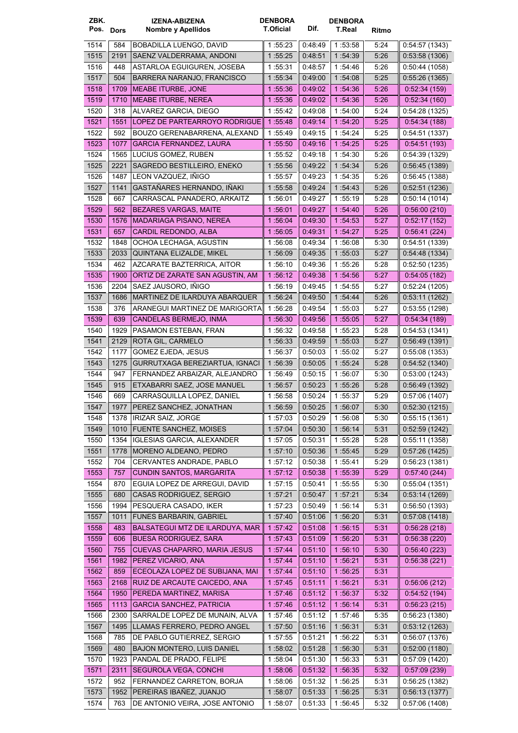| ZBK. Pos. | Dors | IZENA-ABIZENA Nombre y Apellidos | DENBORA T.Oficial | Dif. | DENBORA T.Real | Ritmo | |
|---|---|---|---|---|---|---|---|
| 1514 | 584 | BOBADILLA LUENGO, DAVID | 1 :55:23 | 0:48:49 | 1 :53:58 | 5:24 | 0:54:57 (1343) |
| 1515 | 2191 | SAENZ VALDERRAMA, ANDONI | 1 :55:25 | 0:48:51 | 1 :54:39 | 5:26 | 0:53:58 (1306) |
| 1516 | 448 | ASTARLOA EGUIGUREN, JOSEBA | 1 :55:31 | 0:48:57 | 1 :54:46 | 5:26 | 0:50:44 (1058) |
| 1517 | 504 | BARRERA NARANJO, FRANCISCO | 1 :55:34 | 0:49:00 | 1 :54:08 | 5:25 | 0:55:26 (1365) |
| 1518 | 1709 | MEABE ITURBE, JONE | 1 :55:36 | 0:49:02 | 1 :54:36 | 5:26 | 0:52:34 (159) |
| 1519 | 1710 | MEABE ITURBE, NEREA | 1 :55:36 | 0:49:02 | 1 :54:36 | 5:26 | 0:52:34 (160) |
| 1520 | 318 | ALVAREZ GARCIA, DIEGO | 1 :55:42 | 0:49:08 | 1 :54:00 | 5:24 | 0:54:28 (1325) |
| 1521 | 1551 | LOPEZ DE PARTEARROYO RODRIGUE | 1 :55:48 | 0:49:14 | 1 :54:20 | 5:25 | 0:54:34 (188) |
| 1522 | 592 | BOUZO GERENABARRENA, ALEXAND | 1 :55:49 | 0:49:15 | 1 :54:24 | 5:25 | 0:54:51 (1337) |
| 1523 | 1077 | GARCIA FERNANDEZ, LAURA | 1 :55:50 | 0:49:16 | 1 :54:25 | 5:25 | 0:54:51 (193) |
| 1524 | 1565 | LUCIUS GOMEZ, RUBEN | 1 :55:52 | 0:49:18 | 1 :54:30 | 5:26 | 0:54:39 (1329) |
| 1525 | 2221 | SAGREDO BESTILLEIRO, ENEKO | 1 :55:56 | 0:49:22 | 1 :54:34 | 5:26 | 0:56:45 (1389) |
| 1526 | 1487 | LEON VAZQUEZ, IÑIGO | 1 :55:57 | 0:49:23 | 1 :54:35 | 5:26 | 0:56:45 (1388) |
| 1527 | 1141 | GASTAÑARES HERNANDO, IÑAKI | 1 :55:58 | 0:49:24 | 1 :54:43 | 5:26 | 0:52:51 (1236) |
| 1528 | 667 | CARRASCAL PANADERO, ARKAITZ | 1 :56:01 | 0:49:27 | 1 :55:19 | 5:28 | 0:50:14 (1014) |
| 1529 | 562 | BEZARES VARGAS, MAITE | 1 :56:01 | 0:49:27 | 1 :54:40 | 5:26 | 0:56:00 (210) |
| 1530 | 1576 | MADARIAGA PISANO, NEREA | 1 :56:04 | 0:49:30 | 1 :54:53 | 5:27 | 0:52:17 (152) |
| 1531 | 657 | CARDIL REDONDO, ALBA | 1 :56:05 | 0:49:31 | 1 :54:27 | 5:25 | 0:56:41 (224) |
| 1532 | 1848 | OCHOA LECHAGA, AGUSTIN | 1 :56:08 | 0:49:34 | 1 :56:08 | 5:30 | 0:54:51 (1339) |
| 1533 | 2033 | QUINTANA ELIZALDE, MIKEL | 1 :56:09 | 0:49:35 | 1 :55:03 | 5:27 | 0:54:48 (1334) |
| 1534 | 462 | AZCARATE BAZTERRICA, AITOR | 1 :56:10 | 0:49:36 | 1 :55:26 | 5:28 | 0:52:50 (1235) |
| 1535 | 1900 | ORTIZ DE ZARATE SAN AGUSTIN, AM | 1 :56:12 | 0:49:38 | 1 :54:56 | 5:27 | 0:54:05 (182) |
| 1536 | 2204 | SAEZ JAUSORO, IÑIGO | 1 :56:19 | 0:49:45 | 1 :54:55 | 5:27 | 0:52:24 (1205) |
| 1537 | 1686 | MARTINEZ DE ILARDUYA ABARQUER | 1 :56:24 | 0:49:50 | 1 :54:44 | 5:26 | 0:53:11 (1262) |
| 1538 | 376 | ARANEGUI MARTINEZ DE MARIGORTA | 1 :56:28 | 0:49:54 | 1 :55:03 | 5:27 | 0:53:55 (1298) |
| 1539 | 639 | CANDELAS BERMEJO, INMA | 1 :56:30 | 0:49:56 | 1 :55:05 | 5:27 | 0:54:34 (189) |
| 1540 | 1929 | PASAMON ESTEBAN, FRAN | 1 :56:32 | 0:49:58 | 1 :55:23 | 5:28 | 0:54:53 (1341) |
| 1541 | 2129 | ROTA GIL, CARMELO | 1 :56:33 | 0:49:59 | 1 :55:03 | 5:27 | 0:56:49 (1391) |
| 1542 | 1177 | GOMEZ EJEDA, JESUS | 1 :56:37 | 0:50:03 | 1 :55:02 | 5:27 | 0:55:08 (1353) |
| 1543 | 1275 | GURRUTXAGA BEREZIARTUA, IGNACI | 1 :56:39 | 0:50:05 | 1 :55:24 | 5:28 | 0:54:52 (1340) |
| 1544 | 947 | FERNANDEZ ARBAIZAR, ALEJANDRO | 1 :56:49 | 0:50:15 | 1 :56:07 | 5:30 | 0:53:00 (1243) |
| 1545 | 915 | ETXABARRI SAEZ, JOSE MANUEL | 1 :56:57 | 0:50:23 | 1 :55:26 | 5:28 | 0:56:49 (1392) |
| 1546 | 669 | CARRASQUILLA LOPEZ, DANIEL | 1 :56:58 | 0:50:24 | 1 :55:37 | 5:29 | 0:57:06 (1407) |
| 1547 | 1977 | PEREZ SANCHEZ, JONATHAN | 1 :56:59 | 0:50:25 | 1 :56:07 | 5:30 | 0:52:30 (1215) |
| 1548 | 1378 | IRIZAR SAIZ, JORGE | 1 :57:03 | 0:50:29 | 1 :56:08 | 5:30 | 0:55:15 (1361) |
| 1549 | 1010 | FUENTE SANCHEZ, MOISES | 1 :57:04 | 0:50:30 | 1 :56:14 | 5:31 | 0:52:59 (1242) |
| 1550 | 1354 | IGLESIAS GARCIA, ALEXANDER | 1 :57:05 | 0:50:31 | 1 :55:28 | 5:28 | 0:55:11 (1358) |
| 1551 | 1778 | MORENO ALDEANO, PEDRO | 1 :57:10 | 0:50:36 | 1 :55:45 | 5:29 | 0:57:26 (1425) |
| 1552 | 704 | CERVANTES ANDRADE, PABLO | 1 :57:12 | 0:50:38 | 1 :55:41 | 5:29 | 0:56:23 (1381) |
| 1553 | 757 | CUNDIN SANTOS, MARGARITA | 1 :57:12 | 0:50:38 | 1 :55:39 | 5:29 | 0:57:40 (244) |
| 1554 | 870 | EGUIA LOPEZ DE ARREGUI, DAVID | 1 :57:15 | 0:50:41 | 1 :55:55 | 5:30 | 0:55:04 (1351) |
| 1555 | 680 | CASAS RODRIGUEZ, SERGIO | 1 :57:21 | 0:50:47 | 1 :57:21 | 5:34 | 0:53:14 (1269) |
| 1556 | 1994 | PESQUERA CASADO, IKER | 1 :57:23 | 0:50:49 | 1 :56:14 | 5:31 | 0:56:50 (1393) |
| 1557 | 1011 | FUNES BARBARIN, GABRIEL | 1 :57:40 | 0:51:06 | 1 :56:20 | 5:31 | 0:57:08 (1418) |
| 1558 | 483 | BALSATEGUI MTZ DE ILARDUYA, MAR | 1 :57:42 | 0:51:08 | 1 :56:15 | 5:31 | 0:56:28 (218) |
| 1559 | 606 | BUESA RODRIGUEZ, SARA | 1 :57:43 | 0:51:09 | 1 :56:20 | 5:31 | 0:56:38 (220) |
| 1560 | 755 | CUEVAS CHAPARRO, MARIA JESUS | 1 :57:44 | 0:51:10 | 1 :56:10 | 5:30 | 0:56:40 (223) |
| 1561 | 1982 | PEREZ VICARIO, ANA | 1 :57:44 | 0:51:10 | 1 :56:21 | 5:31 | 0:56:38 (221) |
| 1562 | 859 | ECEOLAZA LOPEZ DE SUBIJANA, MAI | 1 :57:44 | 0:51:10 | 1 :56:25 | 5:31 | |
| 1563 | 2168 | RUIZ DE ARCAUTE CAICEDO, ANA | 1 :57:45 | 0:51:11 | 1 :56:21 | 5:31 | 0:56:06 (212) |
| 1564 | 1950 | PEREDA MARTINEZ, MARISA | 1 :57:46 | 0:51:12 | 1 :56:37 | 5:32 | 0:54:52 (194) |
| 1565 | 1113 | GARCIA SANCHEZ, PATRICIA | 1 :57:46 | 0:51:12 | 1 :56:14 | 5:31 | 0:56:23 (215) |
| 1566 | 2300 | SARRALDE LOPEZ DE MUNAIN, ALVA | 1 :57:46 | 0:51:12 | 1 :57:46 | 5:35 | 0:56:23 (1380) |
| 1567 | 1495 | LLAMAS FERRERO, PEDRO ANGEL | 1 :57:50 | 0:51:16 | 1 :56:31 | 5:31 | 0:53:12 (1263) |
| 1568 | 785 | DE PABLO GUTIERREZ, SERGIO | 1 :57:55 | 0:51:21 | 1 :56:22 | 5:31 | 0:56:07 (1376) |
| 1569 | 480 | BAJON MONTERO, LUIS DANIEL | 1 :58:02 | 0:51:28 | 1 :56:30 | 5:31 | 0:52:00 (1180) |
| 1570 | 1923 | PANDAL DE PRADO, FELIPE | 1 :58:04 | 0:51:30 | 1 :56:33 | 5:31 | 0:57:09 (1420) |
| 1571 | 2311 | SEGUROLA VEGA, CONCHI | 1 :58:06 | 0:51:32 | 1 :56:35 | 5:32 | 0:57:09 (239) |
| 1572 | 952 | FERNANDEZ CARRETON, BORJA | 1 :58:06 | 0:51:32 | 1 :56:25 | 5:31 | 0:56:25 (1382) |
| 1573 | 1952 | PEREIRAS IBAÑEZ, JUANJO | 1 :58:07 | 0:51:33 | 1 :56:25 | 5:31 | 0:56:13 (1377) |
| 1574 | 763 | DE ANTONIO VEIRA, JOSE ANTONIO | 1 :58:07 | 0:51:33 | 1 :56:45 | 5:32 | 0:57:06 (1408) |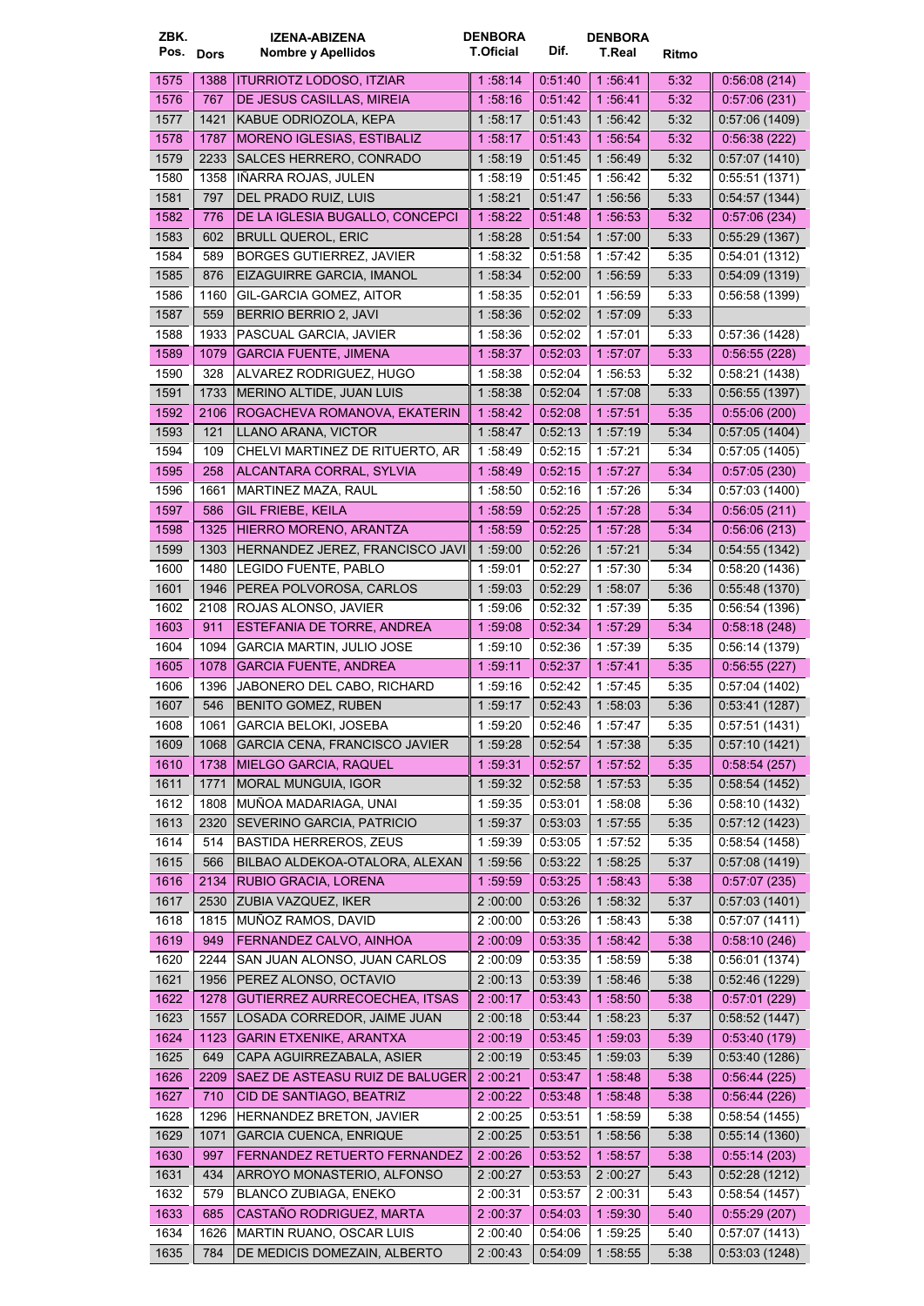| ZBK. Pos. | Dors | IZENA-ABIZENA Nombre y Apellidos | DENBORA T.Oficial | Dif. | DENBORA T.Real | Ritmo | |
|---|---|---|---|---|---|---|---|
| 1575 | 1388 | ITURRIOTZ LODOSO, ITZIAR | 1 :58:14 | 0:51:40 | 1 :56:41 | 5:32 | 0:56:08 (214) |
| 1576 | 767 | DE JESUS CASILLAS, MIREIA | 1 :58:16 | 0:51:42 | 1 :56:41 | 5:32 | 0:57:06 (231) |
| 1577 | 1421 | KABUE ODRIOZOLA, KEPA | 1 :58:17 | 0:51:43 | 1 :56:42 | 5:32 | 0:57:06 (1409) |
| 1578 | 1787 | MORENO IGLESIAS, ESTIBALIZ | 1 :58:17 | 0:51:43 | 1 :56:54 | 5:32 | 0:56:38 (222) |
| 1579 | 2233 | SALCES HERRERO, CONRADO | 1 :58:19 | 0:51:45 | 1 :56:49 | 5:32 | 0:57:07 (1410) |
| 1580 | 1358 | IÑARRA ROJAS, JULEN | 1 :58:19 | 0:51:45 | 1 :56:42 | 5:32 | 0:55:51 (1371) |
| 1581 | 797 | DEL PRADO RUIZ, LUIS | 1 :58:21 | 0:51:47 | 1 :56:56 | 5:33 | 0:54:57 (1344) |
| 1582 | 776 | DE LA IGLESIA BUGALLO, CONCEPCI | 1 :58:22 | 0:51:48 | 1 :56:53 | 5:32 | 0:57:06 (234) |
| 1583 | 602 | BRULL QUEROL, ERIC | 1 :58:28 | 0:51:54 | 1 :57:00 | 5:33 | 0:55:29 (1367) |
| 1584 | 589 | BORGES GUTIERREZ, JAVIER | 1 :58:32 | 0:51:58 | 1 :57:42 | 5:35 | 0:54:01 (1312) |
| 1585 | 876 | EIZAGUIRRE GARCIA, IMANOL | 1 :58:34 | 0:52:00 | 1 :56:59 | 5:33 | 0:54:09 (1319) |
| 1586 | 1160 | GIL-GARCIA GOMEZ, AITOR | 1 :58:35 | 0:52:01 | 1 :56:59 | 5:33 | 0:56:58 (1399) |
| 1587 | 559 | BERRIO BERRIO 2, JAVI | 1 :58:36 | 0:52:02 | 1 :57:09 | 5:33 | |
| 1588 | 1933 | PASCUAL GARCIA, JAVIER | 1 :58:36 | 0:52:02 | 1 :57:01 | 5:33 | 0:57:36 (1428) |
| 1589 | 1079 | GARCIA FUENTE, JIMENA | 1 :58:37 | 0:52:03 | 1 :57:07 | 5:33 | 0:56:55 (228) |
| 1590 | 328 | ALVAREZ RODRIGUEZ, HUGO | 1 :58:38 | 0:52:04 | 1 :56:53 | 5:32 | 0:58:21 (1438) |
| 1591 | 1733 | MERINO ALTIDE, JUAN LUIS | 1 :58:38 | 0:52:04 | 1 :57:08 | 5:33 | 0:56:55 (1397) |
| 1592 | 2106 | ROGACHEVA ROMANOVA, EKATERIN | 1 :58:42 | 0:52:08 | 1 :57:51 | 5:35 | 0:55:06 (200) |
| 1593 | 121 | LLANO ARANA, VICTOR | 1 :58:47 | 0:52:13 | 1 :57:19 | 5:34 | 0:57:05 (1404) |
| 1594 | 109 | CHELVI MARTINEZ DE RITUERTO, AR | 1 :58:49 | 0:52:15 | 1 :57:21 | 5:34 | 0:57:05 (1405) |
| 1595 | 258 | ALCANTARA CORRAL, SYLVIA | 1 :58:49 | 0:52:15 | 1 :57:27 | 5:34 | 0:57:05 (230) |
| 1596 | 1661 | MARTINEZ MAZA, RAUL | 1 :58:50 | 0:52:16 | 1 :57:26 | 5:34 | 0:57:03 (1400) |
| 1597 | 586 | GIL FRIEBE, KEILA | 1 :58:59 | 0:52:25 | 1 :57:28 | 5:34 | 0:56:05 (211) |
| 1598 | 1325 | HIERRO MORENO, ARANTZA | 1 :58:59 | 0:52:25 | 1 :57:28 | 5:34 | 0:56:06 (213) |
| 1599 | 1303 | HERNANDEZ JEREZ, FRANCISCO JAVI | 1 :59:00 | 0:52:26 | 1 :57:21 | 5:34 | 0:54:55 (1342) |
| 1600 | 1480 | LEGIDO FUENTE, PABLO | 1 :59:01 | 0:52:27 | 1 :57:30 | 5:34 | 0:58:20 (1436) |
| 1601 | 1946 | PEREA POLVOROSA, CARLOS | 1 :59:03 | 0:52:29 | 1 :58:07 | 5:36 | 0:55:48 (1370) |
| 1602 | 2108 | ROJAS ALONSO, JAVIER | 1 :59:06 | 0:52:32 | 1 :57:39 | 5:35 | 0:56:54 (1396) |
| 1603 | 911 | ESTEFANIA DE TORRE, ANDREA | 1 :59:08 | 0:52:34 | 1 :57:29 | 5:34 | 0:58:18 (248) |
| 1604 | 1094 | GARCIA MARTIN, JULIO JOSE | 1 :59:10 | 0:52:36 | 1 :57:39 | 5:35 | 0:56:14 (1379) |
| 1605 | 1078 | GARCIA FUENTE, ANDREA | 1 :59:11 | 0:52:37 | 1 :57:41 | 5:35 | 0:56:55 (227) |
| 1606 | 1396 | JABONERO DEL CABO, RICHARD | 1 :59:16 | 0:52:42 | 1 :57:45 | 5:35 | 0:57:04 (1402) |
| 1607 | 546 | BENITO GOMEZ, RUBEN | 1 :59:17 | 0:52:43 | 1 :58:03 | 5:36 | 0:53:41 (1287) |
| 1608 | 1061 | GARCIA BELOKI, JOSEBA | 1 :59:20 | 0:52:46 | 1 :57:47 | 5:35 | 0:57:51 (1431) |
| 1609 | 1068 | GARCIA CENA, FRANCISCO JAVIER | 1 :59:28 | 0:52:54 | 1 :57:38 | 5:35 | 0:57:10 (1421) |
| 1610 | 1738 | MIELGO GARCIA, RAQUEL | 1 :59:31 | 0:52:57 | 1 :57:52 | 5:35 | 0:58:54 (257) |
| 1611 | 1771 | MORAL MUNGUIA, IGOR | 1 :59:32 | 0:52:58 | 1 :57:53 | 5:35 | 0:58:54 (1452) |
| 1612 | 1808 | MUÑOA MADARIAGA, UNAI | 1 :59:35 | 0:53:01 | 1 :58:08 | 5:36 | 0:58:10 (1432) |
| 1613 | 2320 | SEVERINO GARCIA, PATRICIO | 1 :59:37 | 0:53:03 | 1 :57:55 | 5:35 | 0:57:12 (1423) |
| 1614 | 514 | BASTIDA HERREROS, ZEUS | 1 :59:39 | 0:53:05 | 1 :57:52 | 5:35 | 0:58:54 (1458) |
| 1615 | 566 | BILBAO ALDEKOA-OTALORA, ALEXAN | 1 :59:56 | 0:53:22 | 1 :58:25 | 5:37 | 0:57:08 (1419) |
| 1616 | 2134 | RUBIO GRACIA, LORENA | 1 :59:59 | 0:53:25 | 1 :58:43 | 5:38 | 0:57:07 (235) |
| 1617 | 2530 | ZUBIA VAZQUEZ, IKER | 2 :00:00 | 0:53:26 | 1 :58:32 | 5:37 | 0:57:03 (1401) |
| 1618 | 1815 | MUÑOZ RAMOS, DAVID | 2 :00:00 | 0:53:26 | 1 :58:43 | 5:38 | 0:57:07 (1411) |
| 1619 | 949 | FERNANDEZ CALVO, AINHOA | 2 :00:09 | 0:53:35 | 1 :58:42 | 5:38 | 0:58:10 (246) |
| 1620 | 2244 | SAN JUAN ALONSO, JUAN CARLOS | 2 :00:09 | 0:53:35 | 1 :58:59 | 5:38 | 0:56:01 (1374) |
| 1621 | 1956 | PEREZ ALONSO, OCTAVIO | 2 :00:13 | 0:53:39 | 1 :58:46 | 5:38 | 0:52:46 (1229) |
| 1622 | 1278 | GUTIERREZ AURRECOECHEA, ITSAS | 2 :00:17 | 0:53:43 | 1 :58:50 | 5:38 | 0:57:01 (229) |
| 1623 | 1557 | LOSADA CORREDOR, JAIME JUAN | 2 :00:18 | 0:53:44 | 1 :58:23 | 5:37 | 0:58:52 (1447) |
| 1624 | 1123 | GARIN ETXENIKE, ARANTXA | 2 :00:19 | 0:53:45 | 1 :59:03 | 5:39 | 0:53:40 (179) |
| 1625 | 649 | CAPA AGUIRREZABALA, ASIER | 2 :00:19 | 0:53:45 | 1 :59:03 | 5:39 | 0:53:40 (1286) |
| 1626 | 2209 | SAEZ DE ASTEASU RUIZ DE BALUGER | 2 :00:21 | 0:53:47 | 1 :58:48 | 5:38 | 0:56:44 (225) |
| 1627 | 710 | CID DE SANTIAGO, BEATRIZ | 2 :00:22 | 0:53:48 | 1 :58:48 | 5:38 | 0:56:44 (226) |
| 1628 | 1296 | HERNANDEZ BRETON, JAVIER | 2 :00:25 | 0:53:51 | 1 :58:59 | 5:38 | 0:58:54 (1455) |
| 1629 | 1071 | GARCIA CUENCA, ENRIQUE | 2 :00:25 | 0:53:51 | 1 :58:56 | 5:38 | 0:55:14 (1360) |
| 1630 | 997 | FERNANDEZ RETUERTO FERNANDEZ | 2 :00:26 | 0:53:52 | 1 :58:57 | 5:38 | 0:55:14 (203) |
| 1631 | 434 | ARROYO MONASTERIO, ALFONSO | 2 :00:27 | 0:53:53 | 2 :00:27 | 5:43 | 0:52:28 (1212) |
| 1632 | 579 | BLANCO ZUBIAGA, ENEKO | 2 :00:31 | 0:53:57 | 2 :00:31 | 5:43 | 0:58:54 (1457) |
| 1633 | 685 | CASTAÑO RODRIGUEZ, MARTA | 2 :00:37 | 0:54:03 | 1 :59:30 | 5:40 | 0:55:29 (207) |
| 1634 | 1626 | MARTIN RUANO, OSCAR LUIS | 2 :00:40 | 0:54:06 | 1 :59:25 | 5:40 | 0:57:07 (1413) |
| 1635 | 784 | DE MEDICIS DOMEZAIN, ALBERTO | 2 :00:43 | 0:54:09 | 1 :58:55 | 5:38 | 0:53:03 (1248) |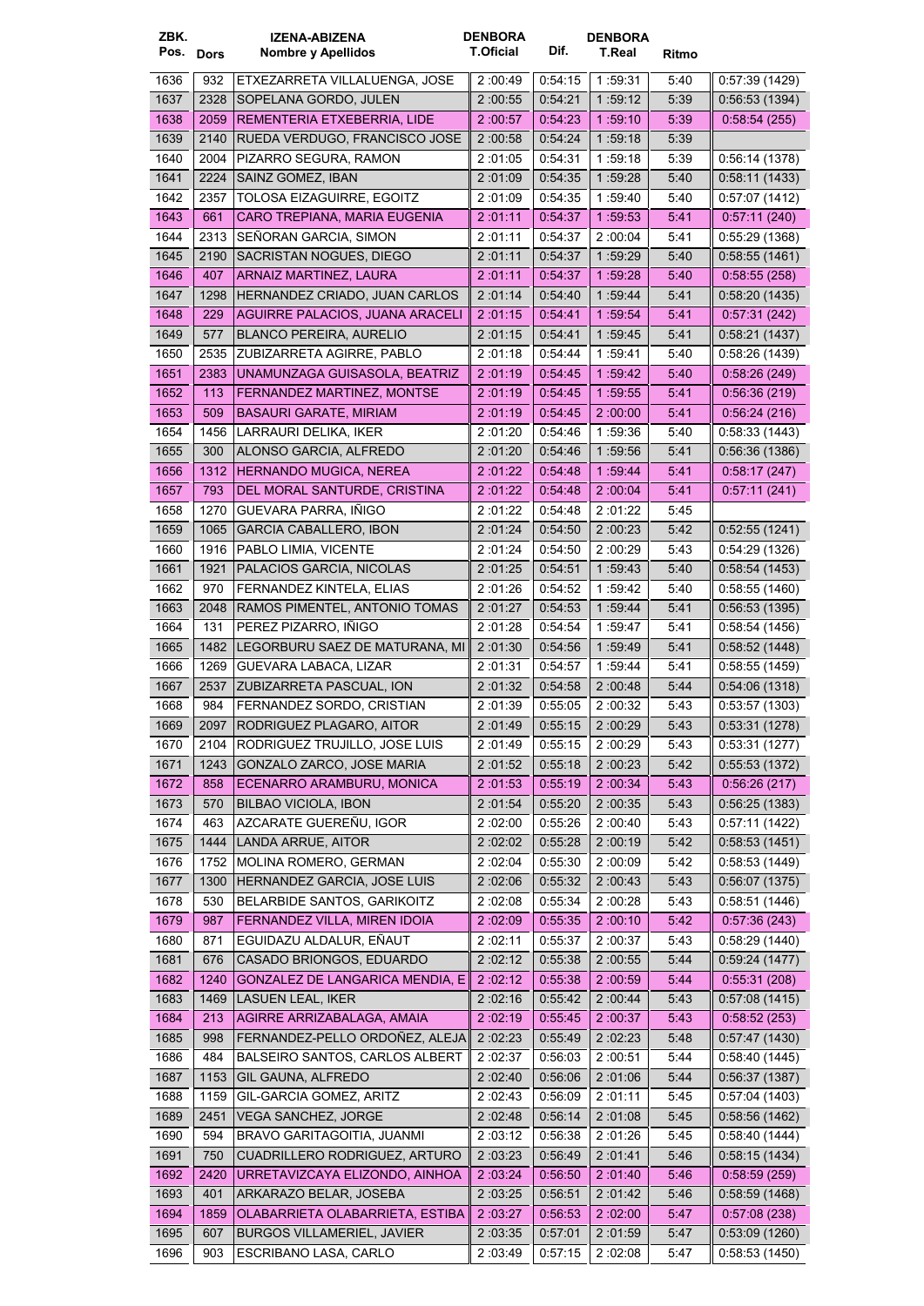| ZBK. Pos. | Dors | IZENA-ABIZENA Nombre y Apellidos | DENBORA T.Oficial | Dif. | DENBORA T.Real | Ritmo | |
|---|---|---|---|---|---|---|---|
| 1636 | 932 | ETXEZARRETA VILLALUENGA, JOSE | 2 :00:49 | 0:54:15 | 1 :59:31 | 5:40 | 0:57:39 (1429) |
| 1637 | 2328 | SOPELANA GORDO, JULEN | 2 :00:55 | 0:54:21 | 1 :59:12 | 5:39 | 0:56:53 (1394) |
| 1638 | 2059 | REMENTERIA ETXEBERRIA, LIDE | 2 :00:57 | 0:54:23 | 1 :59:10 | 5:39 | 0:58:54 (255) |
| 1639 | 2140 | RUEDA VERDUGO, FRANCISCO JOSE | 2 :00:58 | 0:54:24 | 1 :59:18 | 5:39 | |
| 1640 | 2004 | PIZARRO SEGURA, RAMON | 2 :01:05 | 0:54:31 | 1 :59:18 | 5:39 | 0:56:14 (1378) |
| 1641 | 2224 | SAINZ GOMEZ, IBAN | 2 :01:09 | 0:54:35 | 1 :59:28 | 5:40 | 0:58:11 (1433) |
| 1642 | 2357 | TOLOSA EIZAGUIRRE, EGOITZ | 2 :01:09 | 0:54:35 | 1 :59:40 | 5:40 | 0:57:07 (1412) |
| 1643 | 661 | CARO TREPIANA, MARIA EUGENIA | 2 :01:11 | 0:54:37 | 1 :59:53 | 5:41 | 0:57:11 (240) |
| 1644 | 2313 | SEÑORAN GARCIA, SIMON | 2 :01:11 | 0:54:37 | 2 :00:04 | 5:41 | 0:55:29 (1368) |
| 1645 | 2190 | SACRISTAN NOGUES, DIEGO | 2 :01:11 | 0:54:37 | 1 :59:29 | 5:40 | 0:58:55 (1461) |
| 1646 | 407 | ARNAIZ MARTINEZ, LAURA | 2 :01:11 | 0:54:37 | 1 :59:28 | 5:40 | 0:58:55 (258) |
| 1647 | 1298 | HERNANDEZ CRIADO, JUAN CARLOS | 2 :01:14 | 0:54:40 | 1 :59:44 | 5:41 | 0:58:20 (1435) |
| 1648 | 229 | AGUIRRE PALACIOS, JUANA ARACELI | 2 :01:15 | 0:54:41 | 1 :59:54 | 5:41 | 0:57:31 (242) |
| 1649 | 577 | BLANCO PEREIRA, AURELIO | 2 :01:15 | 0:54:41 | 1 :59:45 | 5:41 | 0:58:21 (1437) |
| 1650 | 2535 | ZUBIZARRETA AGIRRE, PABLO | 2 :01:18 | 0:54:44 | 1 :59:41 | 5:40 | 0:58:26 (1439) |
| 1651 | 2383 | UNAMUNZAGA GUISASOLA, BEATRIZ | 2 :01:19 | 0:54:45 | 1 :59:42 | 5:40 | 0:58:26 (249) |
| 1652 | 113 | FERNANDEZ MARTINEZ, MONTSE | 2 :01:19 | 0:54:45 | 1 :59:55 | 5:41 | 0:56:36 (219) |
| 1653 | 509 | BASAURI GARATE, MIRIAM | 2 :01:19 | 0:54:45 | 2 :00:00 | 5:41 | 0:56:24 (216) |
| 1654 | 1456 | LARRAURI DELIKA, IKER | 2 :01:20 | 0:54:46 | 1 :59:36 | 5:40 | 0:58:33 (1443) |
| 1655 | 300 | ALONSO GARCIA, ALFREDO | 2 :01:20 | 0:54:46 | 1 :59:56 | 5:41 | 0:56:36 (1386) |
| 1656 | 1312 | HERNANDO MUGICA, NEREA | 2 :01:22 | 0:54:48 | 1 :59:44 | 5:41 | 0:58:17 (247) |
| 1657 | 793 | DEL MORAL SANTURDE, CRISTINA | 2 :01:22 | 0:54:48 | 2 :00:04 | 5:41 | 0:57:11 (241) |
| 1658 | 1270 | GUEVARA PARRA, IÑIGO | 2 :01:22 | 0:54:48 | 2 :01:22 | 5:45 | |
| 1659 | 1065 | GARCIA CABALLERO, IBON | 2 :01:24 | 0:54:50 | 2 :00:23 | 5:42 | 0:52:55 (1241) |
| 1660 | 1916 | PABLO LIMIA, VICENTE | 2 :01:24 | 0:54:50 | 2 :00:29 | 5:43 | 0:54:29 (1326) |
| 1661 | 1921 | PALACIOS GARCIA, NICOLAS | 2 :01:25 | 0:54:51 | 1 :59:43 | 5:40 | 0:58:54 (1453) |
| 1662 | 970 | FERNANDEZ KINTELA, ELIAS | 2 :01:26 | 0:54:52 | 1 :59:42 | 5:40 | 0:58:55 (1460) |
| 1663 | 2048 | RAMOS PIMENTEL, ANTONIO TOMAS | 2 :01:27 | 0:54:53 | 1 :59:44 | 5:41 | 0:56:53 (1395) |
| 1664 | 131 | PEREZ PIZARRO, IÑIGO | 2 :01:28 | 0:54:54 | 1 :59:47 | 5:41 | 0:58:54 (1456) |
| 1665 | 1482 | LEGORBURU SAEZ DE MATURANA, MI | 2 :01:30 | 0:54:56 | 1 :59:49 | 5:41 | 0:58:52 (1448) |
| 1666 | 1269 | GUEVARA LABACA, LIZAR | 2 :01:31 | 0:54:57 | 1 :59:44 | 5:41 | 0:58:55 (1459) |
| 1667 | 2537 | ZUBIZARRETA PASCUAL, ION | 2 :01:32 | 0:54:58 | 2 :00:48 | 5:44 | 0:54:06 (1318) |
| 1668 | 984 | FERNANDEZ SORDO, CRISTIAN | 2 :01:39 | 0:55:05 | 2 :00:32 | 5:43 | 0:53:57 (1303) |
| 1669 | 2097 | RODRIGUEZ PLAGARO, AITOR | 2 :01:49 | 0:55:15 | 2 :00:29 | 5:43 | 0:53:31 (1278) |
| 1670 | 2104 | RODRIGUEZ TRUJILLO, JOSE LUIS | 2 :01:49 | 0:55:15 | 2 :00:29 | 5:43 | 0:53:31 (1277) |
| 1671 | 1243 | GONZALO ZARCO, JOSE MARIA | 2 :01:52 | 0:55:18 | 2 :00:23 | 5:42 | 0:55:53 (1372) |
| 1672 | 858 | ECENARRO ARAMBURU, MONICA | 2 :01:53 | 0:55:19 | 2 :00:34 | 5:43 | 0:56:26 (217) |
| 1673 | 570 | BILBAO VICIOLA, IBON | 2 :01:54 | 0:55:20 | 2 :00:35 | 5:43 | 0:56:25 (1383) |
| 1674 | 463 | AZCARATE GUEREÑU, IGOR | 2 :02:00 | 0:55:26 | 2 :00:40 | 5:43 | 0:57:11 (1422) |
| 1675 | 1444 | LANDA ARRUE, AITOR | 2 :02:02 | 0:55:28 | 2 :00:19 | 5:42 | 0:58:53 (1451) |
| 1676 | 1752 | MOLINA ROMERO, GERMAN | 2 :02:04 | 0:55:30 | 2 :00:09 | 5:42 | 0:58:53 (1449) |
| 1677 | 1300 | HERNANDEZ GARCIA, JOSE LUIS | 2 :02:06 | 0:55:32 | 2 :00:43 | 5:43 | 0:56:07 (1375) |
| 1678 | 530 | BELARBIDE SANTOS, GARIKOITZ | 2 :02:08 | 0:55:34 | 2 :00:28 | 5:43 | 0:58:51 (1446) |
| 1679 | 987 | FERNANDEZ VILLA, MIREN IDOIA | 2 :02:09 | 0:55:35 | 2 :00:10 | 5:42 | 0:57:36 (243) |
| 1680 | 871 | EGUIDAZU ALDALUR, EÑAUT | 2 :02:11 | 0:55:37 | 2 :00:37 | 5:43 | 0:58:29 (1440) |
| 1681 | 676 | CASADO BRIONGOS, EDUARDO | 2 :02:12 | 0:55:38 | 2 :00:55 | 5:44 | 0:59:24 (1477) |
| 1682 | 1240 | GONZALEZ DE LANGARICA MENDIA, E | 2 :02:12 | 0:55:38 | 2 :00:59 | 5:44 | 0:55:31 (208) |
| 1683 | 1469 | LASUEN LEAL, IKER | 2 :02:16 | 0:55:42 | 2 :00:44 | 5:43 | 0:57:08 (1415) |
| 1684 | 213 | AGIRRE ARRIZABALAGA, AMAIA | 2 :02:19 | 0:55:45 | 2 :00:37 | 5:43 | 0:58:52 (253) |
| 1685 | 998 | FERNANDEZ-PELLO ORDOÑEZ, ALEJA | 2 :02:23 | 0:55:49 | 2 :02:23 | 5:48 | 0:57:47 (1430) |
| 1686 | 484 | BALSEIRO SANTOS, CARLOS ALBERT | 2 :02:37 | 0:56:03 | 2 :00:51 | 5:44 | 0:58:40 (1445) |
| 1687 | 1153 | GIL GAUNA, ALFREDO | 2 :02:40 | 0:56:06 | 2 :01:06 | 5:44 | 0:56:37 (1387) |
| 1688 | 1159 | GIL-GARCIA GOMEZ, ARITZ | 2 :02:43 | 0:56:09 | 2 :01:11 | 5:45 | 0:57:04 (1403) |
| 1689 | 2451 | VEGA SANCHEZ, JORGE | 2 :02:48 | 0:56:14 | 2 :01:08 | 5:45 | 0:58:56 (1462) |
| 1690 | 594 | BRAVO GARITAGOITIA, JUANMI | 2 :03:12 | 0:56:38 | 2 :01:26 | 5:45 | 0:58:40 (1444) |
| 1691 | 750 | CUADRILLERO RODRIGUEZ, ARTURO | 2 :03:23 | 0:56:49 | 2 :01:41 | 5:46 | 0:58:15 (1434) |
| 1692 | 2420 | URRETAVIZCAYA ELIZONDO, AINHOA | 2 :03:24 | 0:56:50 | 2 :01:40 | 5:46 | 0:58:59 (259) |
| 1693 | 401 | ARKARAZO BELAR, JOSEBA | 2 :03:25 | 0:56:51 | 2 :01:42 | 5:46 | 0:58:59 (1468) |
| 1694 | 1859 | OLABARRIETA OLABARRIETA, ESTIBA | 2 :03:27 | 0:56:53 | 2 :02:00 | 5:47 | 0:57:08 (238) |
| 1695 | 607 | BURGOS VILLAMERIEL, JAVIER | 2 :03:35 | 0:57:01 | 2 :01:59 | 5:47 | 0:53:09 (1260) |
| 1696 | 903 | ESCRIBANO LASA, CARLO | 2 :03:49 | 0:57:15 | 2 :02:08 | 5:47 | 0:58:53 (1450) |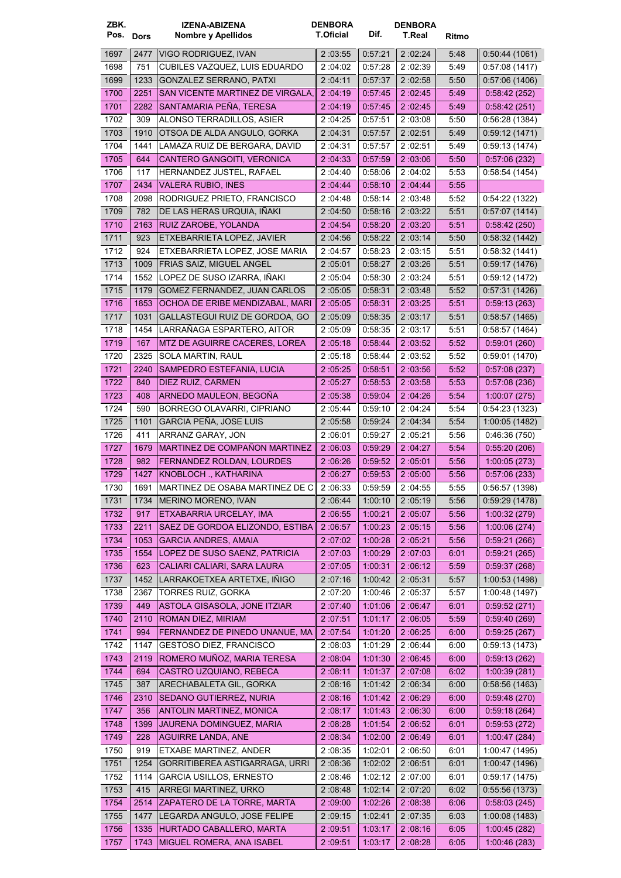| ZBK. Pos. | Dors | IZENA-ABIZENA Nombre y Apellidos | DENBORA T.Oficial | Dif. | DENBORA T.Real | Ritmo | |
|---|---|---|---|---|---|---|---|
| 1697 | 2477 | VIGO RODRIGUEZ, IVAN | 2 :03:55 | 0:57:21 | 2 :02:24 | 5:48 | 0:50:44 (1061) |
| 1698 | 751 | CUBILES VAZQUEZ, LUIS EDUARDO | 2 :04:02 | 0:57:28 | 2 :02:39 | 5:49 | 0:57:08 (1417) |
| 1699 | 1233 | GONZALEZ SERRANO, PATXI | 2 :04:11 | 0:57:37 | 2 :02:58 | 5:50 | 0:57:06 (1406) |
| 1700 | 2251 | SAN VICENTE MARTINEZ DE VIRGALA, | 2 :04:19 | 0:57:45 | 2 :02:45 | 5:49 | 0:58:42 (252) |
| 1701 | 2282 | SANTAMARIA PEÑA, TERESA | 2 :04:19 | 0:57:45 | 2 :02:45 | 5:49 | 0:58:42 (251) |
| 1702 | 309 | ALONSO TERRADILLOS, ASIER | 2 :04:25 | 0:57:51 | 2 :03:08 | 5:50 | 0:56:28 (1384) |
| 1703 | 1910 | OTSOA DE ALDA ANGULO, GORKA | 2 :04:31 | 0:57:57 | 2 :02:51 | 5:49 | 0:59:12 (1471) |
| 1704 | 1441 | LAMAZA RUIZ DE BERGARA, DAVID | 2 :04:31 | 0:57:57 | 2 :02:51 | 5:49 | 0:59:13 (1474) |
| 1705 | 644 | CANTERO GANGOITI, VERONICA | 2 :04:33 | 0:57:59 | 2 :03:06 | 5:50 | 0:57:06 (232) |
| 1706 | 117 | HERNANDEZ JUSTEL, RAFAEL | 2 :04:40 | 0:58:06 | 2 :04:02 | 5:53 | 0:58:54 (1454) |
| 1707 | 2434 | VALERA RUBIO, INES | 2 :04:44 | 0:58:10 | 2 :04:44 | 5:55 | |
| 1708 | 2098 | RODRIGUEZ PRIETO, FRANCISCO | 2 :04:48 | 0:58:14 | 2 :03:48 | 5:52 | 0:54:22 (1322) |
| 1709 | 782 | DE LAS HERAS URQUIA, IÑAKI | 2 :04:50 | 0:58:16 | 2 :03:22 | 5:51 | 0:57:07 (1414) |
| 1710 | 2163 | RUIZ ZAROBE, YOLANDA | 2 :04:54 | 0:58:20 | 2 :03:20 | 5:51 | 0:58:42 (250) |
| 1711 | 923 | ETXEBARRIETA LOPEZ, JAVIER | 2 :04:56 | 0:58:22 | 2 :03:14 | 5:50 | 0:58:32 (1442) |
| 1712 | 924 | ETXEBARRIETA LOPEZ, JOSE MARIA | 2 :04:57 | 0:58:23 | 2 :03:15 | 5:51 | 0:58:32 (1441) |
| 1713 | 1009 | FRIAS SAIZ, MIGUEL ANGEL | 2 :05:01 | 0:58:27 | 2 :03:26 | 5:51 | 0:59:17 (1476) |
| 1714 | 1552 | LOPEZ DE SUSO IZARRA, IÑAKI | 2 :05:04 | 0:58:30 | 2 :03:24 | 5:51 | 0:59:12 (1472) |
| 1715 | 1179 | GOMEZ FERNANDEZ, JUAN CARLOS | 2 :05:05 | 0:58:31 | 2 :03:48 | 5:52 | 0:57:31 (1426) |
| 1716 | 1853 | OCHOA DE ERIBE MENDIZABAL, MARI | 2 :05:05 | 0:58:31 | 2 :03:25 | 5:51 | 0:59:13 (263) |
| 1717 | 1031 | GALLASTEGUI RUIZ DE GORDOA, GO | 2 :05:09 | 0:58:35 | 2 :03:17 | 5:51 | 0:58:57 (1465) |
| 1718 | 1454 | LARRAÑAGA ESPARTERO, AITOR | 2 :05:09 | 0:58:35 | 2 :03:17 | 5:51 | 0:58:57 (1464) |
| 1719 | 167 | MTZ DE AGUIRRE CACERES, LOREA | 2 :05:18 | 0:58:44 | 2 :03:52 | 5:52 | 0:59:01 (260) |
| 1720 | 2325 | SOLA MARTIN, RAUL | 2 :05:18 | 0:58:44 | 2 :03:52 | 5:52 | 0:59:01 (1470) |
| 1721 | 2240 | SAMPEDRO ESTEFANIA, LUCIA | 2 :05:25 | 0:58:51 | 2 :03:56 | 5:52 | 0:57:08 (237) |
| 1722 | 840 | DIEZ RUIZ, CARMEN | 2 :05:27 | 0:58:53 | 2 :03:58 | 5:53 | 0:57:08 (236) |
| 1723 | 408 | ARNEDO MAULEON, BEGOÑA | 2 :05:38 | 0:59:04 | 2 :04:26 | 5:54 | 1:00:07 (275) |
| 1724 | 590 | BORREGO OLAVARRI, CIPRIANO | 2 :05:44 | 0:59:10 | 2 :04:24 | 5:54 | 0:54:23 (1323) |
| 1725 | 1101 | GARCIA PEÑA, JOSE LUIS | 2 :05:58 | 0:59:24 | 2 :04:34 | 5:54 | 1:00:05 (1482) |
| 1726 | 411 | ARRANZ GARAY, JON | 2 :06:01 | 0:59:27 | 2 :05:21 | 5:56 | 0:46:36 (750) |
| 1727 | 1679 | MARTINEZ DE COMPAÑON MARTINEZ | 2 :06:03 | 0:59:29 | 2 :04:27 | 5:54 | 0:55:20 (206) |
| 1728 | 982 | FERNANDEZ ROLDAN, LOURDES | 2 :06:26 | 0:59:52 | 2 :05:01 | 5:56 | 1:00:05 (273) |
| 1729 | 1427 | KNOBLOCH ., KATHARINA | 2 :06:27 | 0:59:53 | 2 :05:00 | 5:56 | 0:57:06 (233) |
| 1730 | 1691 | MARTINEZ DE OSABA MARTINEZ DE C | 2 :06:33 | 0:59:59 | 2 :04:55 | 5:55 | 0:56:57 (1398) |
| 1731 | 1734 | MERINO MORENO, IVAN | 2 :06:44 | 1:00:10 | 2 :05:19 | 5:56 | 0:59:29 (1478) |
| 1732 | 917 | ETXABARRIA URCELAY, IMA | 2 :06:55 | 1:00:21 | 2 :05:07 | 5:56 | 1:00:32 (279) |
| 1733 | 2211 | SAEZ DE GORDOA ELIZONDO, ESTIBA | 2 :06:57 | 1:00:23 | 2 :05:15 | 5:56 | 1:00:06 (274) |
| 1734 | 1053 | GARCIA ANDRES, AMAIA | 2 :07:02 | 1:00:28 | 2 :05:21 | 5:56 | 0:59:21 (266) |
| 1735 | 1554 | LOPEZ DE SUSO SAENZ, PATRICIA | 2 :07:03 | 1:00:29 | 2 :07:03 | 6:01 | 0:59:21 (265) |
| 1736 | 623 | CALIARI CALIARI, SARA LAURA | 2 :07:05 | 1:00:31 | 2 :06:12 | 5:59 | 0:59:37 (268) |
| 1737 | 1452 | LARRAKOETXEA ARTETXE, IÑIGO | 2 :07:16 | 1:00:42 | 2 :05:31 | 5:57 | 1:00:53 (1498) |
| 1738 | 2367 | TORRES RUIZ, GORKA | 2 :07:20 | 1:00:46 | 2 :05:37 | 5:57 | 1:00:48 (1497) |
| 1739 | 449 | ASTOLA GISASOLA, JONE ITZIAR | 2 :07:40 | 1:01:06 | 2 :06:47 | 6:01 | 0:59:52 (271) |
| 1740 | 2110 | ROMAN DIEZ, MIRIAM | 2 :07:51 | 1:01:17 | 2 :06:05 | 5:59 | 0:59:40 (269) |
| 1741 | 994 | FERNANDEZ DE PINEDO UNANUE, MA | 2 :07:54 | 1:01:20 | 2 :06:25 | 6:00 | 0:59:25 (267) |
| 1742 | 1147 | GESTOSO DIEZ, FRANCISCO | 2 :08:03 | 1:01:29 | 2 :06:44 | 6:00 | 0:59:13 (1473) |
| 1743 | 2119 | ROMERO MUÑOZ, MARIA TERESA | 2 :08:04 | 1:01:30 | 2 :06:45 | 6:00 | 0:59:13 (262) |
| 1744 | 694 | CASTRO UZQUIANO, REBECA | 2 :08:11 | 1:01:37 | 2 :07:08 | 6:02 | 1:00:39 (281) |
| 1745 | 387 | ARECHABALETA GIL, GORKA | 2 :08:16 | 1:01:42 | 2 :06:34 | 6:00 | 0:58:56 (1463) |
| 1746 | 2310 | SEDANO GUTIERREZ, NURIA | 2 :08:16 | 1:01:42 | 2 :06:29 | 6:00 | 0:59:48 (270) |
| 1747 | 356 | ANTOLIN MARTINEZ, MONICA | 2 :08:17 | 1:01:43 | 2 :06:30 | 6:00 | 0:59:18 (264) |
| 1748 | 1399 | JAURENA DOMINGUEZ, MARIA | 2 :08:28 | 1:01:54 | 2 :06:52 | 6:01 | 0:59:53 (272) |
| 1749 | 228 | AGUIRRE LANDA, ANE | 2 :08:34 | 1:02:00 | 2 :06:49 | 6:01 | 1:00:47 (284) |
| 1750 | 919 | ETXABE MARTINEZ, ANDER | 2 :08:35 | 1:02:01 | 2 :06:50 | 6:01 | 1:00:47 (1495) |
| 1751 | 1254 | GORRITIBEREA ASTIGARRAGA, URRI | 2 :08:36 | 1:02:02 | 2 :06:51 | 6:01 | 1:00:47 (1496) |
| 1752 | 1114 | GARCIA USILLOS, ERNESTO | 2 :08:46 | 1:02:12 | 2 :07:00 | 6:01 | 0:59:17 (1475) |
| 1753 | 415 | ARREGI MARTINEZ, URKO | 2 :08:48 | 1:02:14 | 2 :07:20 | 6:02 | 0:55:56 (1373) |
| 1754 | 2514 | ZAPATERO DE LA TORRE, MARTA | 2 :09:00 | 1:02:26 | 2 :08:38 | 6:06 | 0:58:03 (245) |
| 1755 | 1477 | LEGARDA ANGULO, JOSE FELIPE | 2 :09:15 | 1:02:41 | 2 :07:35 | 6:03 | 1:00:08 (1483) |
| 1756 | 1335 | HURTADO CABALLERO, MARTA | 2 :09:51 | 1:03:17 | 2 :08:16 | 6:05 | 1:00:45 (282) |
| 1757 | 1743 | MIGUEL ROMERA, ANA ISABEL | 2 :09:51 | 1:03:17 | 2 :08:28 | 6:05 | 1:00:46 (283) |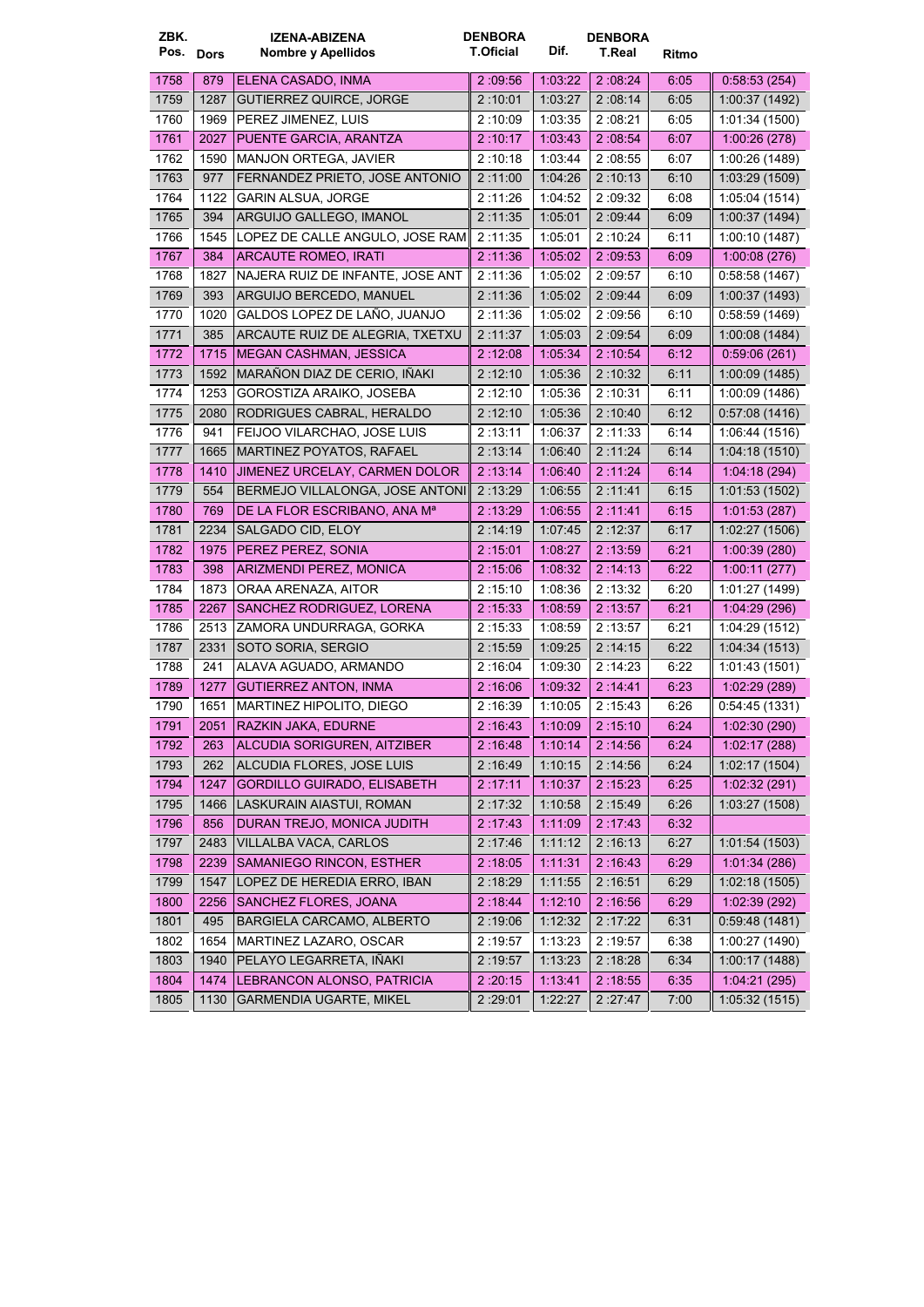| ZBK. Pos. | Dors | IZENA-ABIZENA Nombre y Apellidos | DENBORA T.Oficial | Dif. | DENBORA T.Real | Ritmo | |
|---|---|---|---|---|---|---|---|
| 1758 | 879 | ELENA CASADO, INMA | 2 :09:56 | 1:03:22 | 2 :08:24 | 6:05 | 0:58:53 (254) |
| 1759 | 1287 | GUTIERREZ QUIRCE, JORGE | 2 :10:01 | 1:03:27 | 2 :08:14 | 6:05 | 1:00:37 (1492) |
| 1760 | 1969 | PEREZ JIMENEZ, LUIS | 2 :10:09 | 1:03:35 | 2 :08:21 | 6:05 | 1:01:34 (1500) |
| 1761 | 2027 | PUENTE GARCIA, ARANTZA | 2 :10:17 | 1:03:43 | 2 :08:54 | 6:07 | 1:00:26 (278) |
| 1762 | 1590 | MANJON ORTEGA, JAVIER | 2 :10:18 | 1:03:44 | 2 :08:55 | 6:07 | 1:00:26 (1489) |
| 1763 | 977 | FERNANDEZ PRIETO, JOSE ANTONIO | 2 :11:00 | 1:04:26 | 2 :10:13 | 6:10 | 1:03:29 (1509) |
| 1764 | 1122 | GARIN ALSUA, JORGE | 2 :11:26 | 1:04:52 | 2 :09:32 | 6:08 | 1:05:04 (1514) |
| 1765 | 394 | ARGUIJO GALLEGO, IMANOL | 2 :11:35 | 1:05:01 | 2 :09:44 | 6:09 | 1:00:37 (1494) |
| 1766 | 1545 | LOPEZ DE CALLE ANGULO, JOSE RAM | 2 :11:35 | 1:05:01 | 2 :10:24 | 6:11 | 1:00:10 (1487) |
| 1767 | 384 | ARCAUTE ROMEO, IRATI | 2 :11:36 | 1:05:02 | 2 :09:53 | 6:09 | 1:00:08 (276) |
| 1768 | 1827 | NAJERA RUIZ DE INFANTE, JOSE ANT | 2 :11:36 | 1:05:02 | 2 :09:57 | 6:10 | 0:58:58 (1467) |
| 1769 | 393 | ARGUIJO BERCEDO, MANUEL | 2 :11:36 | 1:05:02 | 2 :09:44 | 6:09 | 1:00:37 (1493) |
| 1770 | 1020 | GALDOS LOPEZ DE LAÑO, JUANJO | 2 :11:36 | 1:05:02 | 2 :09:56 | 6:10 | 0:58:59 (1469) |
| 1771 | 385 | ARCAUTE RUIZ DE ALEGRIA, TXETXU | 2 :11:37 | 1:05:03 | 2 :09:54 | 6:09 | 1:00:08 (1484) |
| 1772 | 1715 | MEGAN CASHMAN, JESSICA | 2 :12:08 | 1:05:34 | 2 :10:54 | 6:12 | 0:59:06 (261) |
| 1773 | 1592 | MARAÑON DIAZ DE CERIO, IÑAKI | 2 :12:10 | 1:05:36 | 2 :10:32 | 6:11 | 1:00:09 (1485) |
| 1774 | 1253 | GOROSTIZA ARAIKO, JOSEBA | 2 :12:10 | 1:05:36 | 2 :10:31 | 6:11 | 1:00:09 (1486) |
| 1775 | 2080 | RODRIGUES CABRAL, HERALDO | 2 :12:10 | 1:05:36 | 2 :10:40 | 6:12 | 0:57:08 (1416) |
| 1776 | 941 | FEIJOO VILARCHAO, JOSE LUIS | 2 :13:11 | 1:06:37 | 2 :11:33 | 6:14 | 1:06:44 (1516) |
| 1777 | 1665 | MARTINEZ POYATOS, RAFAEL | 2 :13:14 | 1:06:40 | 2 :11:24 | 6:14 | 1:04:18 (1510) |
| 1778 | 1410 | JIMENEZ URCELAY, CARMEN DOLOR | 2 :13:14 | 1:06:40 | 2 :11:24 | 6:14 | 1:04:18 (294) |
| 1779 | 554 | BERMEJO VILLALONGA, JOSE ANTONI | 2 :13:29 | 1:06:55 | 2 :11:41 | 6:15 | 1:01:53 (1502) |
| 1780 | 769 | DE LA FLOR ESCRIBANO, ANA Mª | 2 :13:29 | 1:06:55 | 2 :11:41 | 6:15 | 1:01:53 (287) |
| 1781 | 2234 | SALGADO CID, ELOY | 2 :14:19 | 1:07:45 | 2 :12:37 | 6:17 | 1:02:27 (1506) |
| 1782 | 1975 | PEREZ PEREZ, SONIA | 2 :15:01 | 1:08:27 | 2 :13:59 | 6:21 | 1:00:39 (280) |
| 1783 | 398 | ARIZMENDI PEREZ, MONICA | 2 :15:06 | 1:08:32 | 2 :14:13 | 6:22 | 1:00:11 (277) |
| 1784 | 1873 | ORAA ARENAZA, AITOR | 2 :15:10 | 1:08:36 | 2 :13:32 | 6:20 | 1:01:27 (1499) |
| 1785 | 2267 | SANCHEZ RODRIGUEZ, LORENA | 2 :15:33 | 1:08:59 | 2 :13:57 | 6:21 | 1:04:29 (296) |
| 1786 | 2513 | ZAMORA UNDURRAGA, GORKA | 2 :15:33 | 1:08:59 | 2 :13:57 | 6:21 | 1:04:29 (1512) |
| 1787 | 2331 | SOTO SORIA, SERGIO | 2 :15:59 | 1:09:25 | 2 :14:15 | 6:22 | 1:04:34 (1513) |
| 1788 | 241 | ALAVA AGUADO, ARMANDO | 2 :16:04 | 1:09:30 | 2 :14:23 | 6:22 | 1:01:43 (1501) |
| 1789 | 1277 | GUTIERREZ ANTON, INMA | 2 :16:06 | 1:09:32 | 2 :14:41 | 6:23 | 1:02:29 (289) |
| 1790 | 1651 | MARTINEZ HIPOLITO, DIEGO | 2 :16:39 | 1:10:05 | 2 :15:43 | 6:26 | 0:54:45 (1331) |
| 1791 | 2051 | RAZKIN JAKA, EDURNE | 2 :16:43 | 1:10:09 | 2 :15:10 | 6:24 | 1:02:30 (290) |
| 1792 | 263 | ALCUDIA SORIGUREN, AITZIBER | 2 :16:48 | 1:10:14 | 2 :14:56 | 6:24 | 1:02:17 (288) |
| 1793 | 262 | ALCUDIA FLORES, JOSE LUIS | 2 :16:49 | 1:10:15 | 2 :14:56 | 6:24 | 1:02:17 (1504) |
| 1794 | 1247 | GORDILLO GUIRADO, ELISABETH | 2 :17:11 | 1:10:37 | 2 :15:23 | 6:25 | 1:02:32 (291) |
| 1795 | 1466 | LASKURAIN AIASTUI, ROMAN | 2 :17:32 | 1:10:58 | 2 :15:49 | 6:26 | 1:03:27 (1508) |
| 1796 | 856 | DURAN TREJO, MONICA JUDITH | 2 :17:43 | 1:11:09 | 2 :17:43 | 6:32 | |
| 1797 | 2483 | VILLALBA VACA, CARLOS | 2 :17:46 | 1:11:12 | 2 :16:13 | 6:27 | 1:01:54 (1503) |
| 1798 | 2239 | SAMANIEGO RINCON, ESTHER | 2 :18:05 | 1:11:31 | 2 :16:43 | 6:29 | 1:01:34 (286) |
| 1799 | 1547 | LOPEZ DE HEREDIA ERRO, IBAN | 2 :18:29 | 1:11:55 | 2 :16:51 | 6:29 | 1:02:18 (1505) |
| 1800 | 2256 | SANCHEZ FLORES, JOANA | 2 :18:44 | 1:12:10 | 2 :16:56 | 6:29 | 1:02:39 (292) |
| 1801 | 495 | BARGIELA CARCAMO, ALBERTO | 2 :19:06 | 1:12:32 | 2 :17:22 | 6:31 | 0:59:48 (1481) |
| 1802 | 1654 | MARTINEZ LAZARO, OSCAR | 2 :19:57 | 1:13:23 | 2 :19:57 | 6:38 | 1:00:27 (1490) |
| 1803 | 1940 | PELAYO LEGARRETA, IÑAKI | 2 :19:57 | 1:13:23 | 2 :18:28 | 6:34 | 1:00:17 (1488) |
| 1804 | 1474 | LEBRANCON ALONSO, PATRICIA | 2 :20:15 | 1:13:41 | 2 :18:55 | 6:35 | 1:04:21 (295) |
| 1805 | 1130 | GARMENDIA UGARTE, MIKEL | 2 :29:01 | 1:22:27 | 2 :27:47 | 7:00 | 1:05:32 (1515) |